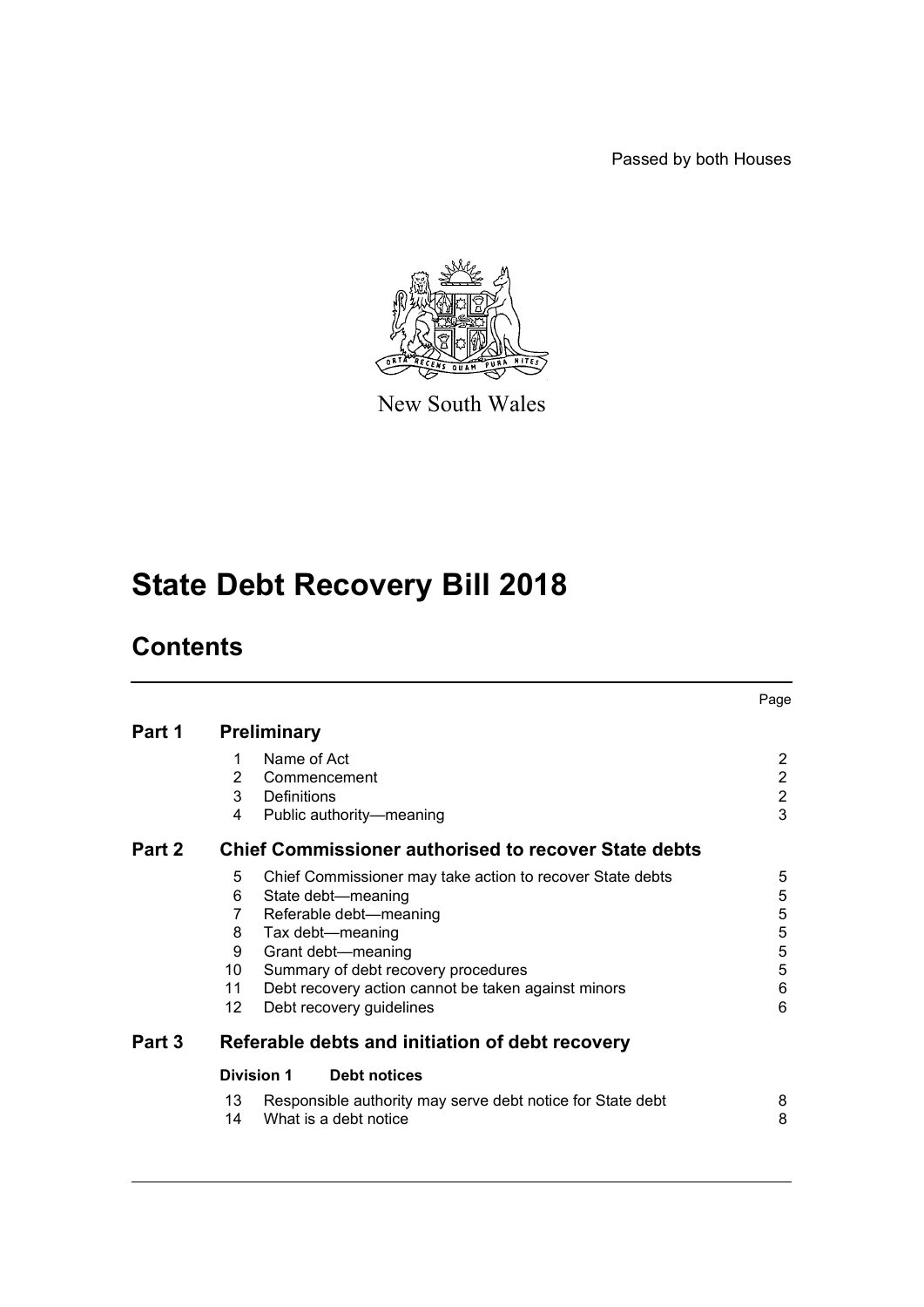Passed by both Houses

New South Wales

# State Debt Recovery Bill 2018

## Contents

| | | | Page |
|---|---|---|---|
| **Part 1** | **Preliminary** | | |
| | 1 | Name of Act | 2 |
| | 2 | Commencement | 2 |
| | 3 | Definitions | 2 |
| | 4 | Public authority—meaning | 3 |
| **Part 2** | **Chief Commissioner authorised to recover State debts** | | |
| | 5 | Chief Commissioner may take action to recover State debts | 5 |
| | 6 | State debt—meaning | 5 |
| | 7 | Referable debt—meaning | 5 |
| | 8 | Tax debt—meaning | 5 |
| | 9 | Grant debt—meaning | 5 |
| | 10 | Summary of debt recovery procedures | 5 |
| | 11 | Debt recovery action cannot be taken against minors | 6 |
| | 12 | Debt recovery guidelines | 6 |
| **Part 3** | **Referable debts and initiation of debt recovery** | | |
| | **Division 1** | **Debt notices** | |
| | 13 | Responsible authority may serve debt notice for State debt | 8 |
| | 14 | What is a debt notice | 8 |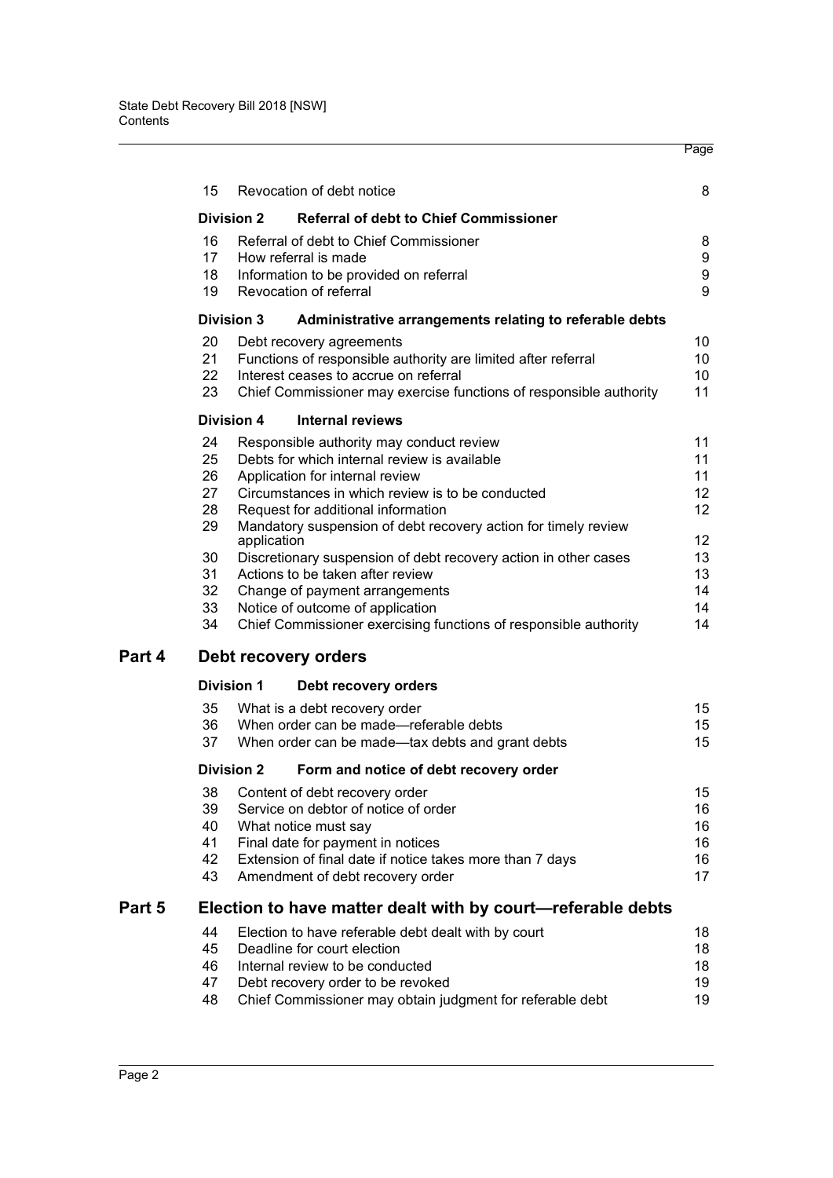| | | Page |
|---|---|---|
| 15 | Revocation of debt notice | 8 |
| **Division 2** | **Referral of debt to Chief Commissioner** | |
| 16 | Referral of debt to Chief Commissioner | 8 |
| 17 | How referral is made | 9 |
| 18 | Information to be provided on referral | 9 |
| 19 | Revocation of referral | 9 |
| **Division 3** | **Administrative arrangements relating to referable debts** | |
| 20 | Debt recovery agreements | 10 |
| 21 | Functions of responsible authority are limited after referral | 10 |
| 22 | Interest ceases to accrue on referral | 10 |
| 23 | Chief Commissioner may exercise functions of responsible authority | 11 |
| **Division 4** | **Internal reviews** | |
| 24 | Responsible authority may conduct review | 11 |
| 25 | Debts for which internal review is available | 11 |
| 26 | Application for internal review | 11 |
| 27 | Circumstances in which review is to be conducted | 12 |
| 28 | Request for additional information | 12 |
| 29 | Mandatory suspension of debt recovery action for timely review application | 12 |
| 30 | Discretionary suspension of debt recovery action in other cases | 13 |
| 31 | Actions to be taken after review | 13 |
| 32 | Change of payment arrangements | 14 |
| 33 | Notice of outcome of application | 14 |
| 34 | Chief Commissioner exercising functions of responsible authority | 14 |

## Part 4 Debt recovery orders

| | | |
|---|---|---|
| **Division 1** | **Debt recovery orders** | |
| 35 | What is a debt recovery order | 15 |
| 36 | When order can be made—referable debts | 15 |
| 37 | When order can be made—tax debts and grant debts | 15 |
| **Division 2** | **Form and notice of debt recovery order** | |
| 38 | Content of debt recovery order | 15 |
| 39 | Service on debtor of notice of order | 16 |
| 40 | What notice must say | 16 |
| 41 | Final date for payment in notices | 16 |
| 42 | Extension of final date if notice takes more than 7 days | 16 |
| 43 | Amendment of debt recovery order | 17 |

## Part 5 Election to have matter dealt with by court—referable debts

| | | |
|---|---|---|
| 44 | Election to have referable debt dealt with by court | 18 |
| 45 | Deadline for court election | 18 |
| 46 | Internal review to be conducted | 18 |
| 47 | Debt recovery order to be revoked | 19 |
| 48 | Chief Commissioner may obtain judgment for referable debt | 19 |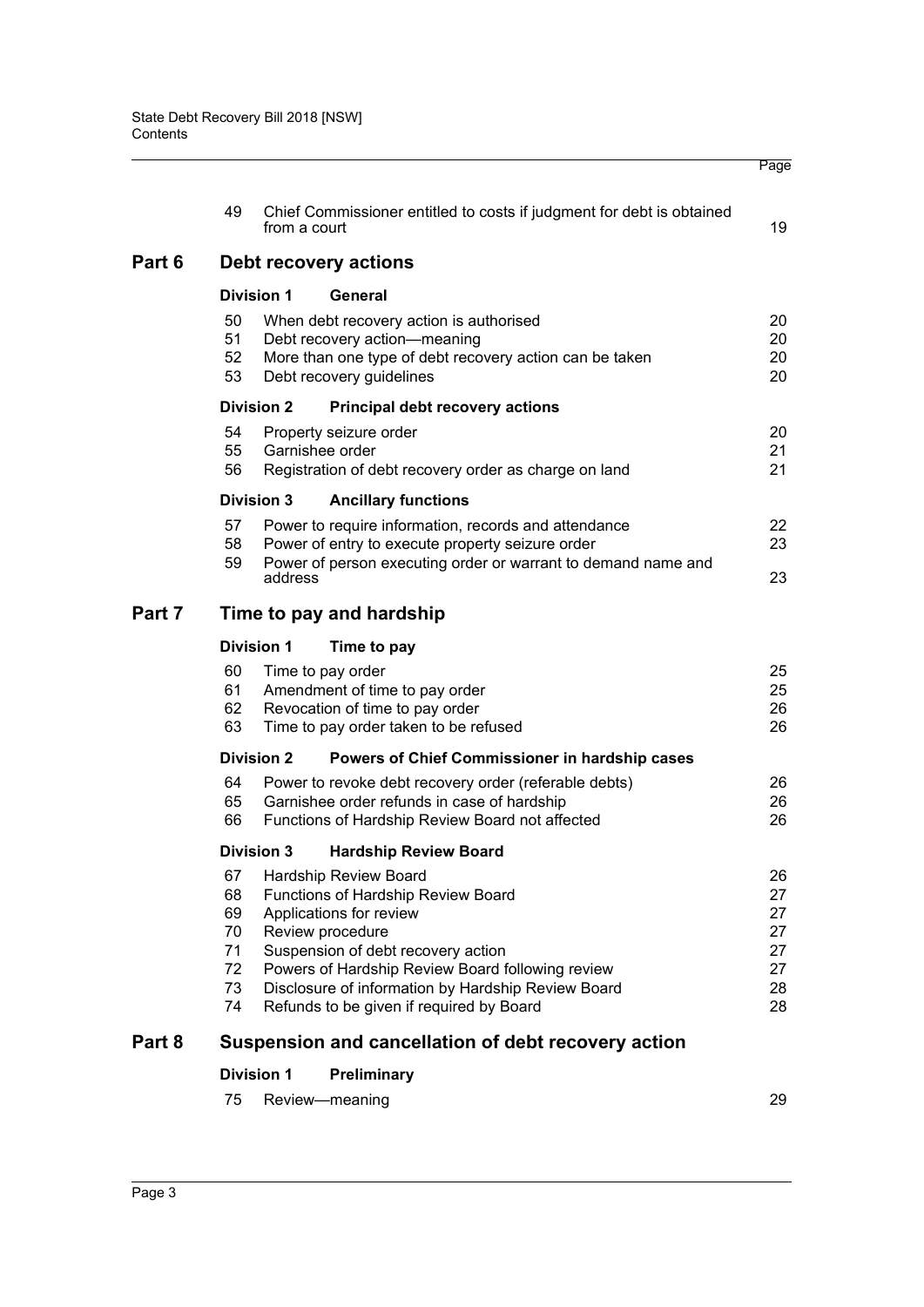| | | | Page |
|---|---|---|---|
| | 49 | Chief Commissioner entitled to costs if judgment for debt is obtained from a court | 19 |
| **Part 6** | | **Debt recovery actions** | |
| | **Division 1** | **General** | |
| | 50 | When debt recovery action is authorised | 20 |
| | 51 | Debt recovery action—meaning | 20 |
| | 52 | More than one type of debt recovery action can be taken | 20 |
| | 53 | Debt recovery guidelines | 20 |
| | **Division 2** | **Principal debt recovery actions** | |
| | 54 | Property seizure order | 20 |
| | 55 | Garnishee order | 21 |
| | 56 | Registration of debt recovery order as charge on land | 21 |
| | **Division 3** | **Ancillary functions** | |
| | 57 | Power to require information, records and attendance | 22 |
| | 58 | Power of entry to execute property seizure order | 23 |
| | 59 | Power of person executing order or warrant to demand name and address | 23 |
| **Part 7** | | **Time to pay and hardship** | |
| | **Division 1** | **Time to pay** | |
| | 60 | Time to pay order | 25 |
| | 61 | Amendment of time to pay order | 25 |
| | 62 | Revocation of time to pay order | 26 |
| | 63 | Time to pay order taken to be refused | 26 |
| | **Division 2** | **Powers of Chief Commissioner in hardship cases** | |
| | 64 | Power to revoke debt recovery order (referable debts) | 26 |
| | 65 | Garnishee order refunds in case of hardship | 26 |
| | 66 | Functions of Hardship Review Board not affected | 26 |
| | **Division 3** | **Hardship Review Board** | |
| | 67 | Hardship Review Board | 26 |
| | 68 | Functions of Hardship Review Board | 27 |
| | 69 | Applications for review | 27 |
| | 70 | Review procedure | 27 |
| | 71 | Suspension of debt recovery action | 27 |
| | 72 | Powers of Hardship Review Board following review | 27 |
| | 73 | Disclosure of information by Hardship Review Board | 28 |
| | 74 | Refunds to be given if required by Board | 28 |
| **Part 8** | | **Suspension and cancellation of debt recovery action** | |
| | **Division 1** | **Preliminary** | |
| | 75 | Review—meaning | 29 |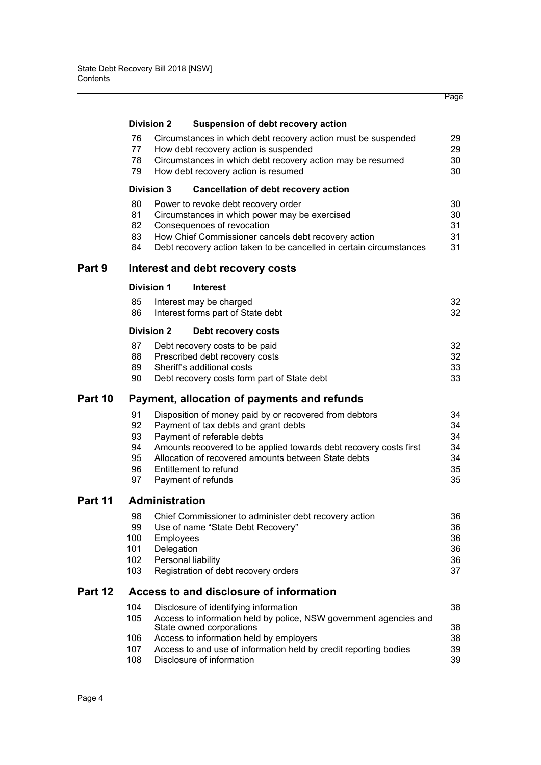| | | Page |
|---|---|---|
| **Division 2** | **Suspension of debt recovery action** | |
| 76 | Circumstances in which debt recovery action must be suspended | 29 |
| 77 | How debt recovery action is suspended | 29 |
| 78 | Circumstances in which debt recovery action may be resumed | 30 |
| 79 | How debt recovery action is resumed | 30 |
| **Division 3** | **Cancellation of debt recovery action** | |
| 80 | Power to revoke debt recovery order | 30 |
| 81 | Circumstances in which power may be exercised | 30 |
| 82 | Consequences of revocation | 31 |
| 83 | How Chief Commissioner cancels debt recovery action | 31 |
| 84 | Debt recovery action taken to be cancelled in certain circumstances | 31 |
| **Part 9** | **Interest and debt recovery costs** | |
| **Division 1** | **Interest** | |
| 85 | Interest may be charged | 32 |
| 86 | Interest forms part of State debt | 32 |
| **Division 2** | **Debt recovery costs** | |
| 87 | Debt recovery costs to be paid | 32 |
| 88 | Prescribed debt recovery costs | 32 |
| 89 | Sheriff's additional costs | 33 |
| 90 | Debt recovery costs form part of State debt | 33 |
| **Part 10** | **Payment, allocation of payments and refunds** | |
| 91 | Disposition of money paid by or recovered from debtors | 34 |
| 92 | Payment of tax debts and grant debts | 34 |
| 93 | Payment of referable debts | 34 |
| 94 | Amounts recovered to be applied towards debt recovery costs first | 34 |
| 95 | Allocation of recovered amounts between State debts | 34 |
| 96 | Entitlement to refund | 35 |
| 97 | Payment of refunds | 35 |
| **Part 11** | **Administration** | |
| 98 | Chief Commissioner to administer debt recovery action | 36 |
| 99 | Use of name "State Debt Recovery" | 36 |
| 100 | Employees | 36 |
| 101 | Delegation | 36 |
| 102 | Personal liability | 36 |
| 103 | Registration of debt recovery orders | 37 |
| **Part 12** | **Access to and disclosure of information** | |
| 104 | Disclosure of identifying information | 38 |
| 105 | Access to information held by police, NSW government agencies and State owned corporations | 38 |
| 106 | Access to information held by employers | 38 |
| 107 | Access to and use of information held by credit reporting bodies | 39 |
| 108 | Disclosure of information | 39 |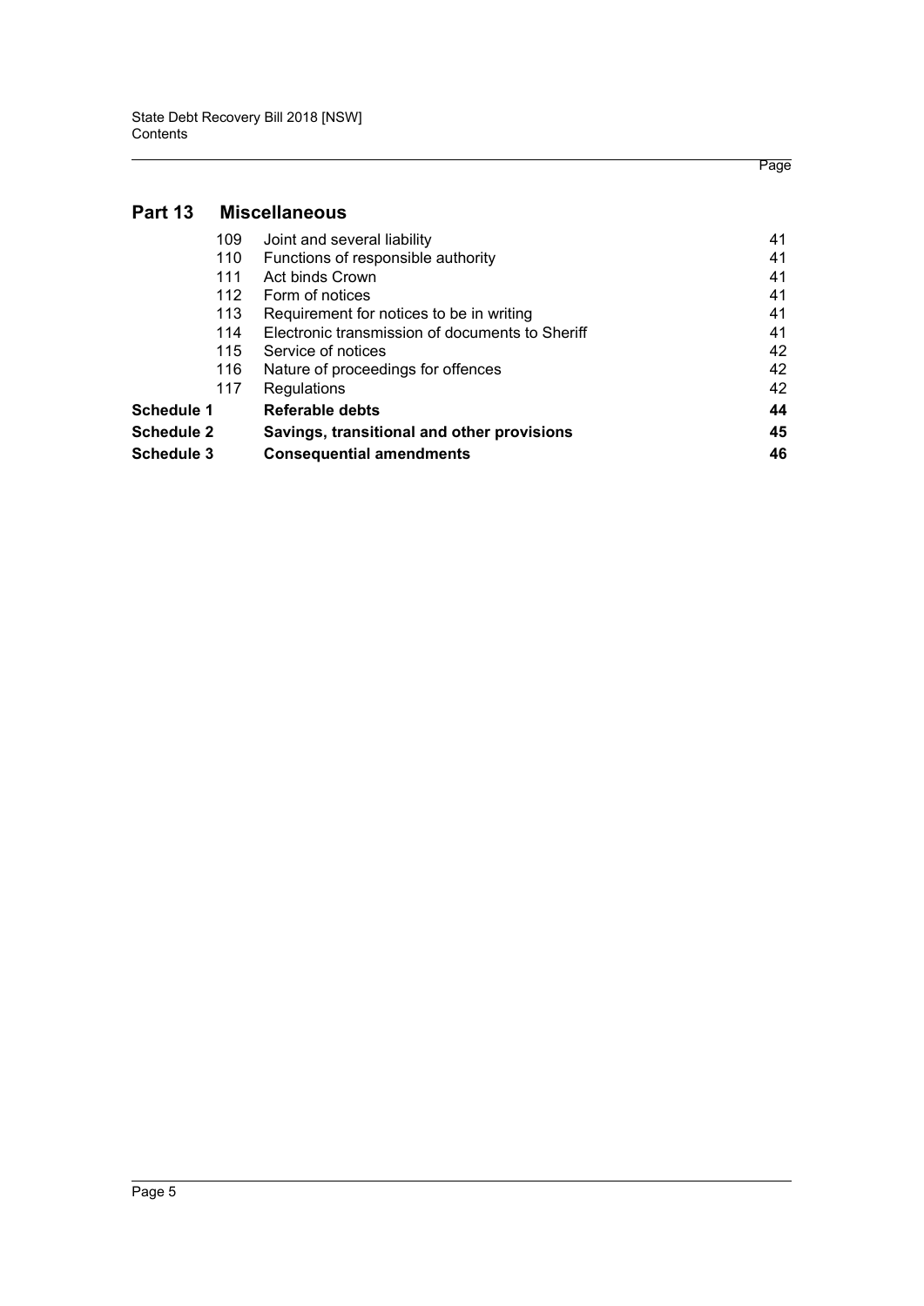## Part 13 Miscellaneous

| | | Page |
|---|---|---|
| 109 | Joint and several liability | 41 |
| 110 | Functions of responsible authority | 41 |
| 111 | Act binds Crown | 41 |
| 112 | Form of notices | 41 |
| 113 | Requirement for notices to be in writing | 41 |
| 114 | Electronic transmission of documents to Sheriff | 41 |
| 115 | Service of notices | 42 |
| 116 | Nature of proceedings for offences | 42 |
| 117 | Regulations | 42 |
| **Schedule 1** | **Referable debts** | **44** |
| **Schedule 2** | **Savings, transitional and other provisions** | **45** |
| **Schedule 3** | **Consequential amendments** | **46** |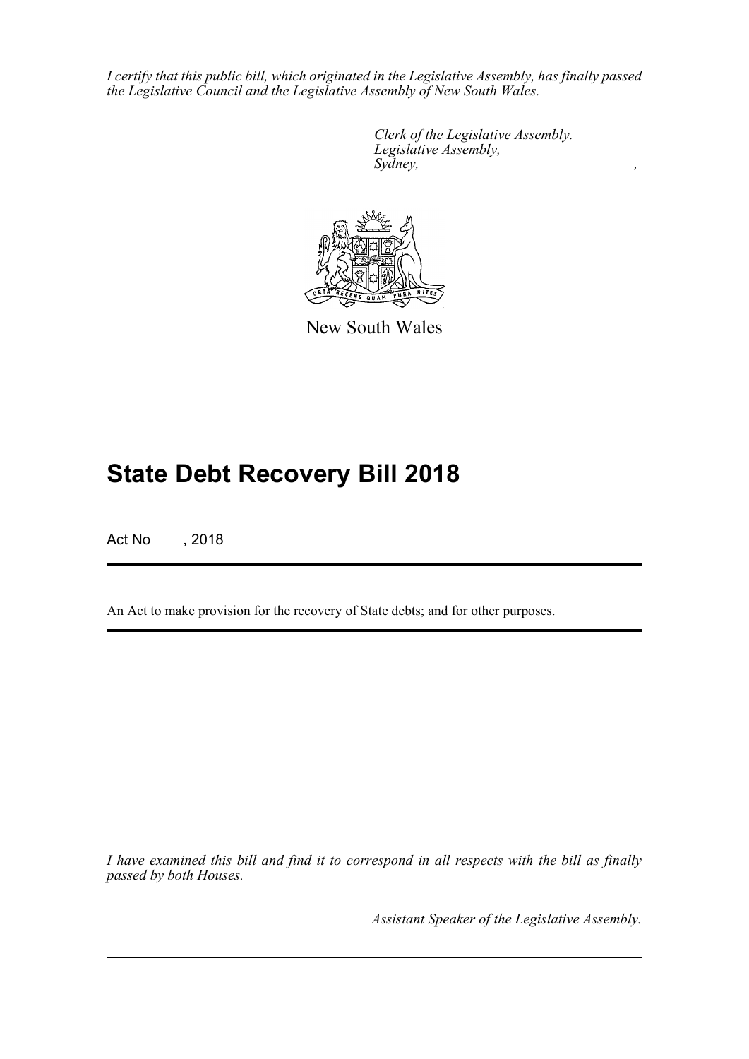*I certify that this public bill, which originated in the Legislative Assembly, has finally passed the Legislative Council and the Legislative Assembly of New South Wales.*

*Clerk of the Legislative Assembly.*
*Legislative Assembly,*
*Sydney, ,*

New South Wales

# State Debt Recovery Bill 2018

Act No , 2018

An Act to make provision for the recovery of State debts; and for other purposes.

*I have examined this bill and find it to correspond in all respects with the bill as finally passed by both Houses.*

*Assistant Speaker of the Legislative Assembly.*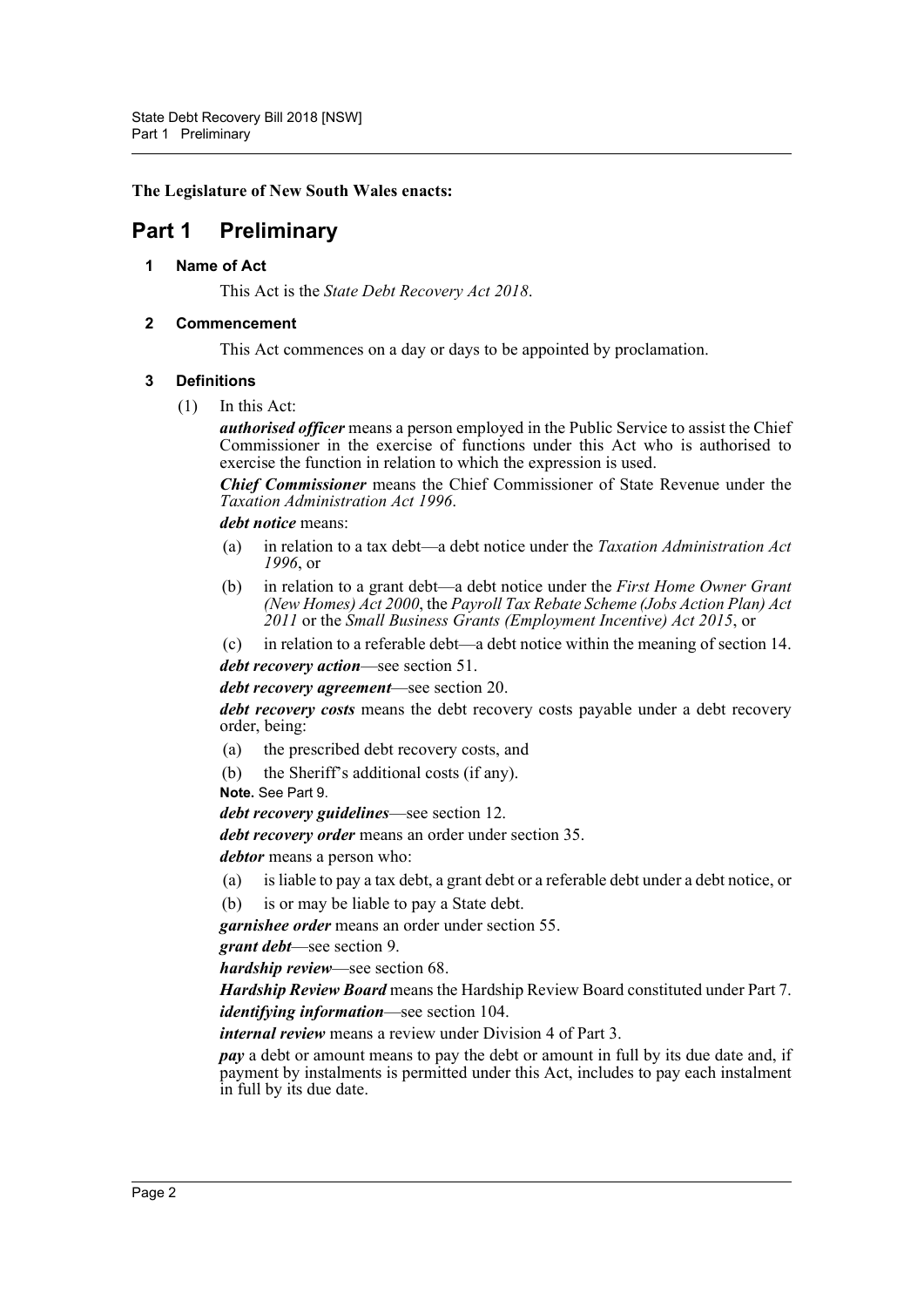**The Legislature of New South Wales enacts:**

# Part 1 Preliminary

### 1 Name of Act

This Act is the *State Debt Recovery Act 2018*.

### 2 Commencement

This Act commences on a day or days to be appointed by proclamation.

### 3 Definitions

(1) In this Act:

***authorised officer*** means a person employed in the Public Service to assist the Chief Commissioner in the exercise of functions under this Act who is authorised to exercise the function in relation to which the expression is used.

***Chief Commissioner*** means the Chief Commissioner of State Revenue under the *Taxation Administration Act 1996*.

***debt notice*** means:

- (a) in relation to a tax debt—a debt notice under the *Taxation Administration Act 1996*, or
- (b) in relation to a grant debt—a debt notice under the *First Home Owner Grant (New Homes) Act 2000*, the *Payroll Tax Rebate Scheme (Jobs Action Plan) Act 2011* or the *Small Business Grants (Employment Incentive) Act 2015*, or
- (c) in relation to a referable debt—a debt notice within the meaning of section 14.

***debt recovery action***—see section 51.

***debt recovery agreement***—see section 20.

***debt recovery costs*** means the debt recovery costs payable under a debt recovery order, being:

- (a) the prescribed debt recovery costs, and
- (b) the Sheriff's additional costs (if any).

**Note.** See Part 9.

***debt recovery guidelines***—see section 12.

***debt recovery order*** means an order under section 35.

***debtor*** means a person who:

- (a) is liable to pay a tax debt, a grant debt or a referable debt under a debt notice, or
- (b) is or may be liable to pay a State debt.

***garnishee order*** means an order under section 55.

***grant debt***—see section 9.

***hardship review***—see section 68.

***Hardship Review Board*** means the Hardship Review Board constituted under Part 7.

***identifying information***—see section 104.

***internal review*** means a review under Division 4 of Part 3.

***pay*** a debt or amount means to pay the debt or amount in full by its due date and, if payment by instalments is permitted under this Act, includes to pay each instalment in full by its due date.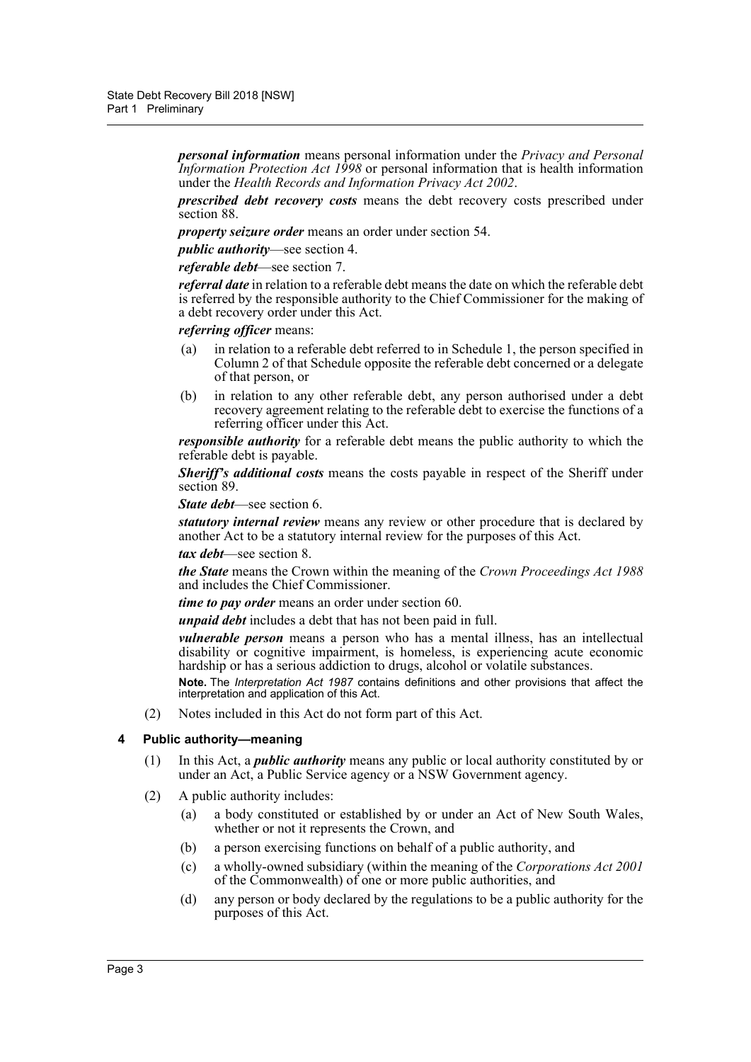***personal information*** means personal information under the *Privacy and Personal Information Protection Act 1998* or personal information that is health information under the *Health Records and Information Privacy Act 2002*.

***prescribed debt recovery costs*** means the debt recovery costs prescribed under section 88.

***property seizure order*** means an order under section 54.

***public authority***—see section 4.

***referable debt***—see section 7.

***referral date*** in relation to a referable debt means the date on which the referable debt is referred by the responsible authority to the Chief Commissioner for the making of a debt recovery order under this Act.

***referring officer*** means:

- (a) in relation to a referable debt referred to in Schedule 1, the person specified in Column 2 of that Schedule opposite the referable debt concerned or a delegate of that person, or
- (b) in relation to any other referable debt, any person authorised under a debt recovery agreement relating to the referable debt to exercise the functions of a referring officer under this Act.

***responsible authority*** for a referable debt means the public authority to which the referable debt is payable.

***Sheriff's additional costs*** means the costs payable in respect of the Sheriff under section 89.

***State debt***—see section 6.

***statutory internal review*** means any review or other procedure that is declared by another Act to be a statutory internal review for the purposes of this Act.

***tax debt***—see section 8.

***the State*** means the Crown within the meaning of the *Crown Proceedings Act 1988* and includes the Chief Commissioner.

***time to pay order*** means an order under section 60.

***unpaid debt*** includes a debt that has not been paid in full.

***vulnerable person*** means a person who has a mental illness, has an intellectual disability or cognitive impairment, is homeless, is experiencing acute economic hardship or has a serious addiction to drugs, alcohol or volatile substances.

**Note.** The *Interpretation Act 1987* contains definitions and other provisions that affect the interpretation and application of this Act.

(2) Notes included in this Act do not form part of this Act.

### 4 Public authority—meaning

(1) In this Act, a ***public authority*** means any public or local authority constituted by or under an Act, a Public Service agency or a NSW Government agency.

(2) A public authority includes:

- (a) a body constituted or established by or under an Act of New South Wales, whether or not it represents the Crown, and
- (b) a person exercising functions on behalf of a public authority, and
- (c) a wholly-owned subsidiary (within the meaning of the *Corporations Act 2001* of the Commonwealth) of one or more public authorities, and
- (d) any person or body declared by the regulations to be a public authority for the purposes of this Act.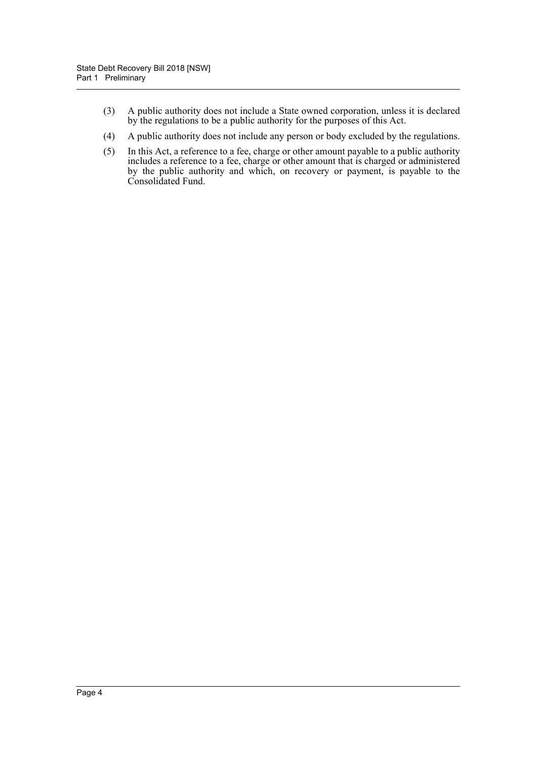(3) A public authority does not include a State owned corporation, unless it is declared by the regulations to be a public authority for the purposes of this Act.

(4) A public authority does not include any person or body excluded by the regulations.

(5) In this Act, a reference to a fee, charge or other amount payable to a public authority includes a reference to a fee, charge or other amount that is charged or administered by the public authority and which, on recovery or payment, is payable to the Consolidated Fund.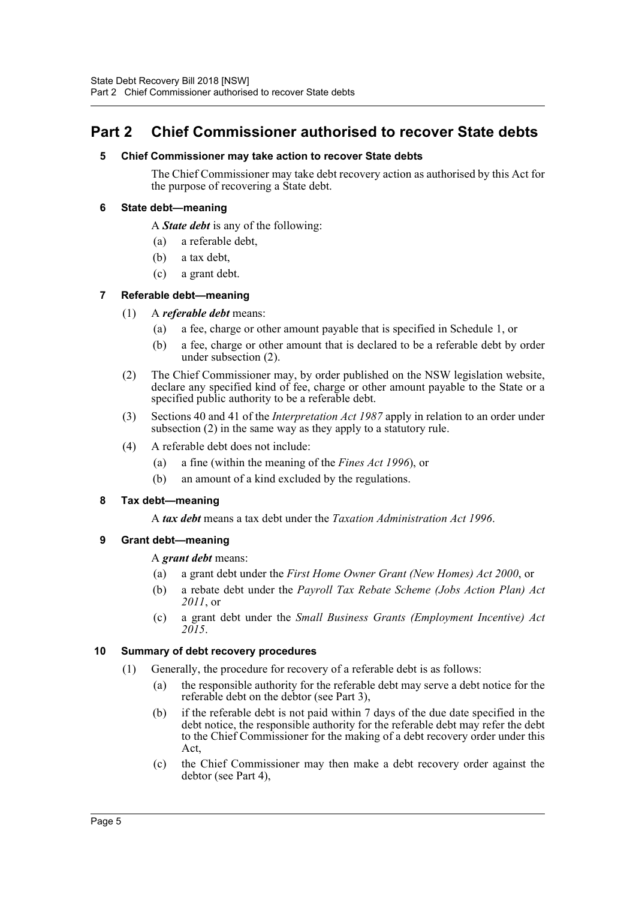# Part 2 Chief Commissioner authorised to recover State debts

### 5 Chief Commissioner may take action to recover State debts

The Chief Commissioner may take debt recovery action as authorised by this Act for the purpose of recovering a State debt.

### 6 State debt—meaning

A ***State debt*** is any of the following:

(a) a referable debt,

(b) a tax debt,

(c) a grant debt.

### 7 Referable debt—meaning

(1) A ***referable debt*** means:

(a) a fee, charge or other amount payable that is specified in Schedule 1, or

(b) a fee, charge or other amount that is declared to be a referable debt by order under subsection (2).

(2) The Chief Commissioner may, by order published on the NSW legislation website, declare any specified kind of fee, charge or other amount payable to the State or a specified public authority to be a referable debt.

(3) Sections 40 and 41 of the *Interpretation Act 1987* apply in relation to an order under subsection (2) in the same way as they apply to a statutory rule.

(4) A referable debt does not include:

(a) a fine (within the meaning of the *Fines Act 1996*), or

(b) an amount of a kind excluded by the regulations.

### 8 Tax debt—meaning

A ***tax debt*** means a tax debt under the *Taxation Administration Act 1996*.

### 9 Grant debt—meaning

A ***grant debt*** means:

(a) a grant debt under the *First Home Owner Grant (New Homes) Act 2000*, or

(b) a rebate debt under the *Payroll Tax Rebate Scheme (Jobs Action Plan) Act 2011*, or

(c) a grant debt under the *Small Business Grants (Employment Incentive) Act 2015*.

### 10 Summary of debt recovery procedures

(1) Generally, the procedure for recovery of a referable debt is as follows:

(a) the responsible authority for the referable debt may serve a debt notice for the referable debt on the debtor (see Part 3),

(b) if the referable debt is not paid within 7 days of the due date specified in the debt notice, the responsible authority for the referable debt may refer the debt to the Chief Commissioner for the making of a debt recovery order under this Act,

(c) the Chief Commissioner may then make a debt recovery order against the debtor (see Part 4),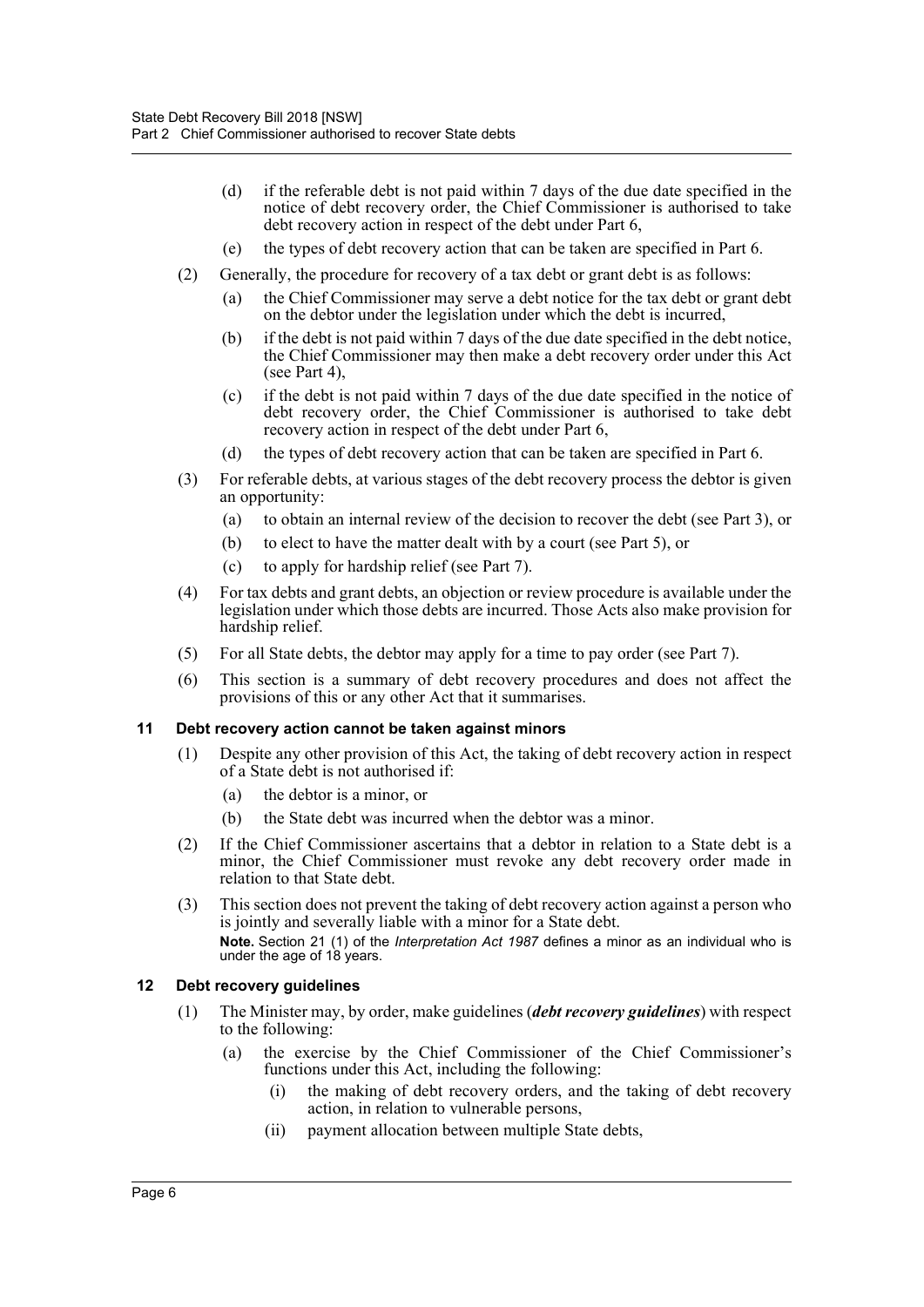(d) if the referable debt is not paid within 7 days of the due date specified in the notice of debt recovery order, the Chief Commissioner is authorised to take debt recovery action in respect of the debt under Part 6,

(e) the types of debt recovery action that can be taken are specified in Part 6.

(2) Generally, the procedure for recovery of a tax debt or grant debt is as follows:

(a) the Chief Commissioner may serve a debt notice for the tax debt or grant debt on the debtor under the legislation under which the debt is incurred,

(b) if the debt is not paid within 7 days of the due date specified in the debt notice, the Chief Commissioner may then make a debt recovery order under this Act (see Part 4),

(c) if the debt is not paid within 7 days of the due date specified in the notice of debt recovery order, the Chief Commissioner is authorised to take debt recovery action in respect of the debt under Part 6,

(d) the types of debt recovery action that can be taken are specified in Part 6.

(3) For referable debts, at various stages of the debt recovery process the debtor is given an opportunity:

(a) to obtain an internal review of the decision to recover the debt (see Part 3), or

(b) to elect to have the matter dealt with by a court (see Part 5), or

(c) to apply for hardship relief (see Part 7).

(4) For tax debts and grant debts, an objection or review procedure is available under the legislation under which those debts are incurred. Those Acts also make provision for hardship relief.

(5) For all State debts, the debtor may apply for a time to pay order (see Part 7).

(6) This section is a summary of debt recovery procedures and does not affect the provisions of this or any other Act that it summarises.

### 11 Debt recovery action cannot be taken against minors

(1) Despite any other provision of this Act, the taking of debt recovery action in respect of a State debt is not authorised if:

(a) the debtor is a minor, or

(b) the State debt was incurred when the debtor was a minor.

(2) If the Chief Commissioner ascertains that a debtor in relation to a State debt is a minor, the Chief Commissioner must revoke any debt recovery order made in relation to that State debt.

(3) This section does not prevent the taking of debt recovery action against a person who is jointly and severally liable with a minor for a State debt.

**Note.** Section 21 (1) of the *Interpretation Act 1987* defines a minor as an individual who is under the age of 18 years.

### 12 Debt recovery guidelines

(1) The Minister may, by order, make guidelines (***debt recovery guidelines***) with respect to the following:

(a) the exercise by the Chief Commissioner of the Chief Commissioner's functions under this Act, including the following:

(i) the making of debt recovery orders, and the taking of debt recovery action, in relation to vulnerable persons,

(ii) payment allocation between multiple State debts,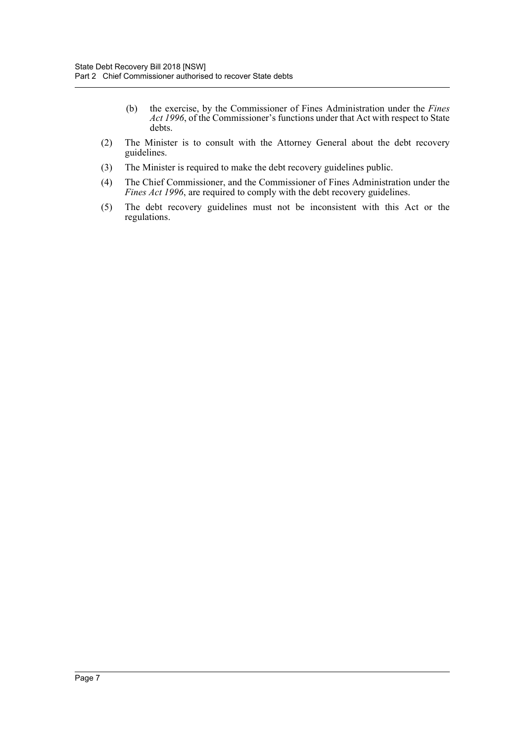(b) the exercise, by the Commissioner of Fines Administration under the *Fines Act 1996*, of the Commissioner's functions under that Act with respect to State debts.

(2) The Minister is to consult with the Attorney General about the debt recovery guidelines.

(3) The Minister is required to make the debt recovery guidelines public.

(4) The Chief Commissioner, and the Commissioner of Fines Administration under the *Fines Act 1996*, are required to comply with the debt recovery guidelines.

(5) The debt recovery guidelines must not be inconsistent with this Act or the regulations.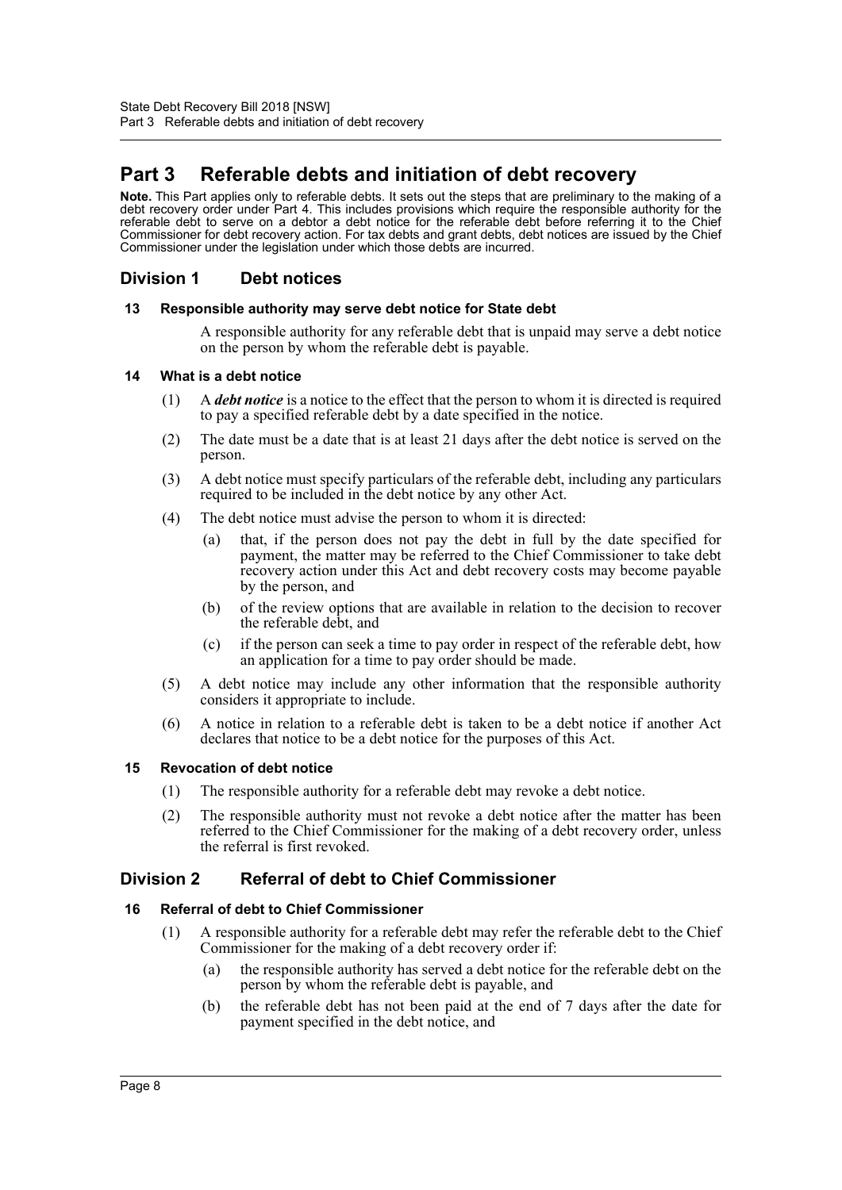# Part 3 Referable debts and initiation of debt recovery

**Note.** This Part applies only to referable debts. It sets out the steps that are preliminary to the making of a debt recovery order under Part 4. This includes provisions which require the responsible authority for the referable debt to serve on a debtor a debt notice for the referable debt before referring it to the Chief Commissioner for debt recovery action. For tax debts and grant debts, debt notices are issued by the Chief Commissioner under the legislation under which those debts are incurred.

## Division 1 Debt notices

### 13 Responsible authority may serve debt notice for State debt

A responsible authority for any referable debt that is unpaid may serve a debt notice on the person by whom the referable debt is payable.

### 14 What is a debt notice

(1) A ***debt notice*** is a notice to the effect that the person to whom it is directed is required to pay a specified referable debt by a date specified in the notice.

(2) The date must be a date that is at least 21 days after the debt notice is served on the person.

(3) A debt notice must specify particulars of the referable debt, including any particulars required to be included in the debt notice by any other Act.

(4) The debt notice must advise the person to whom it is directed:

- (a) that, if the person does not pay the debt in full by the date specified for payment, the matter may be referred to the Chief Commissioner to take debt recovery action under this Act and debt recovery costs may become payable by the person, and
- (b) of the review options that are available in relation to the decision to recover the referable debt, and
- (c) if the person can seek a time to pay order in respect of the referable debt, how an application for a time to pay order should be made.

(5) A debt notice may include any other information that the responsible authority considers it appropriate to include.

(6) A notice in relation to a referable debt is taken to be a debt notice if another Act declares that notice to be a debt notice for the purposes of this Act.

### 15 Revocation of debt notice

(1) The responsible authority for a referable debt may revoke a debt notice.

(2) The responsible authority must not revoke a debt notice after the matter has been referred to the Chief Commissioner for the making of a debt recovery order, unless the referral is first revoked.

## Division 2 Referral of debt to Chief Commissioner

### 16 Referral of debt to Chief Commissioner

(1) A responsible authority for a referable debt may refer the referable debt to the Chief Commissioner for the making of a debt recovery order if:

- (a) the responsible authority has served a debt notice for the referable debt on the person by whom the referable debt is payable, and
- (b) the referable debt has not been paid at the end of 7 days after the date for payment specified in the debt notice, and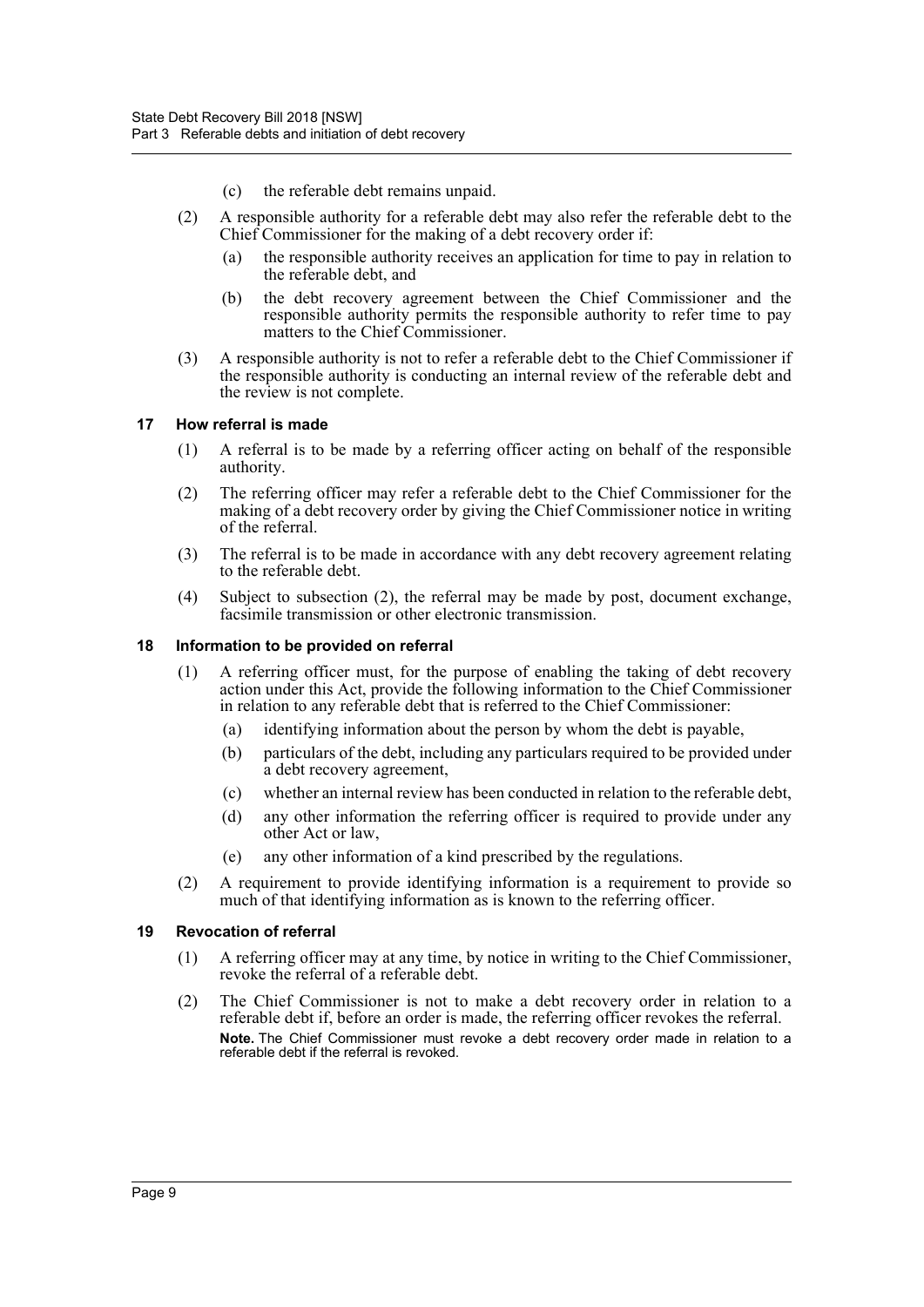(c) the referable debt remains unpaid.

(2) A responsible authority for a referable debt may also refer the referable debt to the Chief Commissioner for the making of a debt recovery order if:

(a) the responsible authority receives an application for time to pay in relation to the referable debt, and

(b) the debt recovery agreement between the Chief Commissioner and the responsible authority permits the responsible authority to refer time to pay matters to the Chief Commissioner.

(3) A responsible authority is not to refer a referable debt to the Chief Commissioner if the responsible authority is conducting an internal review of the referable debt and the review is not complete.

### 17 How referral is made

(1) A referral is to be made by a referring officer acting on behalf of the responsible authority.

(2) The referring officer may refer a referable debt to the Chief Commissioner for the making of a debt recovery order by giving the Chief Commissioner notice in writing of the referral.

(3) The referral is to be made in accordance with any debt recovery agreement relating to the referable debt.

(4) Subject to subsection (2), the referral may be made by post, document exchange, facsimile transmission or other electronic transmission.

### 18 Information to be provided on referral

(1) A referring officer must, for the purpose of enabling the taking of debt recovery action under this Act, provide the following information to the Chief Commissioner in relation to any referable debt that is referred to the Chief Commissioner:

(a) identifying information about the person by whom the debt is payable,

(b) particulars of the debt, including any particulars required to be provided under a debt recovery agreement,

(c) whether an internal review has been conducted in relation to the referable debt,

(d) any other information the referring officer is required to provide under any other Act or law,

(e) any other information of a kind prescribed by the regulations.

(2) A requirement to provide identifying information is a requirement to provide so much of that identifying information as is known to the referring officer.

### 19 Revocation of referral

(1) A referring officer may at any time, by notice in writing to the Chief Commissioner, revoke the referral of a referable debt.

(2) The Chief Commissioner is not to make a debt recovery order in relation to a referable debt if, before an order is made, the referring officer revokes the referral.

**Note.** The Chief Commissioner must revoke a debt recovery order made in relation to a referable debt if the referral is revoked.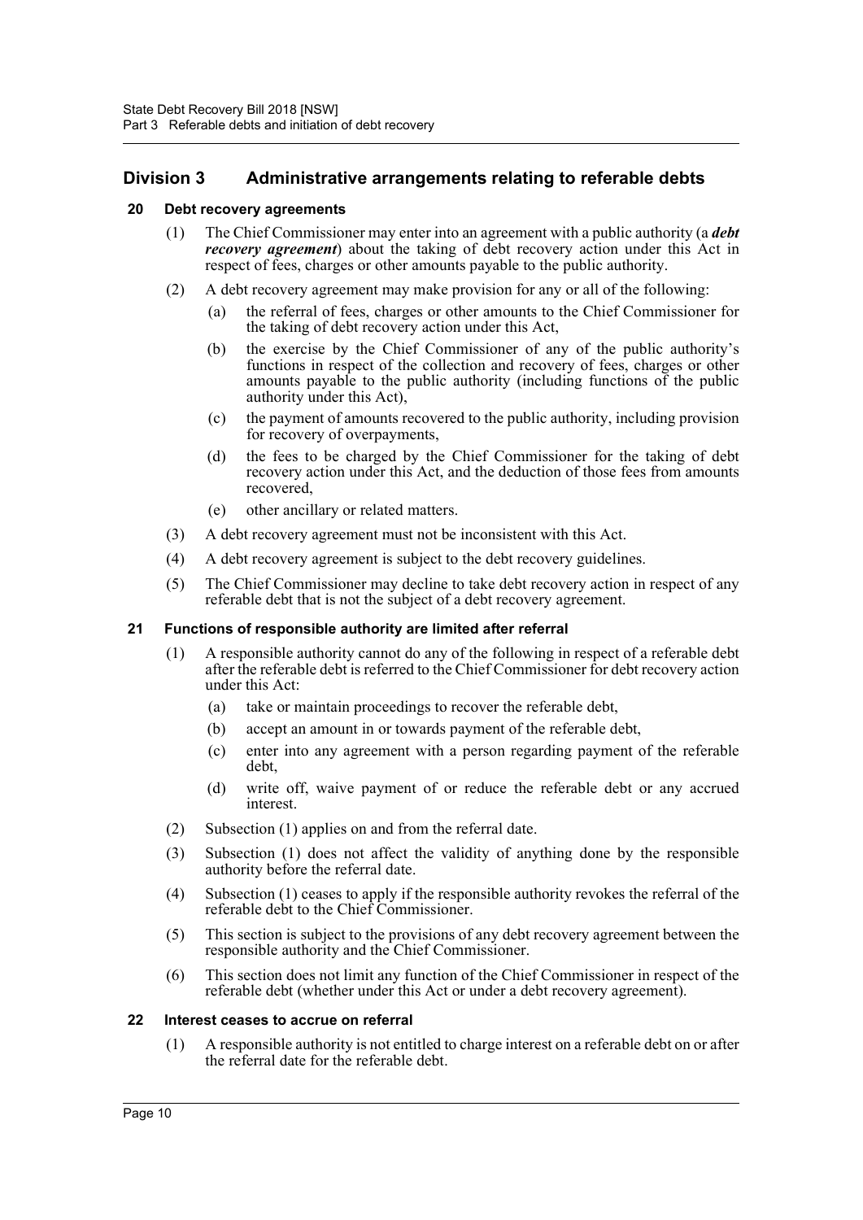## Division 3 Administrative arrangements relating to referable debts

### 20 Debt recovery agreements

(1) The Chief Commissioner may enter into an agreement with a public authority (a ***debt recovery agreement***) about the taking of debt recovery action under this Act in respect of fees, charges or other amounts payable to the public authority.

(2) A debt recovery agreement may make provision for any or all of the following:

- (a) the referral of fees, charges or other amounts to the Chief Commissioner for the taking of debt recovery action under this Act,
- (b) the exercise by the Chief Commissioner of any of the public authority's functions in respect of the collection and recovery of fees, charges or other amounts payable to the public authority (including functions of the public authority under this Act),
- (c) the payment of amounts recovered to the public authority, including provision for recovery of overpayments,
- (d) the fees to be charged by the Chief Commissioner for the taking of debt recovery action under this Act, and the deduction of those fees from amounts recovered,
- (e) other ancillary or related matters.

(3) A debt recovery agreement must not be inconsistent with this Act.

(4) A debt recovery agreement is subject to the debt recovery guidelines.

(5) The Chief Commissioner may decline to take debt recovery action in respect of any referable debt that is not the subject of a debt recovery agreement.

### 21 Functions of responsible authority are limited after referral

(1) A responsible authority cannot do any of the following in respect of a referable debt after the referable debt is referred to the Chief Commissioner for debt recovery action under this Act:

- (a) take or maintain proceedings to recover the referable debt,
- (b) accept an amount in or towards payment of the referable debt,
- (c) enter into any agreement with a person regarding payment of the referable debt,
- (d) write off, waive payment of or reduce the referable debt or any accrued interest.

(2) Subsection (1) applies on and from the referral date.

(3) Subsection (1) does not affect the validity of anything done by the responsible authority before the referral date.

(4) Subsection (1) ceases to apply if the responsible authority revokes the referral of the referable debt to the Chief Commissioner.

(5) This section is subject to the provisions of any debt recovery agreement between the responsible authority and the Chief Commissioner.

(6) This section does not limit any function of the Chief Commissioner in respect of the referable debt (whether under this Act or under a debt recovery agreement).

### 22 Interest ceases to accrue on referral

(1) A responsible authority is not entitled to charge interest on a referable debt on or after the referral date for the referable debt.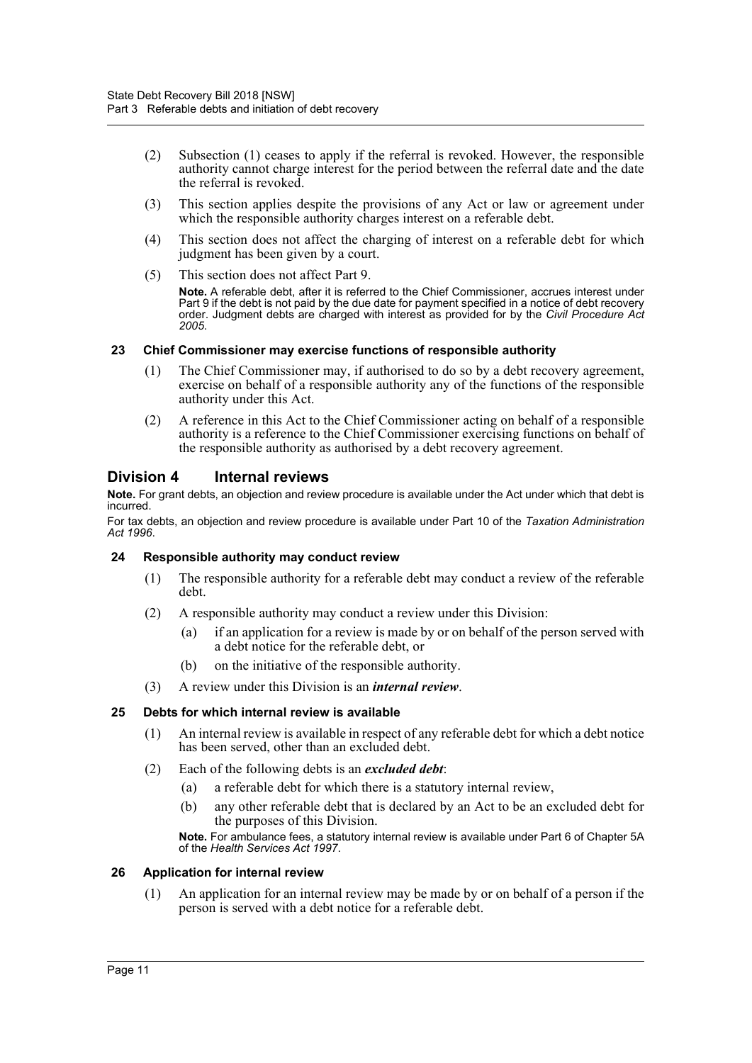(2) Subsection (1) ceases to apply if the referral is revoked. However, the responsible authority cannot charge interest for the period between the referral date and the date the referral is revoked.

(3) This section applies despite the provisions of any Act or law or agreement under which the responsible authority charges interest on a referable debt.

(4) This section does not affect the charging of interest on a referable debt for which judgment has been given by a court.

(5) This section does not affect Part 9.

**Note.** A referable debt, after it is referred to the Chief Commissioner, accrues interest under Part 9 if the debt is not paid by the due date for payment specified in a notice of debt recovery order. Judgment debts are charged with interest as provided for by the *Civil Procedure Act 2005*.

### 23 Chief Commissioner may exercise functions of responsible authority

(1) The Chief Commissioner may, if authorised to do so by a debt recovery agreement, exercise on behalf of a responsible authority any of the functions of the responsible authority under this Act.

(2) A reference in this Act to the Chief Commissioner acting on behalf of a responsible authority is a reference to the Chief Commissioner exercising functions on behalf of the responsible authority as authorised by a debt recovery agreement.

## Division 4 Internal reviews

**Note.** For grant debts, an objection and review procedure is available under the Act under which that debt is incurred.

For tax debts, an objection and review procedure is available under Part 10 of the *Taxation Administration Act 1996*.

### 24 Responsible authority may conduct review

(1) The responsible authority for a referable debt may conduct a review of the referable debt.

(2) A responsible authority may conduct a review under this Division:

(a) if an application for a review is made by or on behalf of the person served with a debt notice for the referable debt, or

(b) on the initiative of the responsible authority.

(3) A review under this Division is an ***internal review***.

### 25 Debts for which internal review is available

(1) An internal review is available in respect of any referable debt for which a debt notice has been served, other than an excluded debt.

(2) Each of the following debts is an ***excluded debt***:

(a) a referable debt for which there is a statutory internal review,

(b) any other referable debt that is declared by an Act to be an excluded debt for the purposes of this Division.

**Note.** For ambulance fees, a statutory internal review is available under Part 6 of Chapter 5A of the *Health Services Act 1997*.

### 26 Application for internal review

(1) An application for an internal review may be made by or on behalf of a person if the person is served with a debt notice for a referable debt.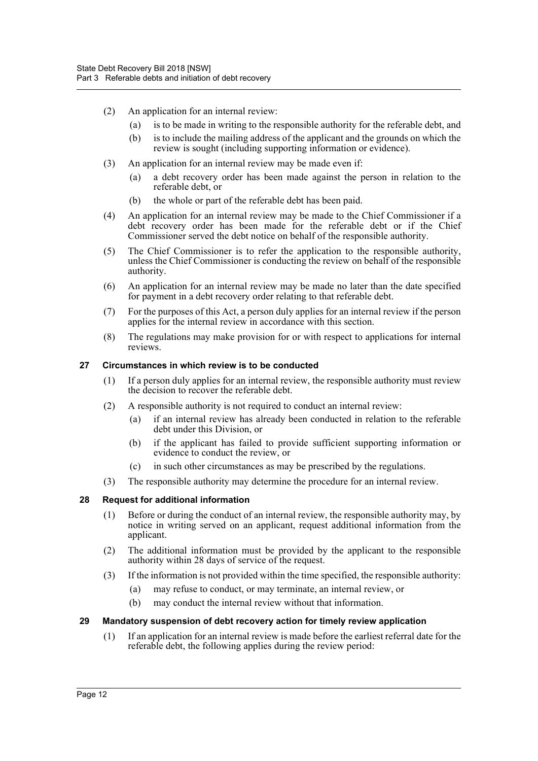(2) An application for an internal review:

(a) is to be made in writing to the responsible authority for the referable debt, and

(b) is to include the mailing address of the applicant and the grounds on which the review is sought (including supporting information or evidence).

(3) An application for an internal review may be made even if:

(a) a debt recovery order has been made against the person in relation to the referable debt, or

(b) the whole or part of the referable debt has been paid.

(4) An application for an internal review may be made to the Chief Commissioner if a debt recovery order has been made for the referable debt or if the Chief Commissioner served the debt notice on behalf of the responsible authority.

(5) The Chief Commissioner is to refer the application to the responsible authority, unless the Chief Commissioner is conducting the review on behalf of the responsible authority.

(6) An application for an internal review may be made no later than the date specified for payment in a debt recovery order relating to that referable debt.

(7) For the purposes of this Act, a person duly applies for an internal review if the person applies for the internal review in accordance with this section.

(8) The regulations may make provision for or with respect to applications for internal reviews.

### 27 Circumstances in which review is to be conducted

(1) If a person duly applies for an internal review, the responsible authority must review the decision to recover the referable debt.

(2) A responsible authority is not required to conduct an internal review:

(a) if an internal review has already been conducted in relation to the referable debt under this Division, or

(b) if the applicant has failed to provide sufficient supporting information or evidence to conduct the review, or

(c) in such other circumstances as may be prescribed by the regulations.

(3) The responsible authority may determine the procedure for an internal review.

### 28 Request for additional information

(1) Before or during the conduct of an internal review, the responsible authority may, by notice in writing served on an applicant, request additional information from the applicant.

(2) The additional information must be provided by the applicant to the responsible authority within 28 days of service of the request.

(3) If the information is not provided within the time specified, the responsible authority:

(a) may refuse to conduct, or may terminate, an internal review, or

(b) may conduct the internal review without that information.

### 29 Mandatory suspension of debt recovery action for timely review application

(1) If an application for an internal review is made before the earliest referral date for the referable debt, the following applies during the review period: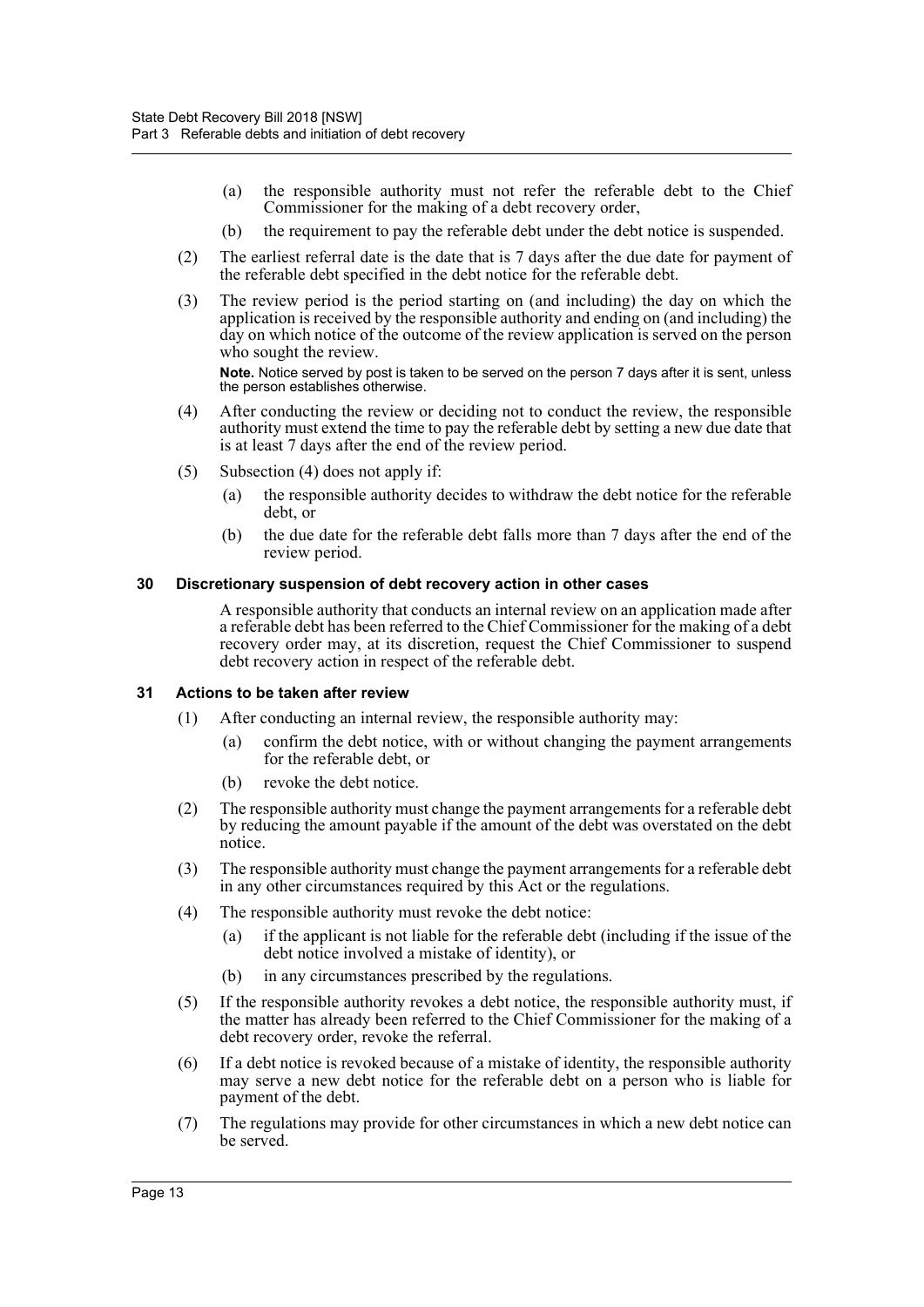- (a) the responsible authority must not refer the referable debt to the Chief Commissioner for the making of a debt recovery order,
- (b) the requirement to pay the referable debt under the debt notice is suspended.

(2) The earliest referral date is the date that is 7 days after the due date for payment of the referable debt specified in the debt notice for the referable debt.

(3) The review period is the period starting on (and including) the day on which the application is received by the responsible authority and ending on (and including) the day on which notice of the outcome of the review application is served on the person who sought the review.

**Note.** Notice served by post is taken to be served on the person 7 days after it is sent, unless the person establishes otherwise.

(4) After conducting the review or deciding not to conduct the review, the responsible authority must extend the time to pay the referable debt by setting a new due date that is at least 7 days after the end of the review period.

(5) Subsection (4) does not apply if:

- (a) the responsible authority decides to withdraw the debt notice for the referable debt, or
- (b) the due date for the referable debt falls more than 7 days after the end of the review period.

### 30 Discretionary suspension of debt recovery action in other cases

A responsible authority that conducts an internal review on an application made after a referable debt has been referred to the Chief Commissioner for the making of a debt recovery order may, at its discretion, request the Chief Commissioner to suspend debt recovery action in respect of the referable debt.

### 31 Actions to be taken after review

(1) After conducting an internal review, the responsible authority may:

- (a) confirm the debt notice, with or without changing the payment arrangements for the referable debt, or
- (b) revoke the debt notice.

(2) The responsible authority must change the payment arrangements for a referable debt by reducing the amount payable if the amount of the debt was overstated on the debt notice.

(3) The responsible authority must change the payment arrangements for a referable debt in any other circumstances required by this Act or the regulations.

(4) The responsible authority must revoke the debt notice:

- (a) if the applicant is not liable for the referable debt (including if the issue of the debt notice involved a mistake of identity), or
- (b) in any circumstances prescribed by the regulations.

(5) If the responsible authority revokes a debt notice, the responsible authority must, if the matter has already been referred to the Chief Commissioner for the making of a debt recovery order, revoke the referral.

(6) If a debt notice is revoked because of a mistake of identity, the responsible authority may serve a new debt notice for the referable debt on a person who is liable for payment of the debt.

(7) The regulations may provide for other circumstances in which a new debt notice can be served.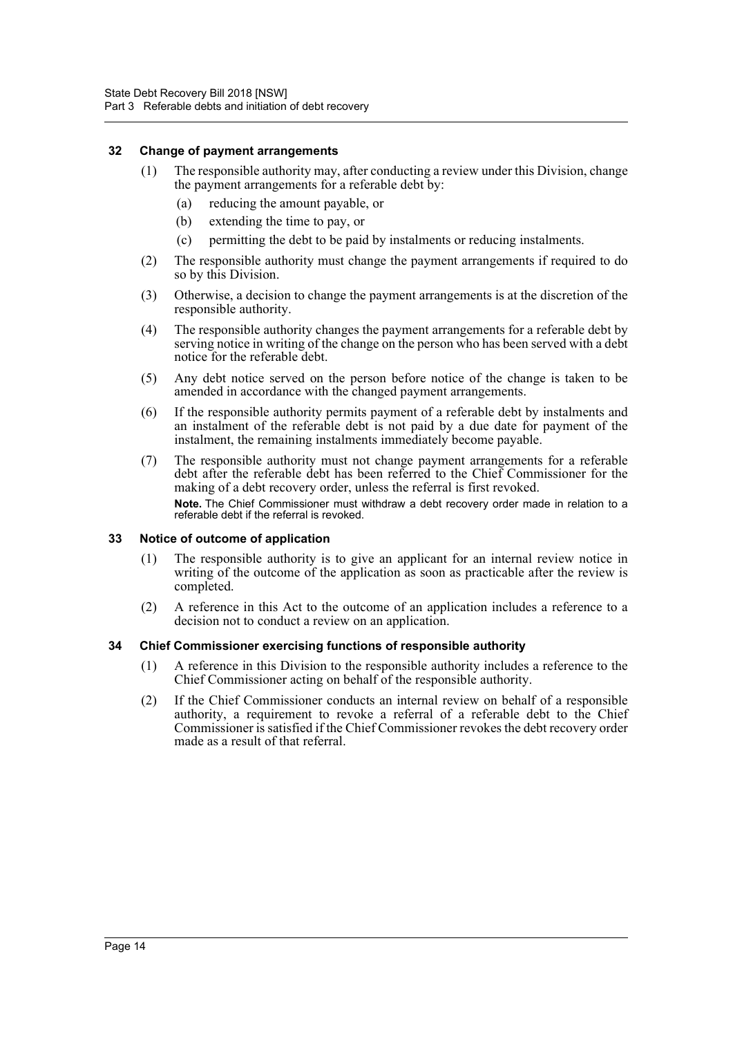### 32 Change of payment arrangements

(1) The responsible authority may, after conducting a review under this Division, change the payment arrangements for a referable debt by:

   (a) reducing the amount payable, or

   (b) extending the time to pay, or

   (c) permitting the debt to be paid by instalments or reducing instalments.

(2) The responsible authority must change the payment arrangements if required to do so by this Division.

(3) Otherwise, a decision to change the payment arrangements is at the discretion of the responsible authority.

(4) The responsible authority changes the payment arrangements for a referable debt by serving notice in writing of the change on the person who has been served with a debt notice for the referable debt.

(5) Any debt notice served on the person before notice of the change is taken to be amended in accordance with the changed payment arrangements.

(6) If the responsible authority permits payment of a referable debt by instalments and an instalment of the referable debt is not paid by a due date for payment of the instalment, the remaining instalments immediately become payable.

(7) The responsible authority must not change payment arrangements for a referable debt after the referable debt has been referred to the Chief Commissioner for the making of a debt recovery order, unless the referral is first revoked.

**Note.** The Chief Commissioner must withdraw a debt recovery order made in relation to a referable debt if the referral is revoked.

### 33 Notice of outcome of application

(1) The responsible authority is to give an applicant for an internal review notice in writing of the outcome of the application as soon as practicable after the review is completed.

(2) A reference in this Act to the outcome of an application includes a reference to a decision not to conduct a review on an application.

### 34 Chief Commissioner exercising functions of responsible authority

(1) A reference in this Division to the responsible authority includes a reference to the Chief Commissioner acting on behalf of the responsible authority.

(2) If the Chief Commissioner conducts an internal review on behalf of a responsible authority, a requirement to revoke a referral of a referable debt to the Chief Commissioner is satisfied if the Chief Commissioner revokes the debt recovery order made as a result of that referral.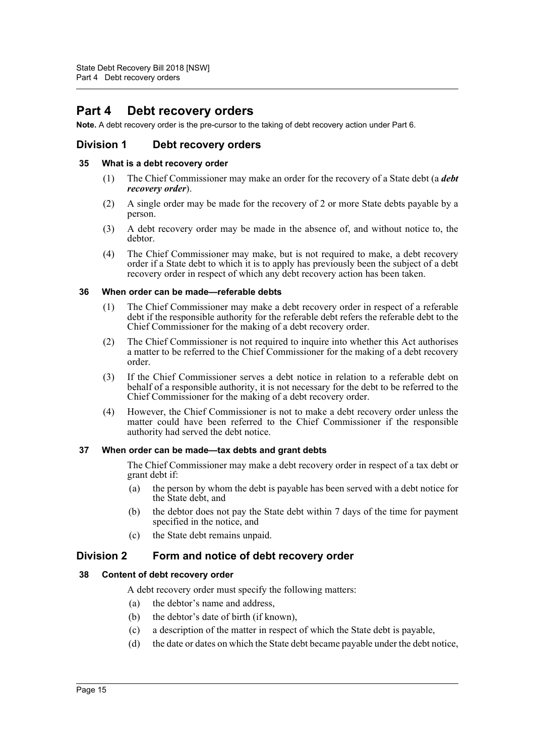# Part 4 Debt recovery orders

**Note.** A debt recovery order is the pre-cursor to the taking of debt recovery action under Part 6.

## Division 1 Debt recovery orders

### 35 What is a debt recovery order

(1) The Chief Commissioner may make an order for the recovery of a State debt (a ***debt recovery order***).

(2) A single order may be made for the recovery of 2 or more State debts payable by a person.

(3) A debt recovery order may be made in the absence of, and without notice to, the debtor.

(4) The Chief Commissioner may make, but is not required to make, a debt recovery order if a State debt to which it is to apply has previously been the subject of a debt recovery order in respect of which any debt recovery action has been taken.

### 36 When order can be made—referable debts

(1) The Chief Commissioner may make a debt recovery order in respect of a referable debt if the responsible authority for the referable debt refers the referable debt to the Chief Commissioner for the making of a debt recovery order.

(2) The Chief Commissioner is not required to inquire into whether this Act authorises a matter to be referred to the Chief Commissioner for the making of a debt recovery order.

(3) If the Chief Commissioner serves a debt notice in relation to a referable debt on behalf of a responsible authority, it is not necessary for the debt to be referred to the Chief Commissioner for the making of a debt recovery order.

(4) However, the Chief Commissioner is not to make a debt recovery order unless the matter could have been referred to the Chief Commissioner if the responsible authority had served the debt notice.

### 37 When order can be made—tax debts and grant debts

The Chief Commissioner may make a debt recovery order in respect of a tax debt or grant debt if:

(a) the person by whom the debt is payable has been served with a debt notice for the State debt, and

(b) the debtor does not pay the State debt within 7 days of the time for payment specified in the notice, and

(c) the State debt remains unpaid.

## Division 2 Form and notice of debt recovery order

### 38 Content of debt recovery order

A debt recovery order must specify the following matters:

(a) the debtor's name and address,

(b) the debtor's date of birth (if known),

(c) a description of the matter in respect of which the State debt is payable,

(d) the date or dates on which the State debt became payable under the debt notice,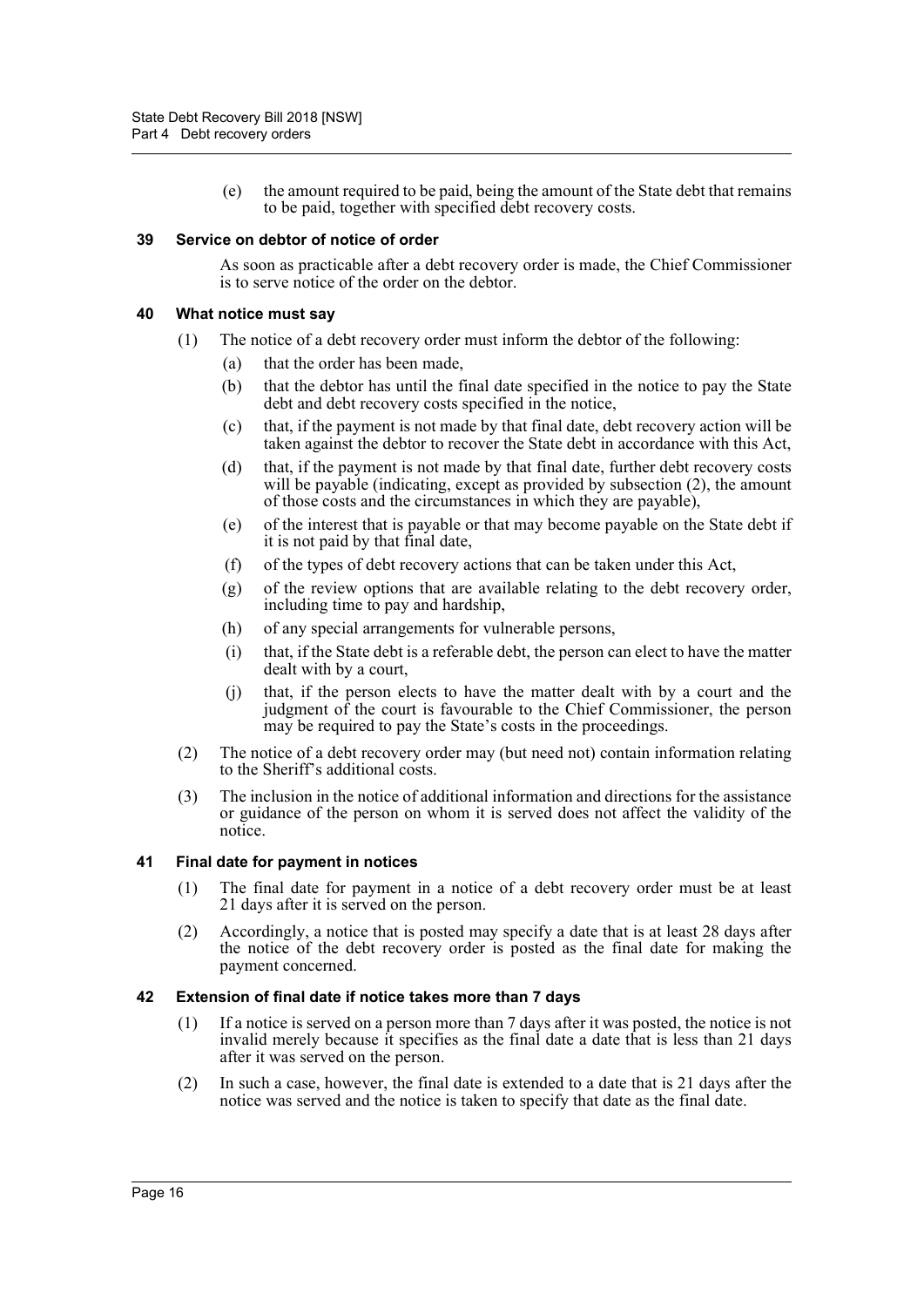(e) the amount required to be paid, being the amount of the State debt that remains to be paid, together with specified debt recovery costs.

### 39 Service on debtor of notice of order

As soon as practicable after a debt recovery order is made, the Chief Commissioner is to serve notice of the order on the debtor.

### 40 What notice must say

(1) The notice of a debt recovery order must inform the debtor of the following:

(a) that the order has been made,

(b) that the debtor has until the final date specified in the notice to pay the State debt and debt recovery costs specified in the notice,

(c) that, if the payment is not made by that final date, debt recovery action will be taken against the debtor to recover the State debt in accordance with this Act,

(d) that, if the payment is not made by that final date, further debt recovery costs will be payable (indicating, except as provided by subsection (2), the amount of those costs and the circumstances in which they are payable),

(e) of the interest that is payable or that may become payable on the State debt if it is not paid by that final date,

(f) of the types of debt recovery actions that can be taken under this Act,

(g) of the review options that are available relating to the debt recovery order, including time to pay and hardship,

(h) of any special arrangements for vulnerable persons,

(i) that, if the State debt is a referable debt, the person can elect to have the matter dealt with by a court,

(j) that, if the person elects to have the matter dealt with by a court and the judgment of the court is favourable to the Chief Commissioner, the person may be required to pay the State's costs in the proceedings.

(2) The notice of a debt recovery order may (but need not) contain information relating to the Sheriff's additional costs.

(3) The inclusion in the notice of additional information and directions for the assistance or guidance of the person on whom it is served does not affect the validity of the notice.

### 41 Final date for payment in notices

(1) The final date for payment in a notice of a debt recovery order must be at least 21 days after it is served on the person.

(2) Accordingly, a notice that is posted may specify a date that is at least 28 days after the notice of the debt recovery order is posted as the final date for making the payment concerned.

### 42 Extension of final date if notice takes more than 7 days

(1) If a notice is served on a person more than 7 days after it was posted, the notice is not invalid merely because it specifies as the final date a date that is less than 21 days after it was served on the person.

(2) In such a case, however, the final date is extended to a date that is 21 days after the notice was served and the notice is taken to specify that date as the final date.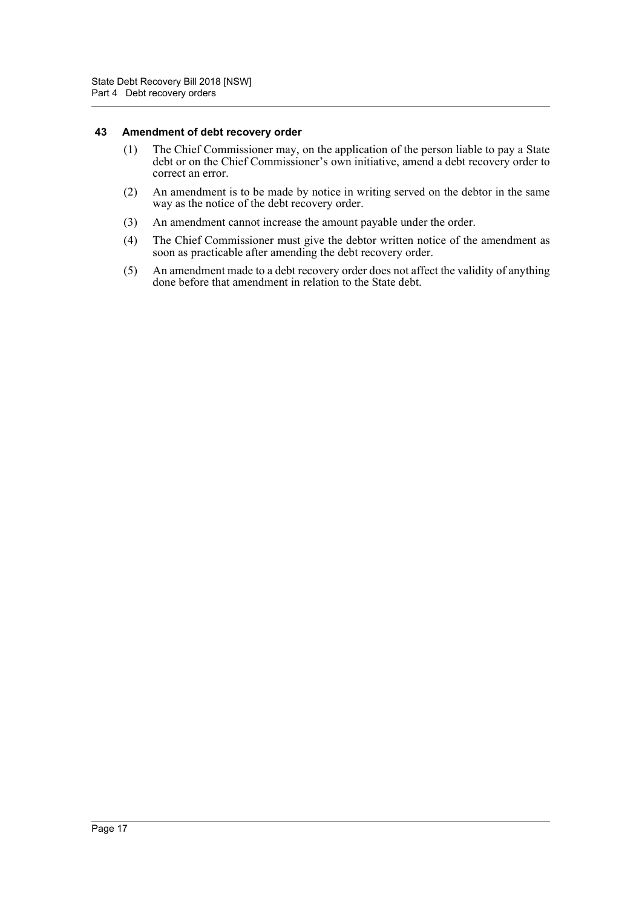### 43 Amendment of debt recovery order

(1) The Chief Commissioner may, on the application of the person liable to pay a State debt or on the Chief Commissioner's own initiative, amend a debt recovery order to correct an error.

(2) An amendment is to be made by notice in writing served on the debtor in the same way as the notice of the debt recovery order.

(3) An amendment cannot increase the amount payable under the order.

(4) The Chief Commissioner must give the debtor written notice of the amendment as soon as practicable after amending the debt recovery order.

(5) An amendment made to a debt recovery order does not affect the validity of anything done before that amendment in relation to the State debt.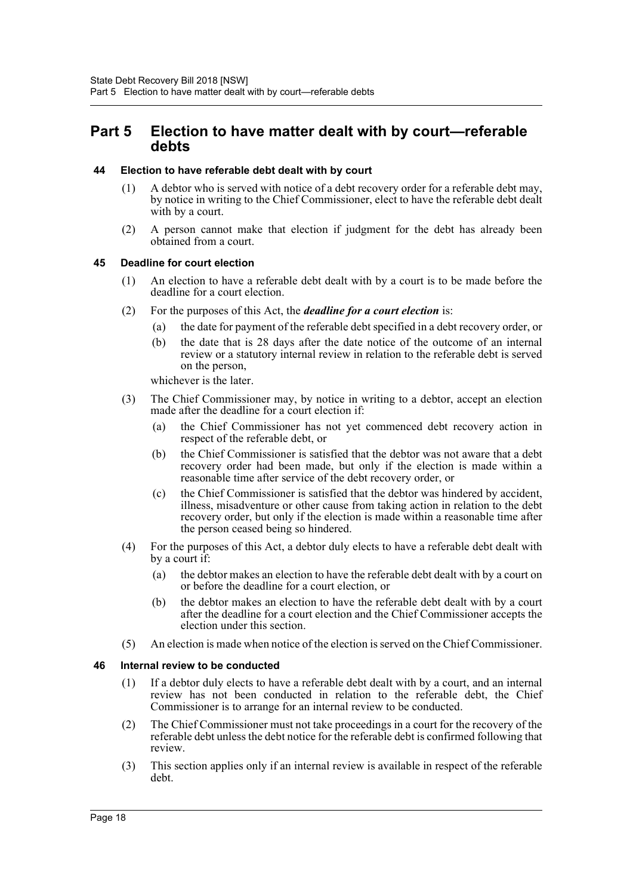# Part 5 Election to have matter dealt with by court—referable debts

### 44 Election to have referable debt dealt with by court

(1) A debtor who is served with notice of a debt recovery order for a referable debt may, by notice in writing to the Chief Commissioner, elect to have the referable debt dealt with by a court.

(2) A person cannot make that election if judgment for the debt has already been obtained from a court.

### 45 Deadline for court election

(1) An election to have a referable debt dealt with by a court is to be made before the deadline for a court election.

(2) For the purposes of this Act, the ***deadline for a court election*** is:

- (a) the date for payment of the referable debt specified in a debt recovery order, or
- (b) the date that is 28 days after the date notice of the outcome of an internal review or a statutory internal review in relation to the referable debt is served on the person,

whichever is the later.

(3) The Chief Commissioner may, by notice in writing to a debtor, accept an election made after the deadline for a court election if:

- (a) the Chief Commissioner has not yet commenced debt recovery action in respect of the referable debt, or
- (b) the Chief Commissioner is satisfied that the debtor was not aware that a debt recovery order had been made, but only if the election is made within a reasonable time after service of the debt recovery order, or
- (c) the Chief Commissioner is satisfied that the debtor was hindered by accident, illness, misadventure or other cause from taking action in relation to the debt recovery order, but only if the election is made within a reasonable time after the person ceased being so hindered.

(4) For the purposes of this Act, a debtor duly elects to have a referable debt dealt with by a court if:

- (a) the debtor makes an election to have the referable debt dealt with by a court on or before the deadline for a court election, or
- (b) the debtor makes an election to have the referable debt dealt with by a court after the deadline for a court election and the Chief Commissioner accepts the election under this section.

(5) An election is made when notice of the election is served on the Chief Commissioner.

### 46 Internal review to be conducted

(1) If a debtor duly elects to have a referable debt dealt with by a court, and an internal review has not been conducted in relation to the referable debt, the Chief Commissioner is to arrange for an internal review to be conducted.

(2) The Chief Commissioner must not take proceedings in a court for the recovery of the referable debt unless the debt notice for the referable debt is confirmed following that review.

(3) This section applies only if an internal review is available in respect of the referable debt.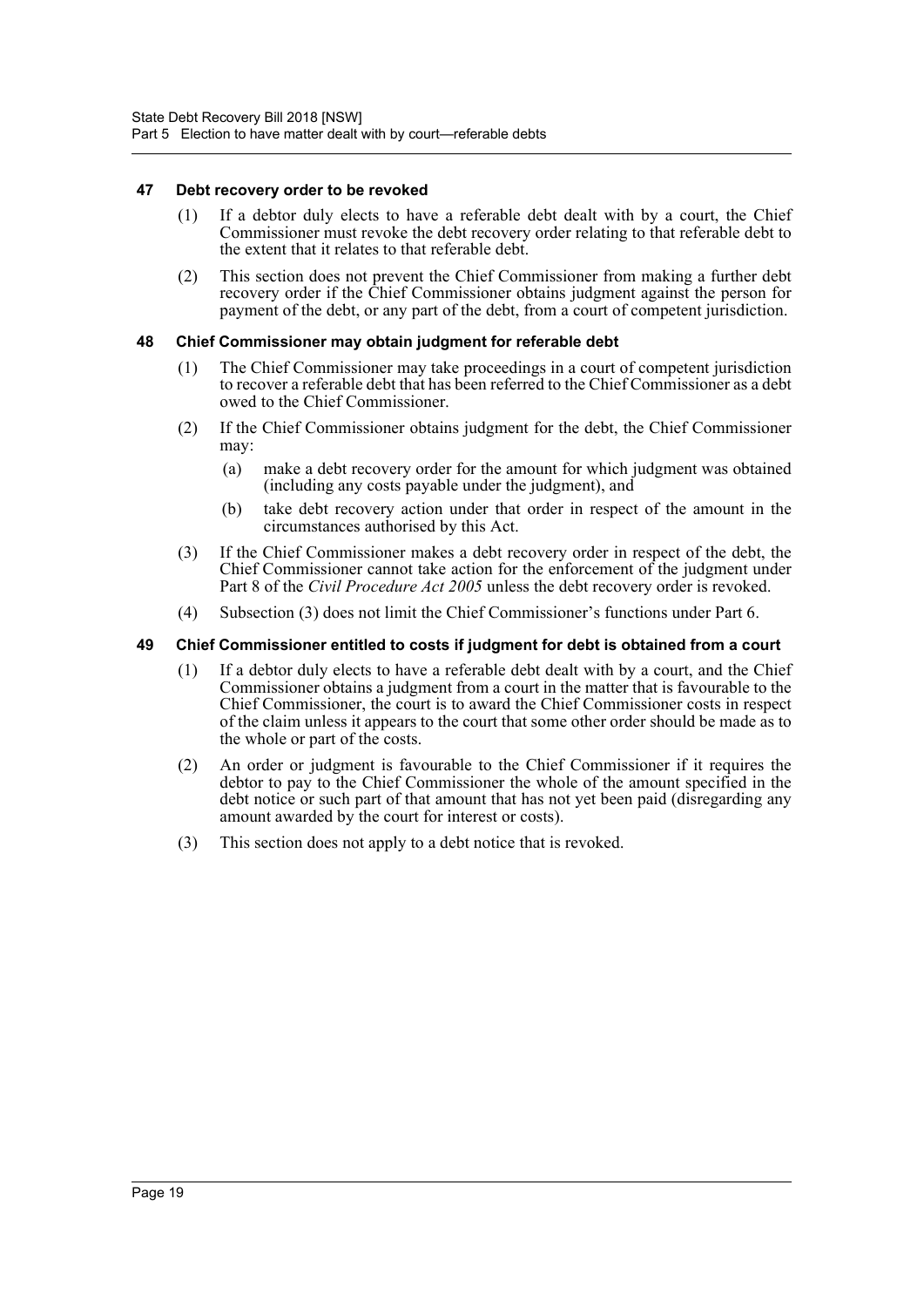### 47 Debt recovery order to be revoked

(1) If a debtor duly elects to have a referable debt dealt with by a court, the Chief Commissioner must revoke the debt recovery order relating to that referable debt to the extent that it relates to that referable debt.

(2) This section does not prevent the Chief Commissioner from making a further debt recovery order if the Chief Commissioner obtains judgment against the person for payment of the debt, or any part of the debt, from a court of competent jurisdiction.

### 48 Chief Commissioner may obtain judgment for referable debt

(1) The Chief Commissioner may take proceedings in a court of competent jurisdiction to recover a referable debt that has been referred to the Chief Commissioner as a debt owed to the Chief Commissioner.

(2) If the Chief Commissioner obtains judgment for the debt, the Chief Commissioner may:

- (a) make a debt recovery order for the amount for which judgment was obtained (including any costs payable under the judgment), and
- (b) take debt recovery action under that order in respect of the amount in the circumstances authorised by this Act.

(3) If the Chief Commissioner makes a debt recovery order in respect of the debt, the Chief Commissioner cannot take action for the enforcement of the judgment under Part 8 of the *Civil Procedure Act 2005* unless the debt recovery order is revoked.

(4) Subsection (3) does not limit the Chief Commissioner's functions under Part 6.

### 49 Chief Commissioner entitled to costs if judgment for debt is obtained from a court

(1) If a debtor duly elects to have a referable debt dealt with by a court, and the Chief Commissioner obtains a judgment from a court in the matter that is favourable to the Chief Commissioner, the court is to award the Chief Commissioner costs in respect of the claim unless it appears to the court that some other order should be made as to the whole or part of the costs.

(2) An order or judgment is favourable to the Chief Commissioner if it requires the debtor to pay to the Chief Commissioner the whole of the amount specified in the debt notice or such part of that amount that has not yet been paid (disregarding any amount awarded by the court for interest or costs).

(3) This section does not apply to a debt notice that is revoked.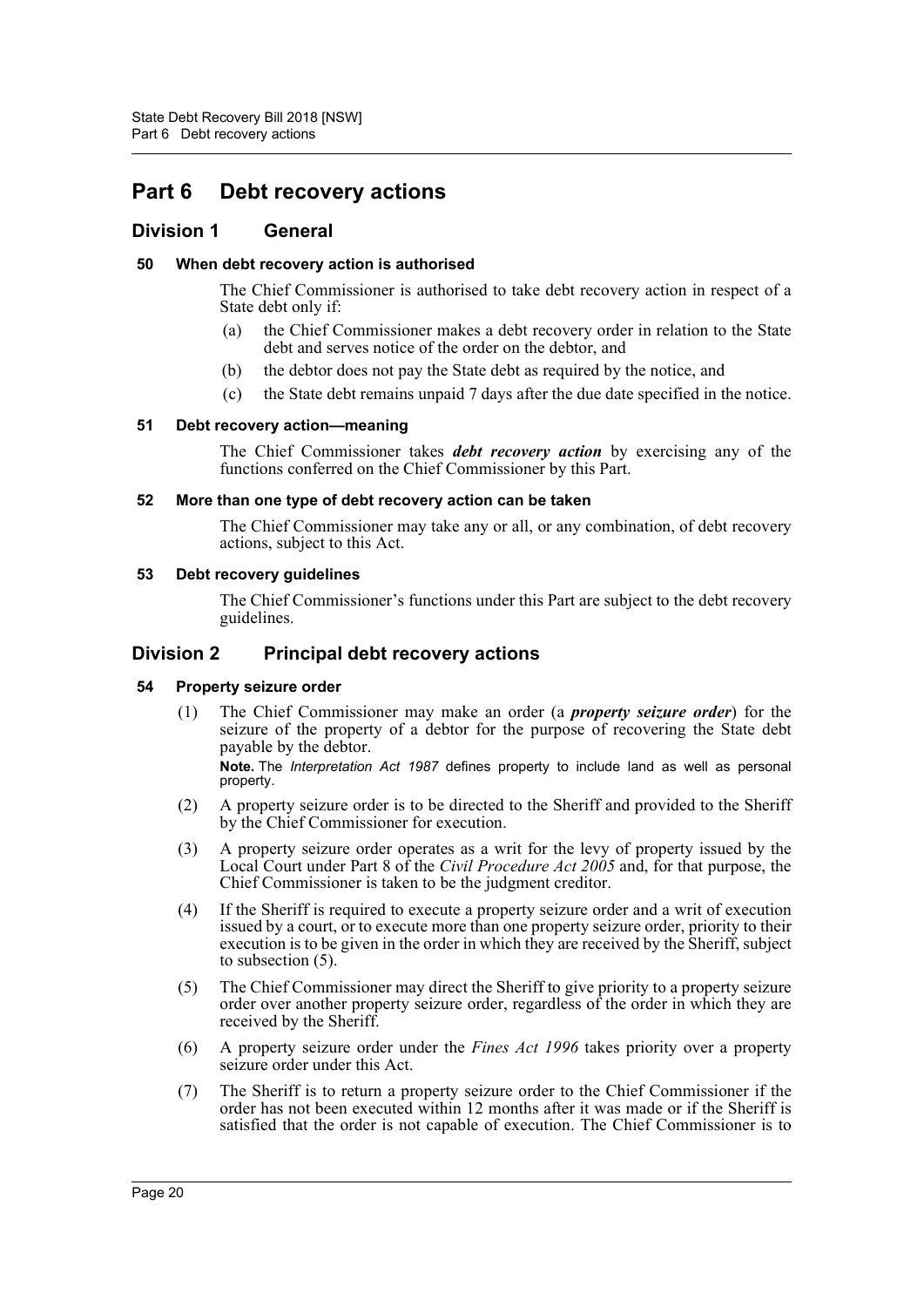# Part 6 Debt recovery actions

## Division 1 General

### 50 When debt recovery action is authorised

The Chief Commissioner is authorised to take debt recovery action in respect of a State debt only if:

(a) the Chief Commissioner makes a debt recovery order in relation to the State debt and serves notice of the order on the debtor, and

(b) the debtor does not pay the State debt as required by the notice, and

(c) the State debt remains unpaid 7 days after the due date specified in the notice.

### 51 Debt recovery action—meaning

The Chief Commissioner takes ***debt recovery action*** by exercising any of the functions conferred on the Chief Commissioner by this Part.

### 52 More than one type of debt recovery action can be taken

The Chief Commissioner may take any or all, or any combination, of debt recovery actions, subject to this Act.

### 53 Debt recovery guidelines

The Chief Commissioner's functions under this Part are subject to the debt recovery guidelines.

## Division 2 Principal debt recovery actions

### 54 Property seizure order

(1) The Chief Commissioner may make an order (a ***property seizure order***) for the seizure of the property of a debtor for the purpose of recovering the State debt payable by the debtor.

**Note.** The *Interpretation Act 1987* defines property to include land as well as personal property.

(2) A property seizure order is to be directed to the Sheriff and provided to the Sheriff by the Chief Commissioner for execution.

(3) A property seizure order operates as a writ for the levy of property issued by the Local Court under Part 8 of the *Civil Procedure Act 2005* and, for that purpose, the Chief Commissioner is taken to be the judgment creditor.

(4) If the Sheriff is required to execute a property seizure order and a writ of execution issued by a court, or to execute more than one property seizure order, priority to their execution is to be given in the order in which they are received by the Sheriff, subject to subsection (5).

(5) The Chief Commissioner may direct the Sheriff to give priority to a property seizure order over another property seizure order, regardless of the order in which they are received by the Sheriff.

(6) A property seizure order under the *Fines Act 1996* takes priority over a property seizure order under this Act.

(7) The Sheriff is to return a property seizure order to the Chief Commissioner if the order has not been executed within 12 months after it was made or if the Sheriff is satisfied that the order is not capable of execution. The Chief Commissioner is to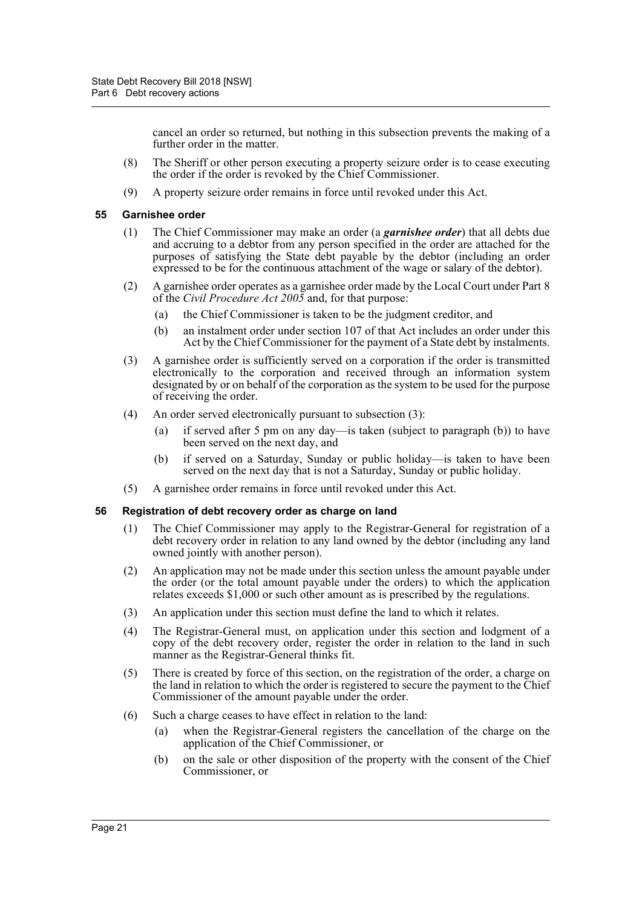cancel an order so returned, but nothing in this subsection prevents the making of a further order in the matter.

(8) The Sheriff or other person executing a property seizure order is to cease executing the order if the order is revoked by the Chief Commissioner.

(9) A property seizure order remains in force until revoked under this Act.

### 55 Garnishee order

(1) The Chief Commissioner may make an order (a ***garnishee order***) that all debts due and accruing to a debtor from any person specified in the order are attached for the purposes of satisfying the State debt payable by the debtor (including an order expressed to be for the continuous attachment of the wage or salary of the debtor).

(2) A garnishee order operates as a garnishee order made by the Local Court under Part 8 of the *Civil Procedure Act 2005* and, for that purpose:

- (a) the Chief Commissioner is taken to be the judgment creditor, and
- (b) an instalment order under section 107 of that Act includes an order under this Act by the Chief Commissioner for the payment of a State debt by instalments.

(3) A garnishee order is sufficiently served on a corporation if the order is transmitted electronically to the corporation and received through an information system designated by or on behalf of the corporation as the system to be used for the purpose of receiving the order.

(4) An order served electronically pursuant to subsection (3):

- (a) if served after 5 pm on any day—is taken (subject to paragraph (b)) to have been served on the next day, and
- (b) if served on a Saturday, Sunday or public holiday—is taken to have been served on the next day that is not a Saturday, Sunday or public holiday.

(5) A garnishee order remains in force until revoked under this Act.

### 56 Registration of debt recovery order as charge on land

(1) The Chief Commissioner may apply to the Registrar-General for registration of a debt recovery order in relation to any land owned by the debtor (including any land owned jointly with another person).

(2) An application may not be made under this section unless the amount payable under the order (or the total amount payable under the orders) to which the application relates exceeds $1,000 or such other amount as is prescribed by the regulations.

(3) An application under this section must define the land to which it relates.

(4) The Registrar-General must, on application under this section and lodgment of a copy of the debt recovery order, register the order in relation to the land in such manner as the Registrar-General thinks fit.

(5) There is created by force of this section, on the registration of the order, a charge on the land in relation to which the order is registered to secure the payment to the Chief Commissioner of the amount payable under the order.

(6) Such a charge ceases to have effect in relation to the land:

- (a) when the Registrar-General registers the cancellation of the charge on the application of the Chief Commissioner, or
- (b) on the sale or other disposition of the property with the consent of the Chief Commissioner, or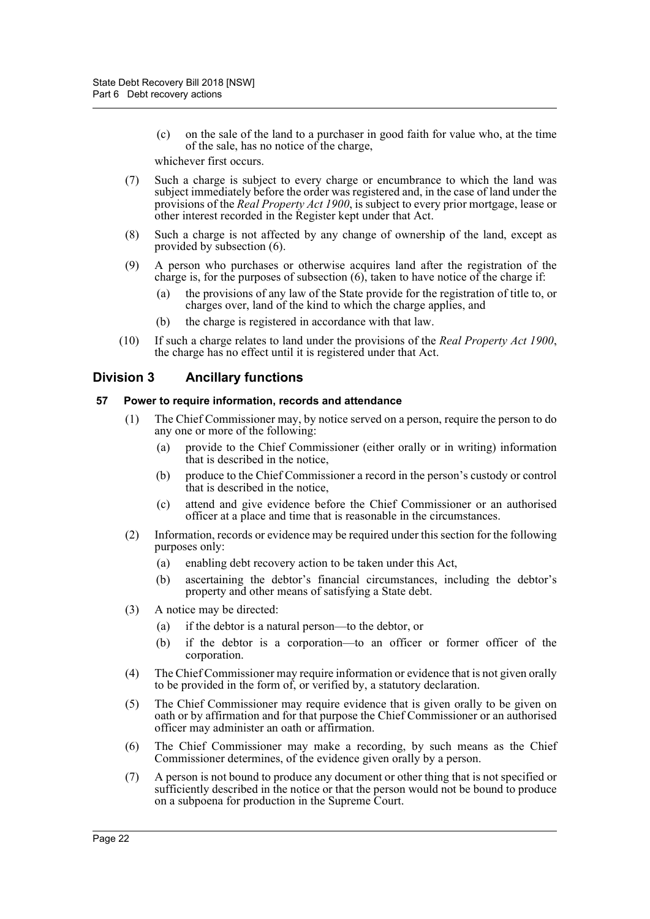(c) on the sale of the land to a purchaser in good faith for value who, at the time of the sale, has no notice of the charge,

whichever first occurs.

(7) Such a charge is subject to every charge or encumbrance to which the land was subject immediately before the order was registered and, in the case of land under the provisions of the *Real Property Act 1900*, is subject to every prior mortgage, lease or other interest recorded in the Register kept under that Act.

(8) Such a charge is not affected by any change of ownership of the land, except as provided by subsection (6).

(9) A person who purchases or otherwise acquires land after the registration of the charge is, for the purposes of subsection (6), taken to have notice of the charge if:

(a) the provisions of any law of the State provide for the registration of title to, or charges over, land of the kind to which the charge applies, and

(b) the charge is registered in accordance with that law.

(10) If such a charge relates to land under the provisions of the *Real Property Act 1900*, the charge has no effect until it is registered under that Act.

## Division 3 Ancillary functions

### 57 Power to require information, records and attendance

(1) The Chief Commissioner may, by notice served on a person, require the person to do any one or more of the following:

(a) provide to the Chief Commissioner (either orally or in writing) information that is described in the notice,

(b) produce to the Chief Commissioner a record in the person's custody or control that is described in the notice,

(c) attend and give evidence before the Chief Commissioner or an authorised officer at a place and time that is reasonable in the circumstances.

(2) Information, records or evidence may be required under this section for the following purposes only:

(a) enabling debt recovery action to be taken under this Act,

(b) ascertaining the debtor's financial circumstances, including the debtor's property and other means of satisfying a State debt.

(3) A notice may be directed:

(a) if the debtor is a natural person—to the debtor, or

(b) if the debtor is a corporation—to an officer or former officer of the corporation.

(4) The Chief Commissioner may require information or evidence that is not given orally to be provided in the form of, or verified by, a statutory declaration.

(5) The Chief Commissioner may require evidence that is given orally to be given on oath or by affirmation and for that purpose the Chief Commissioner or an authorised officer may administer an oath or affirmation.

(6) The Chief Commissioner may make a recording, by such means as the Chief Commissioner determines, of the evidence given orally by a person.

(7) A person is not bound to produce any document or other thing that is not specified or sufficiently described in the notice or that the person would not be bound to produce on a subpoena for production in the Supreme Court.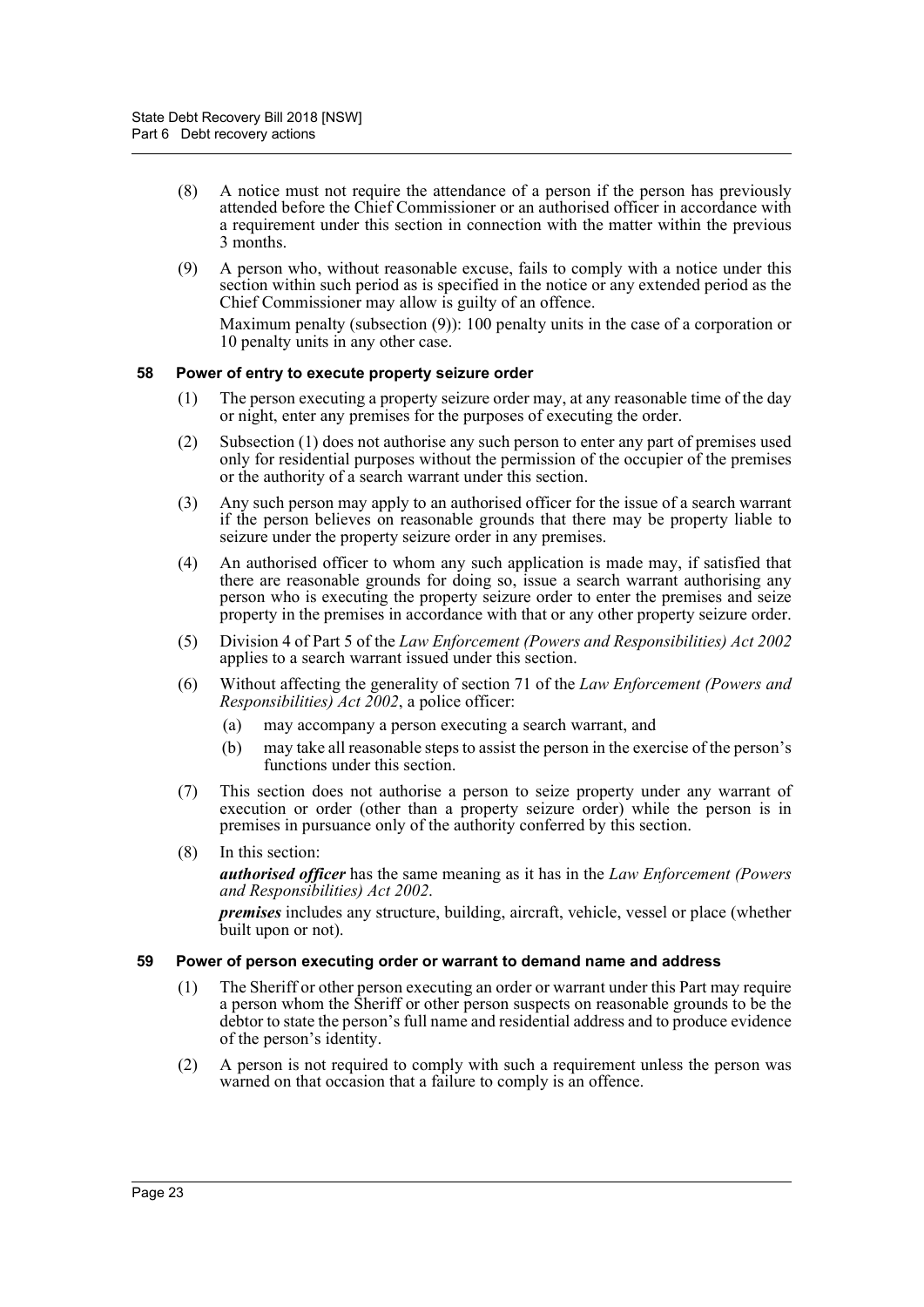(8) A notice must not require the attendance of a person if the person has previously attended before the Chief Commissioner or an authorised officer in accordance with a requirement under this section in connection with the matter within the previous 3 months.

(9) A person who, without reasonable excuse, fails to comply with a notice under this section within such period as is specified in the notice or any extended period as the Chief Commissioner may allow is guilty of an offence.

Maximum penalty (subsection (9)): 100 penalty units in the case of a corporation or 10 penalty units in any other case.

### 58 Power of entry to execute property seizure order

(1) The person executing a property seizure order may, at any reasonable time of the day or night, enter any premises for the purposes of executing the order.

(2) Subsection (1) does not authorise any such person to enter any part of premises used only for residential purposes without the permission of the occupier of the premises or the authority of a search warrant under this section.

(3) Any such person may apply to an authorised officer for the issue of a search warrant if the person believes on reasonable grounds that there may be property liable to seizure under the property seizure order in any premises.

(4) An authorised officer to whom any such application is made may, if satisfied that there are reasonable grounds for doing so, issue a search warrant authorising any person who is executing the property seizure order to enter the premises and seize property in the premises in accordance with that or any other property seizure order.

(5) Division 4 of Part 5 of the *Law Enforcement (Powers and Responsibilities) Act 2002* applies to a search warrant issued under this section.

(6) Without affecting the generality of section 71 of the *Law Enforcement (Powers and Responsibilities) Act 2002*, a police officer:

(a) may accompany a person executing a search warrant, and

(b) may take all reasonable steps to assist the person in the exercise of the person's functions under this section.

(7) This section does not authorise a person to seize property under any warrant of execution or order (other than a property seizure order) while the person is in premises in pursuance only of the authority conferred by this section.

(8) In this section:

***authorised officer*** has the same meaning as it has in the *Law Enforcement (Powers and Responsibilities) Act 2002*.

***premises*** includes any structure, building, aircraft, vehicle, vessel or place (whether built upon or not).

### 59 Power of person executing order or warrant to demand name and address

(1) The Sheriff or other person executing an order or warrant under this Part may require a person whom the Sheriff or other person suspects on reasonable grounds to be the debtor to state the person's full name and residential address and to produce evidence of the person's identity.

(2) A person is not required to comply with such a requirement unless the person was warned on that occasion that a failure to comply is an offence.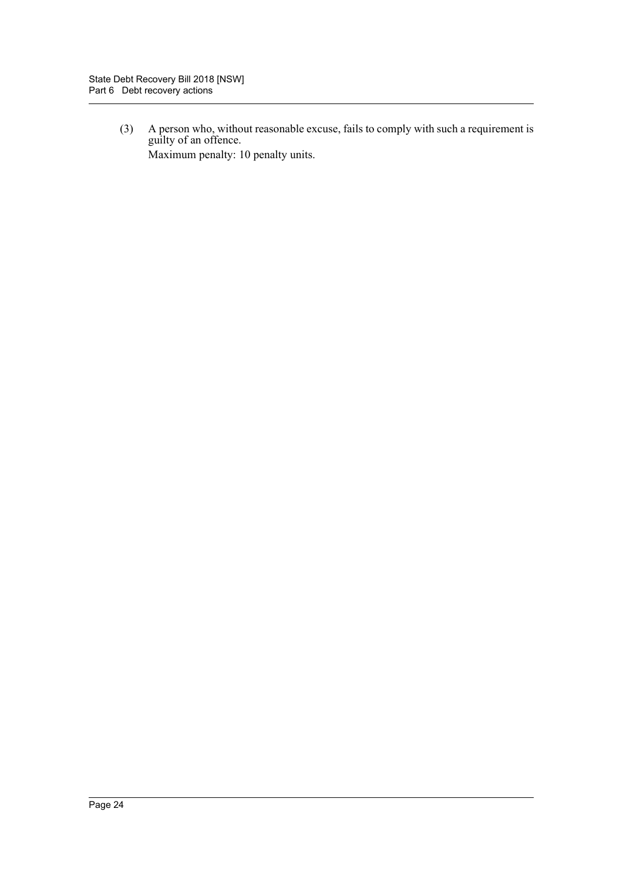(3) A person who, without reasonable excuse, fails to comply with such a requirement is guilty of an offence.

Maximum penalty: 10 penalty units.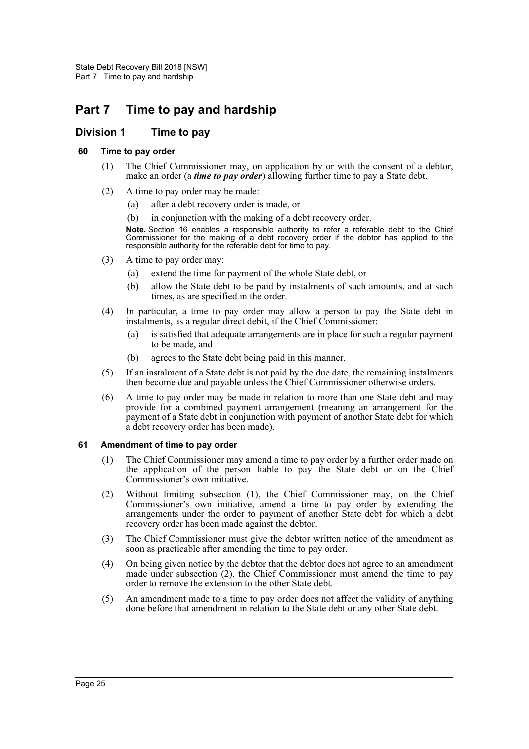# Part 7 Time to pay and hardship

## Division 1 Time to pay

### 60 Time to pay order

(1) The Chief Commissioner may, on application by or with the consent of a debtor, make an order (a ***time to pay order***) allowing further time to pay a State debt.

(2) A time to pay order may be made:

- (a) after a debt recovery order is made, or
- (b) in conjunction with the making of a debt recovery order.

**Note.** Section 16 enables a responsible authority to refer a referable debt to the Chief Commissioner for the making of a debt recovery order if the debtor has applied to the responsible authority for the referable debt for time to pay.

(3) A time to pay order may:

- (a) extend the time for payment of the whole State debt, or
- (b) allow the State debt to be paid by instalments of such amounts, and at such times, as are specified in the order.

(4) In particular, a time to pay order may allow a person to pay the State debt in instalments, as a regular direct debit, if the Chief Commissioner:

- (a) is satisfied that adequate arrangements are in place for such a regular payment to be made, and
- (b) agrees to the State debt being paid in this manner.

(5) If an instalment of a State debt is not paid by the due date, the remaining instalments then become due and payable unless the Chief Commissioner otherwise orders.

(6) A time to pay order may be made in relation to more than one State debt and may provide for a combined payment arrangement (meaning an arrangement for the payment of a State debt in conjunction with payment of another State debt for which a debt recovery order has been made).

### 61 Amendment of time to pay order

(1) The Chief Commissioner may amend a time to pay order by a further order made on the application of the person liable to pay the State debt or on the Chief Commissioner's own initiative.

(2) Without limiting subsection (1), the Chief Commissioner may, on the Chief Commissioner's own initiative, amend a time to pay order by extending the arrangements under the order to payment of another State debt for which a debt recovery order has been made against the debtor.

(3) The Chief Commissioner must give the debtor written notice of the amendment as soon as practicable after amending the time to pay order.

(4) On being given notice by the debtor that the debtor does not agree to an amendment made under subsection (2), the Chief Commissioner must amend the time to pay order to remove the extension to the other State debt.

(5) An amendment made to a time to pay order does not affect the validity of anything done before that amendment in relation to the State debt or any other State debt.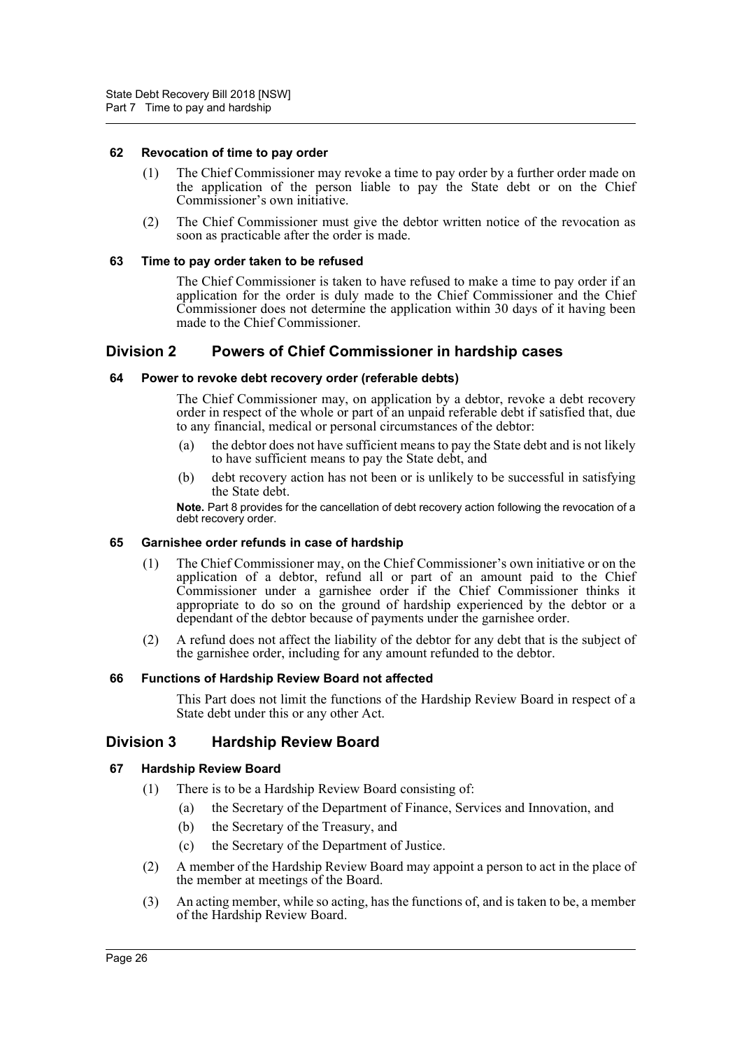#### 62 Revocation of time to pay order

(1) The Chief Commissioner may revoke a time to pay order by a further order made on the application of the person liable to pay the State debt or on the Chief Commissioner's own initiative.

(2) The Chief Commissioner must give the debtor written notice of the revocation as soon as practicable after the order is made.

#### 63 Time to pay order taken to be refused

The Chief Commissioner is taken to have refused to make a time to pay order if an application for the order is duly made to the Chief Commissioner and the Chief Commissioner does not determine the application within 30 days of it having been made to the Chief Commissioner.

### Division 2 Powers of Chief Commissioner in hardship cases

#### 64 Power to revoke debt recovery order (referable debts)

The Chief Commissioner may, on application by a debtor, revoke a debt recovery order in respect of the whole or part of an unpaid referable debt if satisfied that, due to any financial, medical or personal circumstances of the debtor:

(a) the debtor does not have sufficient means to pay the State debt and is not likely to have sufficient means to pay the State debt, and

(b) debt recovery action has not been or is unlikely to be successful in satisfying the State debt.

**Note.** Part 8 provides for the cancellation of debt recovery action following the revocation of a debt recovery order.

#### 65 Garnishee order refunds in case of hardship

(1) The Chief Commissioner may, on the Chief Commissioner's own initiative or on the application of a debtor, refund all or part of an amount paid to the Chief Commissioner under a garnishee order if the Chief Commissioner thinks it appropriate to do so on the ground of hardship experienced by the debtor or a dependant of the debtor because of payments under the garnishee order.

(2) A refund does not affect the liability of the debtor for any debt that is the subject of the garnishee order, including for any amount refunded to the debtor.

#### 66 Functions of Hardship Review Board not affected

This Part does not limit the functions of the Hardship Review Board in respect of a State debt under this or any other Act.

### Division 3 Hardship Review Board

#### 67 Hardship Review Board

(1) There is to be a Hardship Review Board consisting of:

(a) the Secretary of the Department of Finance, Services and Innovation, and

(b) the Secretary of the Treasury, and

(c) the Secretary of the Department of Justice.

(2) A member of the Hardship Review Board may appoint a person to act in the place of the member at meetings of the Board.

(3) An acting member, while so acting, has the functions of, and is taken to be, a member of the Hardship Review Board.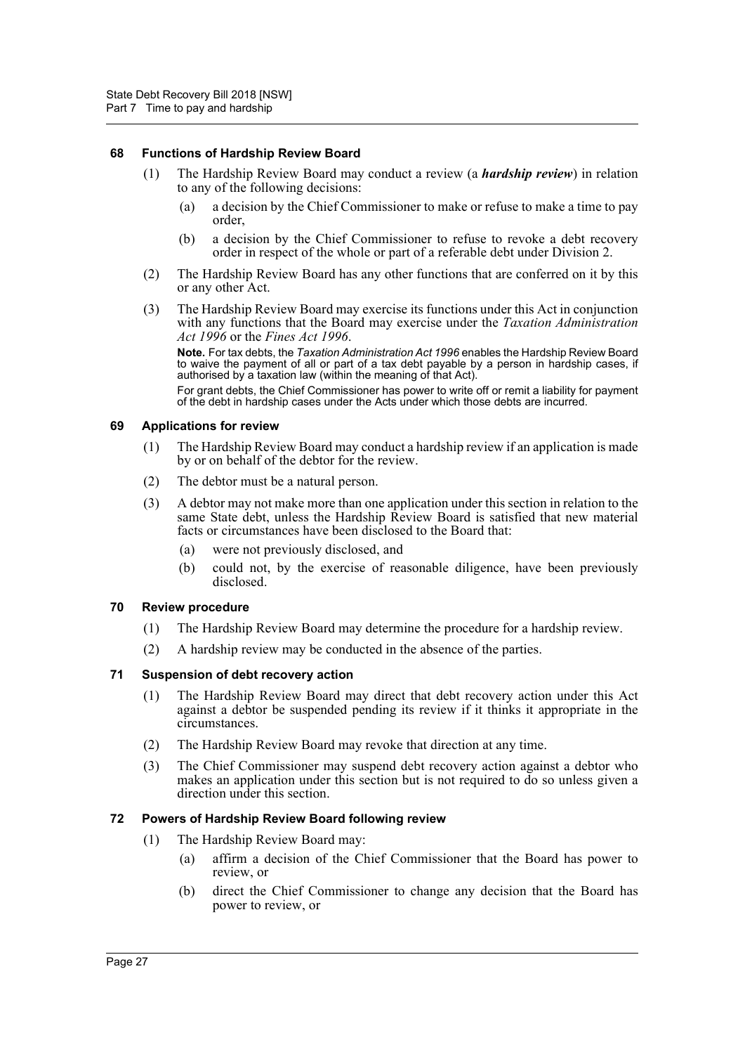### 68 Functions of Hardship Review Board

(1) The Hardship Review Board may conduct a review (a ***hardship review***) in relation to any of the following decisions:

(a) a decision by the Chief Commissioner to make or refuse to make a time to pay order,

(b) a decision by the Chief Commissioner to refuse to revoke a debt recovery order in respect of the whole or part of a referable debt under Division 2.

(2) The Hardship Review Board has any other functions that are conferred on it by this or any other Act.

(3) The Hardship Review Board may exercise its functions under this Act in conjunction with any functions that the Board may exercise under the *Taxation Administration Act 1996* or the *Fines Act 1996*.

**Note.** For tax debts, the *Taxation Administration Act 1996* enables the Hardship Review Board to waive the payment of all or part of a tax debt payable by a person in hardship cases, if authorised by a taxation law (within the meaning of that Act).

For grant debts, the Chief Commissioner has power to write off or remit a liability for payment of the debt in hardship cases under the Acts under which those debts are incurred.

### 69 Applications for review

(1) The Hardship Review Board may conduct a hardship review if an application is made by or on behalf of the debtor for the review.

(2) The debtor must be a natural person.

(3) A debtor may not make more than one application under this section in relation to the same State debt, unless the Hardship Review Board is satisfied that new material facts or circumstances have been disclosed to the Board that:

(a) were not previously disclosed, and

(b) could not, by the exercise of reasonable diligence, have been previously disclosed.

### 70 Review procedure

(1) The Hardship Review Board may determine the procedure for a hardship review.

(2) A hardship review may be conducted in the absence of the parties.

### 71 Suspension of debt recovery action

(1) The Hardship Review Board may direct that debt recovery action under this Act against a debtor be suspended pending its review if it thinks it appropriate in the circumstances.

(2) The Hardship Review Board may revoke that direction at any time.

(3) The Chief Commissioner may suspend debt recovery action against a debtor who makes an application under this section but is not required to do so unless given a direction under this section.

### 72 Powers of Hardship Review Board following review

(1) The Hardship Review Board may:

(a) affirm a decision of the Chief Commissioner that the Board has power to review, or

(b) direct the Chief Commissioner to change any decision that the Board has power to review, or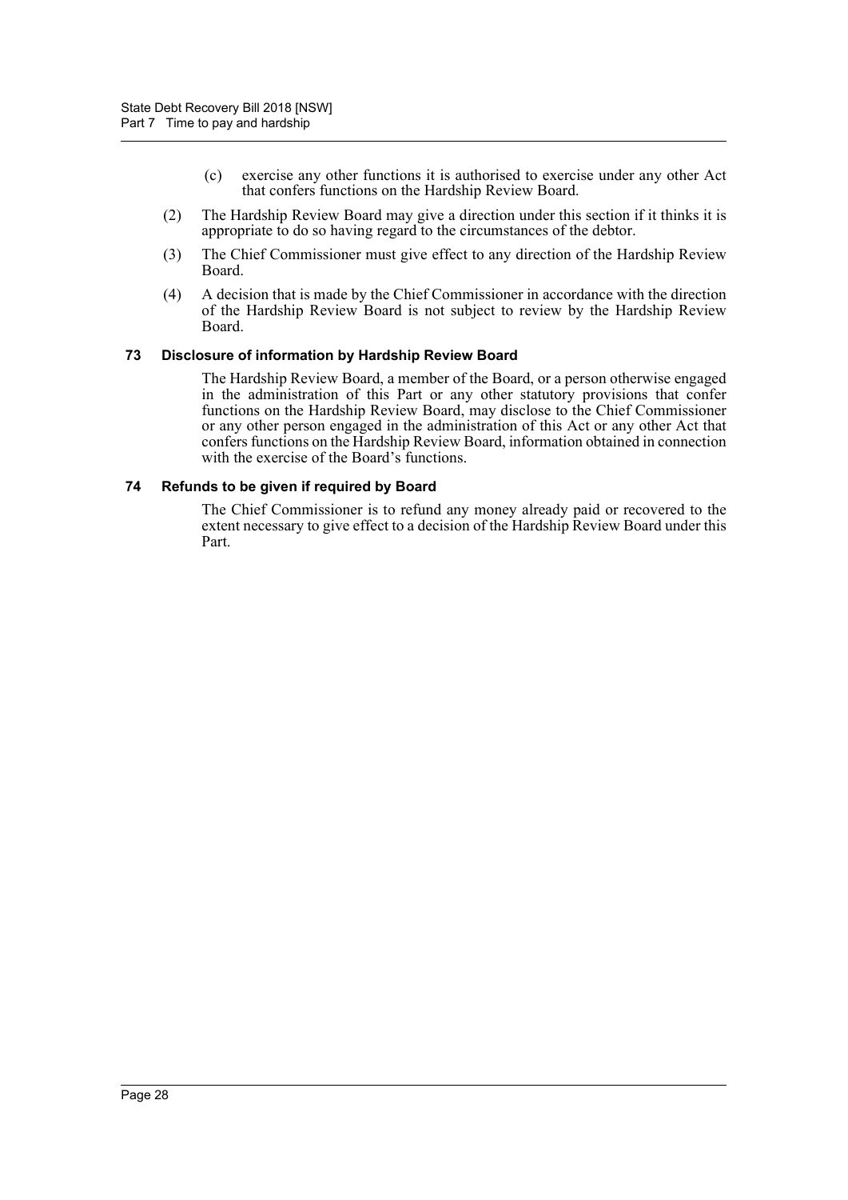(c) exercise any other functions it is authorised to exercise under any other Act that confers functions on the Hardship Review Board.

(2) The Hardship Review Board may give a direction under this section if it thinks it is appropriate to do so having regard to the circumstances of the debtor.

(3) The Chief Commissioner must give effect to any direction of the Hardship Review Board.

(4) A decision that is made by the Chief Commissioner in accordance with the direction of the Hardship Review Board is not subject to review by the Hardship Review Board.

### 73 Disclosure of information by Hardship Review Board

The Hardship Review Board, a member of the Board, or a person otherwise engaged in the administration of this Part or any other statutory provisions that confer functions on the Hardship Review Board, may disclose to the Chief Commissioner or any other person engaged in the administration of this Act or any other Act that confers functions on the Hardship Review Board, information obtained in connection with the exercise of the Board's functions.

### 74 Refunds to be given if required by Board

The Chief Commissioner is to refund any money already paid or recovered to the extent necessary to give effect to a decision of the Hardship Review Board under this Part.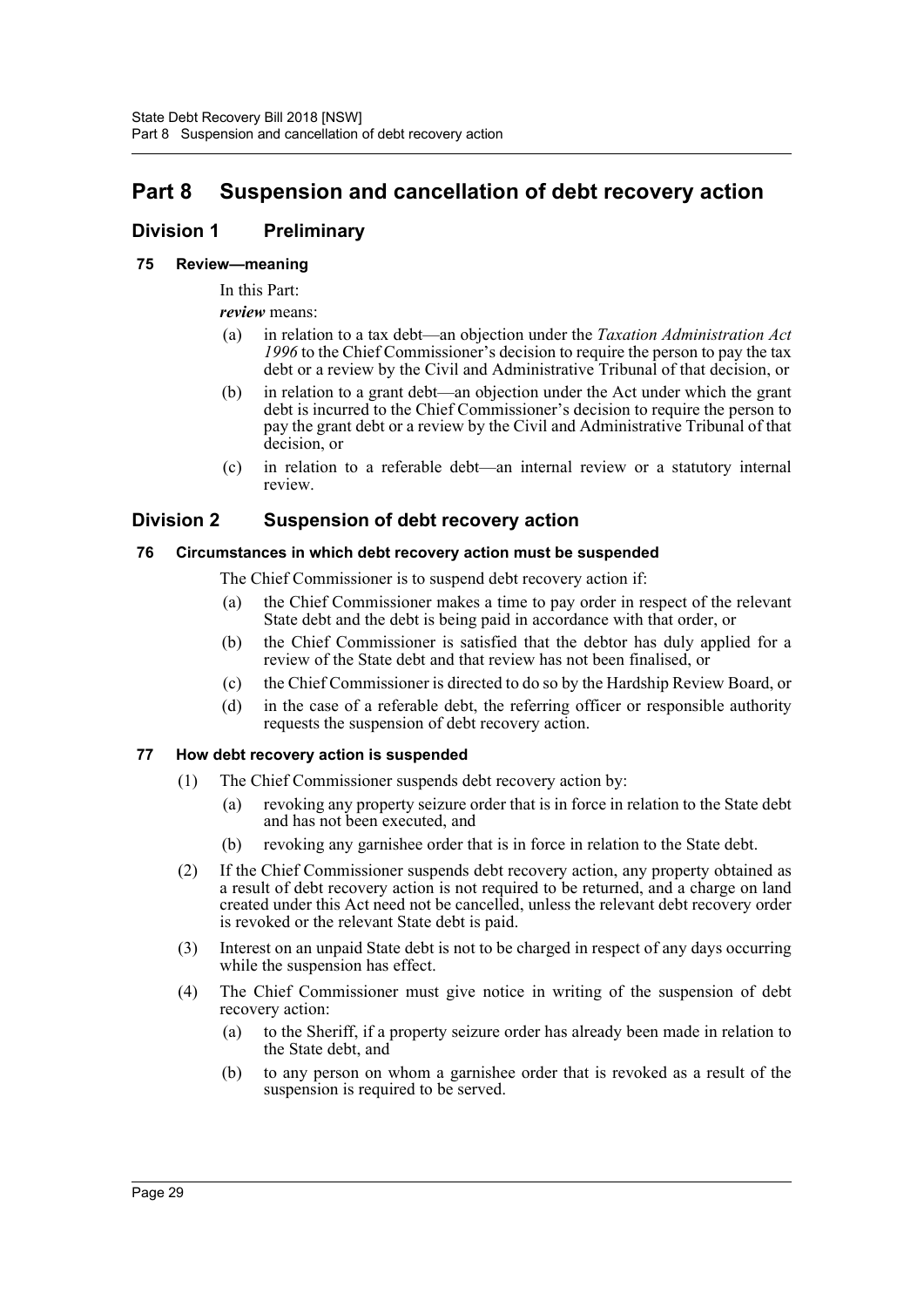# Part 8 Suspension and cancellation of debt recovery action

## Division 1 Preliminary

### 75 Review—meaning

In this Part:

***review*** means:

(a) in relation to a tax debt—an objection under the *Taxation Administration Act 1996* to the Chief Commissioner's decision to require the person to pay the tax debt or a review by the Civil and Administrative Tribunal of that decision, or

(b) in relation to a grant debt—an objection under the Act under which the grant debt is incurred to the Chief Commissioner's decision to require the person to pay the grant debt or a review by the Civil and Administrative Tribunal of that decision, or

(c) in relation to a referable debt—an internal review or a statutory internal review.

## Division 2 Suspension of debt recovery action

### 76 Circumstances in which debt recovery action must be suspended

The Chief Commissioner is to suspend debt recovery action if:

(a) the Chief Commissioner makes a time to pay order in respect of the relevant State debt and the debt is being paid in accordance with that order, or

(b) the Chief Commissioner is satisfied that the debtor has duly applied for a review of the State debt and that review has not been finalised, or

(c) the Chief Commissioner is directed to do so by the Hardship Review Board, or

(d) in the case of a referable debt, the referring officer or responsible authority requests the suspension of debt recovery action.

### 77 How debt recovery action is suspended

(1) The Chief Commissioner suspends debt recovery action by:

(a) revoking any property seizure order that is in force in relation to the State debt and has not been executed, and

(b) revoking any garnishee order that is in force in relation to the State debt.

(2) If the Chief Commissioner suspends debt recovery action, any property obtained as a result of debt recovery action is not required to be returned, and a charge on land created under this Act need not be cancelled, unless the relevant debt recovery order is revoked or the relevant State debt is paid.

(3) Interest on an unpaid State debt is not to be charged in respect of any days occurring while the suspension has effect.

(4) The Chief Commissioner must give notice in writing of the suspension of debt recovery action:

(a) to the Sheriff, if a property seizure order has already been made in relation to the State debt, and

(b) to any person on whom a garnishee order that is revoked as a result of the suspension is required to be served.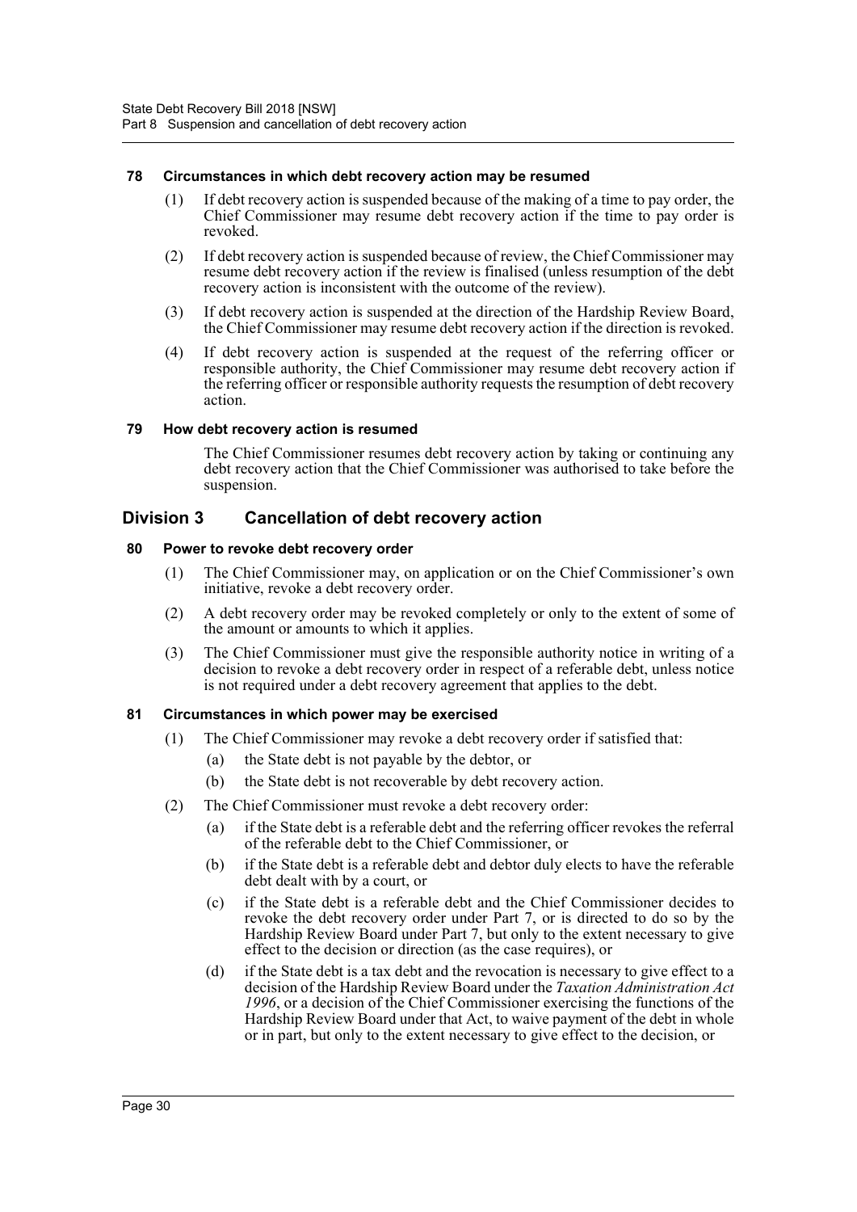#### 78 Circumstances in which debt recovery action may be resumed

(1) If debt recovery action is suspended because of the making of a time to pay order, the Chief Commissioner may resume debt recovery action if the time to pay order is revoked.

(2) If debt recovery action is suspended because of review, the Chief Commissioner may resume debt recovery action if the review is finalised (unless resumption of the debt recovery action is inconsistent with the outcome of the review).

(3) If debt recovery action is suspended at the direction of the Hardship Review Board, the Chief Commissioner may resume debt recovery action if the direction is revoked.

(4) If debt recovery action is suspended at the request of the referring officer or responsible authority, the Chief Commissioner may resume debt recovery action if the referring officer or responsible authority requests the resumption of debt recovery action.

#### 79 How debt recovery action is resumed

The Chief Commissioner resumes debt recovery action by taking or continuing any debt recovery action that the Chief Commissioner was authorised to take before the suspension.

## Division 3 Cancellation of debt recovery action

#### 80 Power to revoke debt recovery order

(1) The Chief Commissioner may, on application or on the Chief Commissioner's own initiative, revoke a debt recovery order.

(2) A debt recovery order may be revoked completely or only to the extent of some of the amount or amounts to which it applies.

(3) The Chief Commissioner must give the responsible authority notice in writing of a decision to revoke a debt recovery order in respect of a referable debt, unless notice is not required under a debt recovery agreement that applies to the debt.

#### 81 Circumstances in which power may be exercised

(1) The Chief Commissioner may revoke a debt recovery order if satisfied that:

(a) the State debt is not payable by the debtor, or

(b) the State debt is not recoverable by debt recovery action.

(2) The Chief Commissioner must revoke a debt recovery order:

(a) if the State debt is a referable debt and the referring officer revokes the referral of the referable debt to the Chief Commissioner, or

(b) if the State debt is a referable debt and debtor duly elects to have the referable debt dealt with by a court, or

(c) if the State debt is a referable debt and the Chief Commissioner decides to revoke the debt recovery order under Part 7, or is directed to do so by the Hardship Review Board under Part 7, but only to the extent necessary to give effect to the decision or direction (as the case requires), or

(d) if the State debt is a tax debt and the revocation is necessary to give effect to a decision of the Hardship Review Board under the *Taxation Administration Act 1996*, or a decision of the Chief Commissioner exercising the functions of the Hardship Review Board under that Act, to waive payment of the debt in whole or in part, but only to the extent necessary to give effect to the decision, or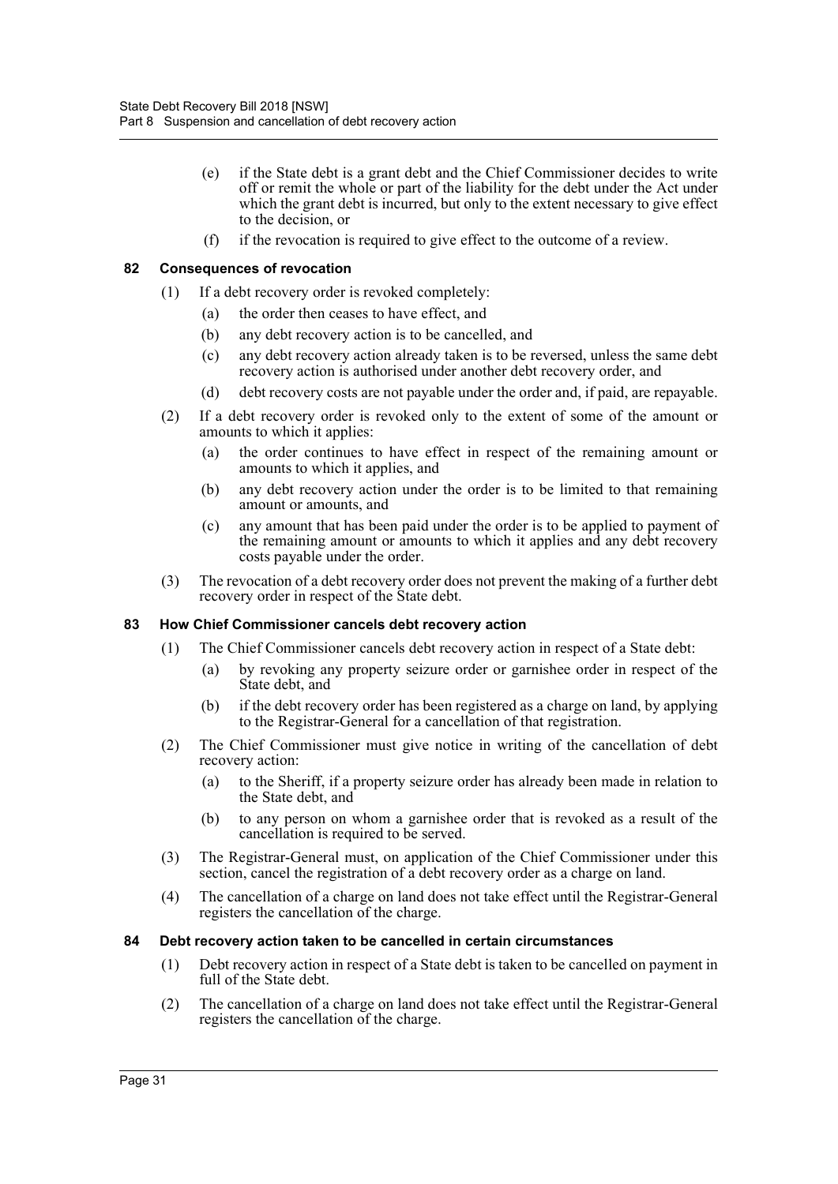(e) if the State debt is a grant debt and the Chief Commissioner decides to write off or remit the whole or part of the liability for the debt under the Act under which the grant debt is incurred, but only to the extent necessary to give effect to the decision, or

(f) if the revocation is required to give effect to the outcome of a review.

### 82 Consequences of revocation

(1) If a debt recovery order is revoked completely:

(a) the order then ceases to have effect, and

(b) any debt recovery action is to be cancelled, and

(c) any debt recovery action already taken is to be reversed, unless the same debt recovery action is authorised under another debt recovery order, and

(d) debt recovery costs are not payable under the order and, if paid, are repayable.

(2) If a debt recovery order is revoked only to the extent of some of the amount or amounts to which it applies:

(a) the order continues to have effect in respect of the remaining amount or amounts to which it applies, and

(b) any debt recovery action under the order is to be limited to that remaining amount or amounts, and

(c) any amount that has been paid under the order is to be applied to payment of the remaining amount or amounts to which it applies and any debt recovery costs payable under the order.

(3) The revocation of a debt recovery order does not prevent the making of a further debt recovery order in respect of the State debt.

### 83 How Chief Commissioner cancels debt recovery action

(1) The Chief Commissioner cancels debt recovery action in respect of a State debt:

(a) by revoking any property seizure order or garnishee order in respect of the State debt, and

(b) if the debt recovery order has been registered as a charge on land, by applying to the Registrar-General for a cancellation of that registration.

(2) The Chief Commissioner must give notice in writing of the cancellation of debt recovery action:

(a) to the Sheriff, if a property seizure order has already been made in relation to the State debt, and

(b) to any person on whom a garnishee order that is revoked as a result of the cancellation is required to be served.

(3) The Registrar-General must, on application of the Chief Commissioner under this section, cancel the registration of a debt recovery order as a charge on land.

(4) The cancellation of a charge on land does not take effect until the Registrar-General registers the cancellation of the charge.

### 84 Debt recovery action taken to be cancelled in certain circumstances

(1) Debt recovery action in respect of a State debt is taken to be cancelled on payment in full of the State debt.

(2) The cancellation of a charge on land does not take effect until the Registrar-General registers the cancellation of the charge.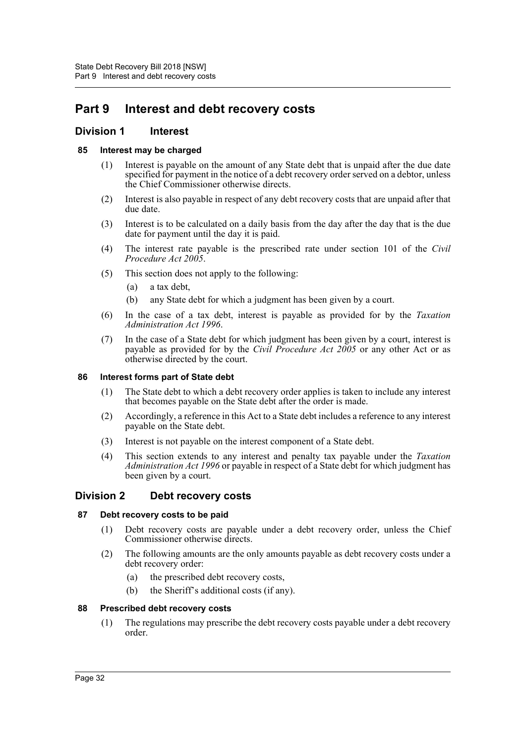# Part 9 Interest and debt recovery costs

## Division 1 Interest

### 85 Interest may be charged

(1) Interest is payable on the amount of any State debt that is unpaid after the due date specified for payment in the notice of a debt recovery order served on a debtor, unless the Chief Commissioner otherwise directs.

(2) Interest is also payable in respect of any debt recovery costs that are unpaid after that due date.

(3) Interest is to be calculated on a daily basis from the day after the day that is the due date for payment until the day it is paid.

(4) The interest rate payable is the prescribed rate under section 101 of the *Civil Procedure Act 2005*.

(5) This section does not apply to the following:

- (a) a tax debt,
- (b) any State debt for which a judgment has been given by a court.

(6) In the case of a tax debt, interest is payable as provided for by the *Taxation Administration Act 1996*.

(7) In the case of a State debt for which judgment has been given by a court, interest is payable as provided for by the *Civil Procedure Act 2005* or any other Act or as otherwise directed by the court.

### 86 Interest forms part of State debt

(1) The State debt to which a debt recovery order applies is taken to include any interest that becomes payable on the State debt after the order is made.

(2) Accordingly, a reference in this Act to a State debt includes a reference to any interest payable on the State debt.

(3) Interest is not payable on the interest component of a State debt.

(4) This section extends to any interest and penalty tax payable under the *Taxation Administration Act 1996* or payable in respect of a State debt for which judgment has been given by a court.

## Division 2 Debt recovery costs

### 87 Debt recovery costs to be paid

(1) Debt recovery costs are payable under a debt recovery order, unless the Chief Commissioner otherwise directs.

(2) The following amounts are the only amounts payable as debt recovery costs under a debt recovery order:

- (a) the prescribed debt recovery costs,
- (b) the Sheriff's additional costs (if any).

### 88 Prescribed debt recovery costs

(1) The regulations may prescribe the debt recovery costs payable under a debt recovery order.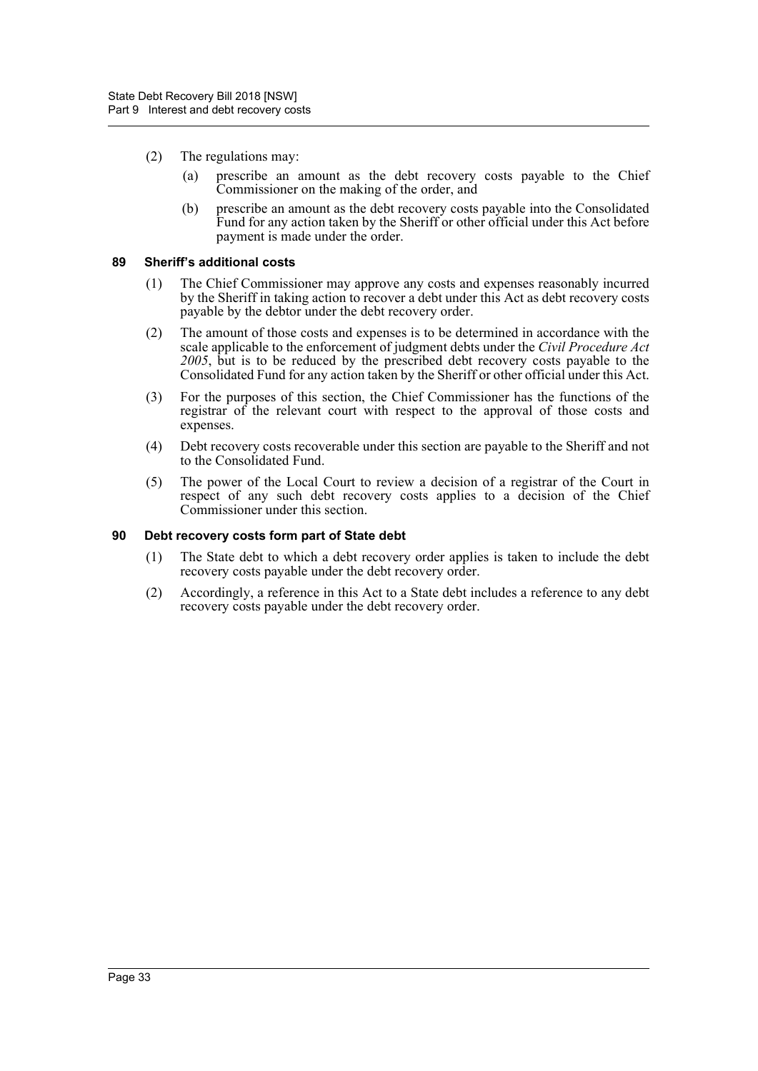(2) The regulations may:

(a) prescribe an amount as the debt recovery costs payable to the Chief Commissioner on the making of the order, and

(b) prescribe an amount as the debt recovery costs payable into the Consolidated Fund for any action taken by the Sheriff or other official under this Act before payment is made under the order.

### 89 Sheriff's additional costs

(1) The Chief Commissioner may approve any costs and expenses reasonably incurred by the Sheriff in taking action to recover a debt under this Act as debt recovery costs payable by the debtor under the debt recovery order.

(2) The amount of those costs and expenses is to be determined in accordance with the scale applicable to the enforcement of judgment debts under the *Civil Procedure Act 2005*, but is to be reduced by the prescribed debt recovery costs payable to the Consolidated Fund for any action taken by the Sheriff or other official under this Act.

(3) For the purposes of this section, the Chief Commissioner has the functions of the registrar of the relevant court with respect to the approval of those costs and expenses.

(4) Debt recovery costs recoverable under this section are payable to the Sheriff and not to the Consolidated Fund.

(5) The power of the Local Court to review a decision of a registrar of the Court in respect of any such debt recovery costs applies to a decision of the Chief Commissioner under this section.

### 90 Debt recovery costs form part of State debt

(1) The State debt to which a debt recovery order applies is taken to include the debt recovery costs payable under the debt recovery order.

(2) Accordingly, a reference in this Act to a State debt includes a reference to any debt recovery costs payable under the debt recovery order.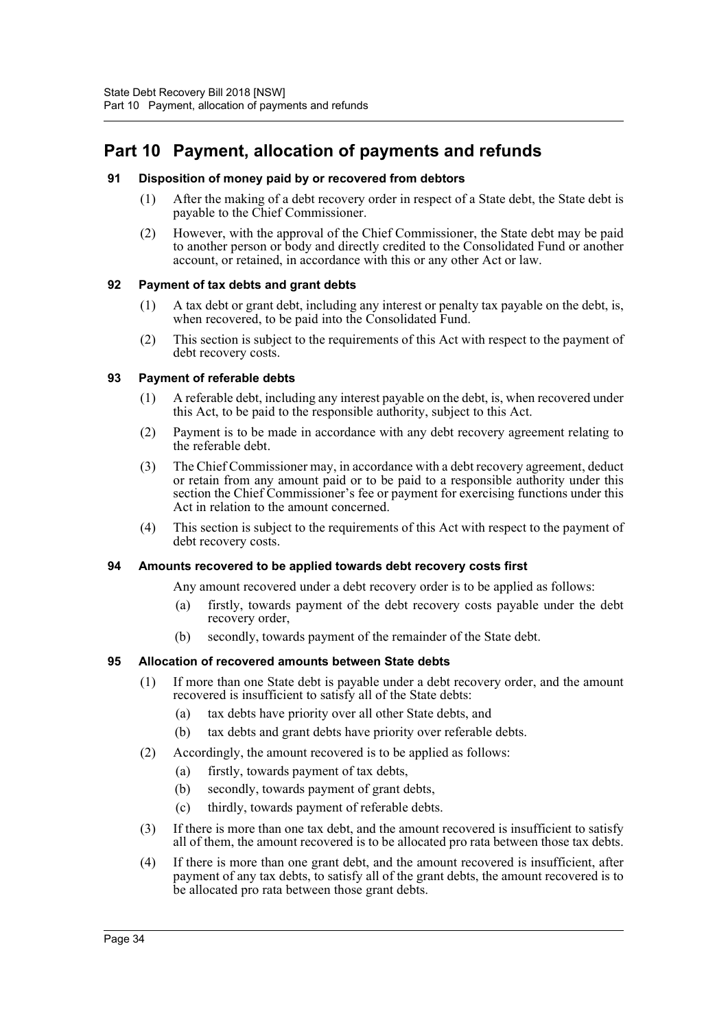# Part 10 Payment, allocation of payments and refunds

### 91 Disposition of money paid by or recovered from debtors

(1) After the making of a debt recovery order in respect of a State debt, the State debt is payable to the Chief Commissioner.

(2) However, with the approval of the Chief Commissioner, the State debt may be paid to another person or body and directly credited to the Consolidated Fund or another account, or retained, in accordance with this or any other Act or law.

### 92 Payment of tax debts and grant debts

(1) A tax debt or grant debt, including any interest or penalty tax payable on the debt, is, when recovered, to be paid into the Consolidated Fund.

(2) This section is subject to the requirements of this Act with respect to the payment of debt recovery costs.

### 93 Payment of referable debts

(1) A referable debt, including any interest payable on the debt, is, when recovered under this Act, to be paid to the responsible authority, subject to this Act.

(2) Payment is to be made in accordance with any debt recovery agreement relating to the referable debt.

(3) The Chief Commissioner may, in accordance with a debt recovery agreement, deduct or retain from any amount paid or to be paid to a responsible authority under this section the Chief Commissioner's fee or payment for exercising functions under this Act in relation to the amount concerned.

(4) This section is subject to the requirements of this Act with respect to the payment of debt recovery costs.

### 94 Amounts recovered to be applied towards debt recovery costs first

Any amount recovered under a debt recovery order is to be applied as follows:

(a) firstly, towards payment of the debt recovery costs payable under the debt recovery order,

(b) secondly, towards payment of the remainder of the State debt.

### 95 Allocation of recovered amounts between State debts

(1) If more than one State debt is payable under a debt recovery order, and the amount recovered is insufficient to satisfy all of the State debts:

(a) tax debts have priority over all other State debts, and

(b) tax debts and grant debts have priority over referable debts.

(2) Accordingly, the amount recovered is to be applied as follows:

(a) firstly, towards payment of tax debts,

(b) secondly, towards payment of grant debts,

(c) thirdly, towards payment of referable debts.

(3) If there is more than one tax debt, and the amount recovered is insufficient to satisfy all of them, the amount recovered is to be allocated pro rata between those tax debts.

(4) If there is more than one grant debt, and the amount recovered is insufficient, after payment of any tax debts, to satisfy all of the grant debts, the amount recovered is to be allocated pro rata between those grant debts.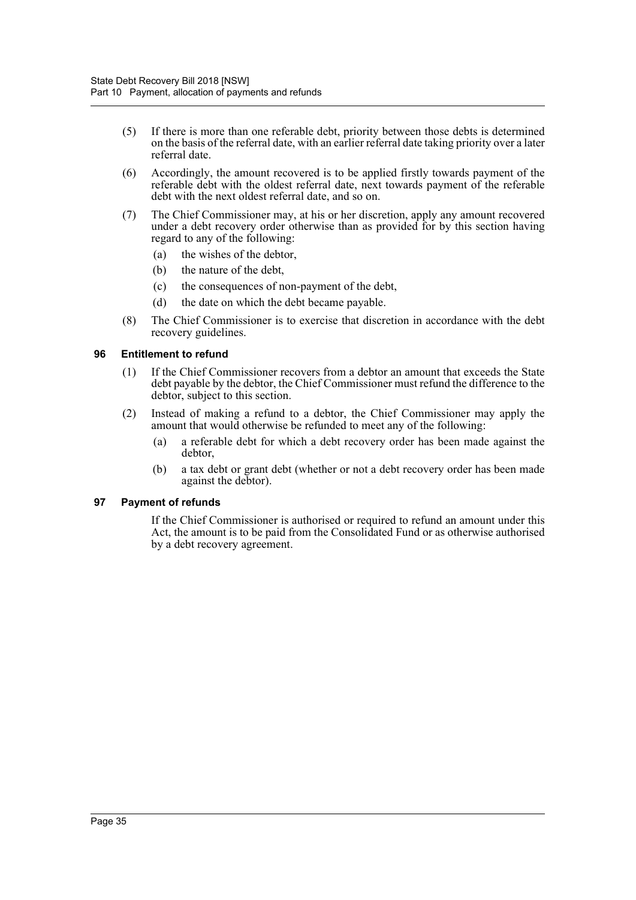(5) If there is more than one referable debt, priority between those debts is determined on the basis of the referral date, with an earlier referral date taking priority over a later referral date.

(6) Accordingly, the amount recovered is to be applied firstly towards payment of the referable debt with the oldest referral date, next towards payment of the referable debt with the next oldest referral date, and so on.

(7) The Chief Commissioner may, at his or her discretion, apply any amount recovered under a debt recovery order otherwise than as provided for by this section having regard to any of the following:

- (a) the wishes of the debtor,
- (b) the nature of the debt,
- (c) the consequences of non-payment of the debt,
- (d) the date on which the debt became payable.

(8) The Chief Commissioner is to exercise that discretion in accordance with the debt recovery guidelines.

### 96 Entitlement to refund

(1) If the Chief Commissioner recovers from a debtor an amount that exceeds the State debt payable by the debtor, the Chief Commissioner must refund the difference to the debtor, subject to this section.

(2) Instead of making a refund to a debtor, the Chief Commissioner may apply the amount that would otherwise be refunded to meet any of the following:

- (a) a referable debt for which a debt recovery order has been made against the debtor,
- (b) a tax debt or grant debt (whether or not a debt recovery order has been made against the debtor).

### 97 Payment of refunds

If the Chief Commissioner is authorised or required to refund an amount under this Act, the amount is to be paid from the Consolidated Fund or as otherwise authorised by a debt recovery agreement.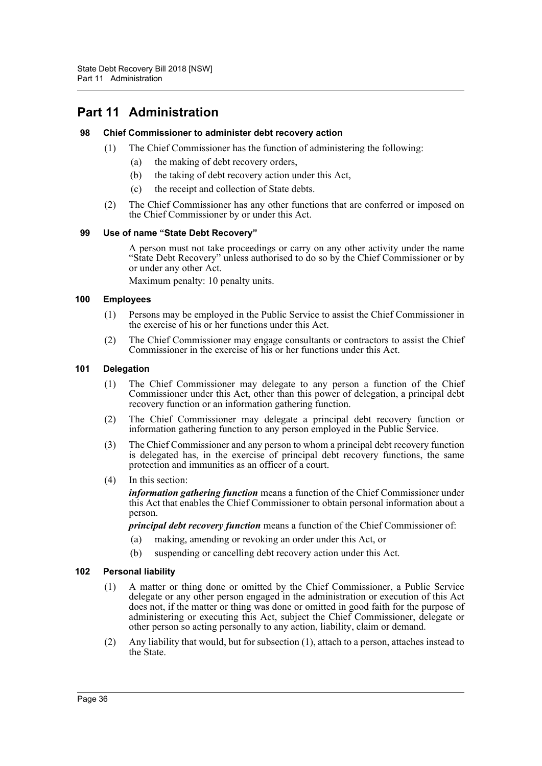# Part 11 Administration

### 98 Chief Commissioner to administer debt recovery action

(1) The Chief Commissioner has the function of administering the following:

(a) the making of debt recovery orders,

(b) the taking of debt recovery action under this Act,

(c) the receipt and collection of State debts.

(2) The Chief Commissioner has any other functions that are conferred or imposed on the Chief Commissioner by or under this Act.

### 99 Use of name "State Debt Recovery"

A person must not take proceedings or carry on any other activity under the name "State Debt Recovery" unless authorised to do so by the Chief Commissioner or by or under any other Act.

Maximum penalty: 10 penalty units.

### 100 Employees

(1) Persons may be employed in the Public Service to assist the Chief Commissioner in the exercise of his or her functions under this Act.

(2) The Chief Commissioner may engage consultants or contractors to assist the Chief Commissioner in the exercise of his or her functions under this Act.

### 101 Delegation

(1) The Chief Commissioner may delegate to any person a function of the Chief Commissioner under this Act, other than this power of delegation, a principal debt recovery function or an information gathering function.

(2) The Chief Commissioner may delegate a principal debt recovery function or information gathering function to any person employed in the Public Service.

(3) The Chief Commissioner and any person to whom a principal debt recovery function is delegated has, in the exercise of principal debt recovery functions, the same protection and immunities as an officer of a court.

(4) In this section:

***information gathering function*** means a function of the Chief Commissioner under this Act that enables the Chief Commissioner to obtain personal information about a person.

***principal debt recovery function*** means a function of the Chief Commissioner of:

(a) making, amending or revoking an order under this Act, or

(b) suspending or cancelling debt recovery action under this Act.

### 102 Personal liability

(1) A matter or thing done or omitted by the Chief Commissioner, a Public Service delegate or any other person engaged in the administration or execution of this Act does not, if the matter or thing was done or omitted in good faith for the purpose of administering or executing this Act, subject the Chief Commissioner, delegate or other person so acting personally to any action, liability, claim or demand.

(2) Any liability that would, but for subsection (1), attach to a person, attaches instead to the State.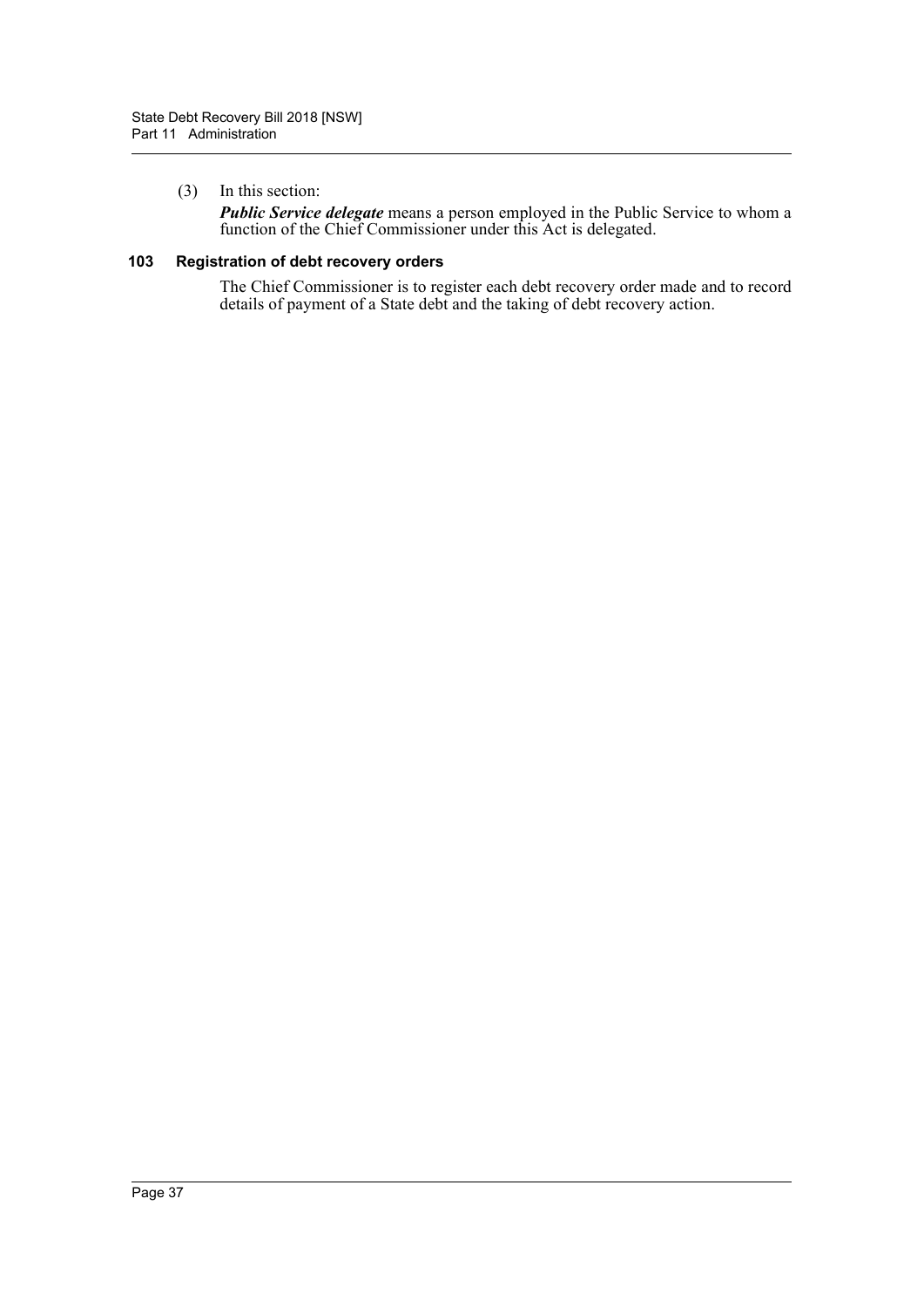(3) In this section:

***Public Service delegate*** means a person employed in the Public Service to whom a function of the Chief Commissioner under this Act is delegated.

### 103 Registration of debt recovery orders

The Chief Commissioner is to register each debt recovery order made and to record details of payment of a State debt and the taking of debt recovery action.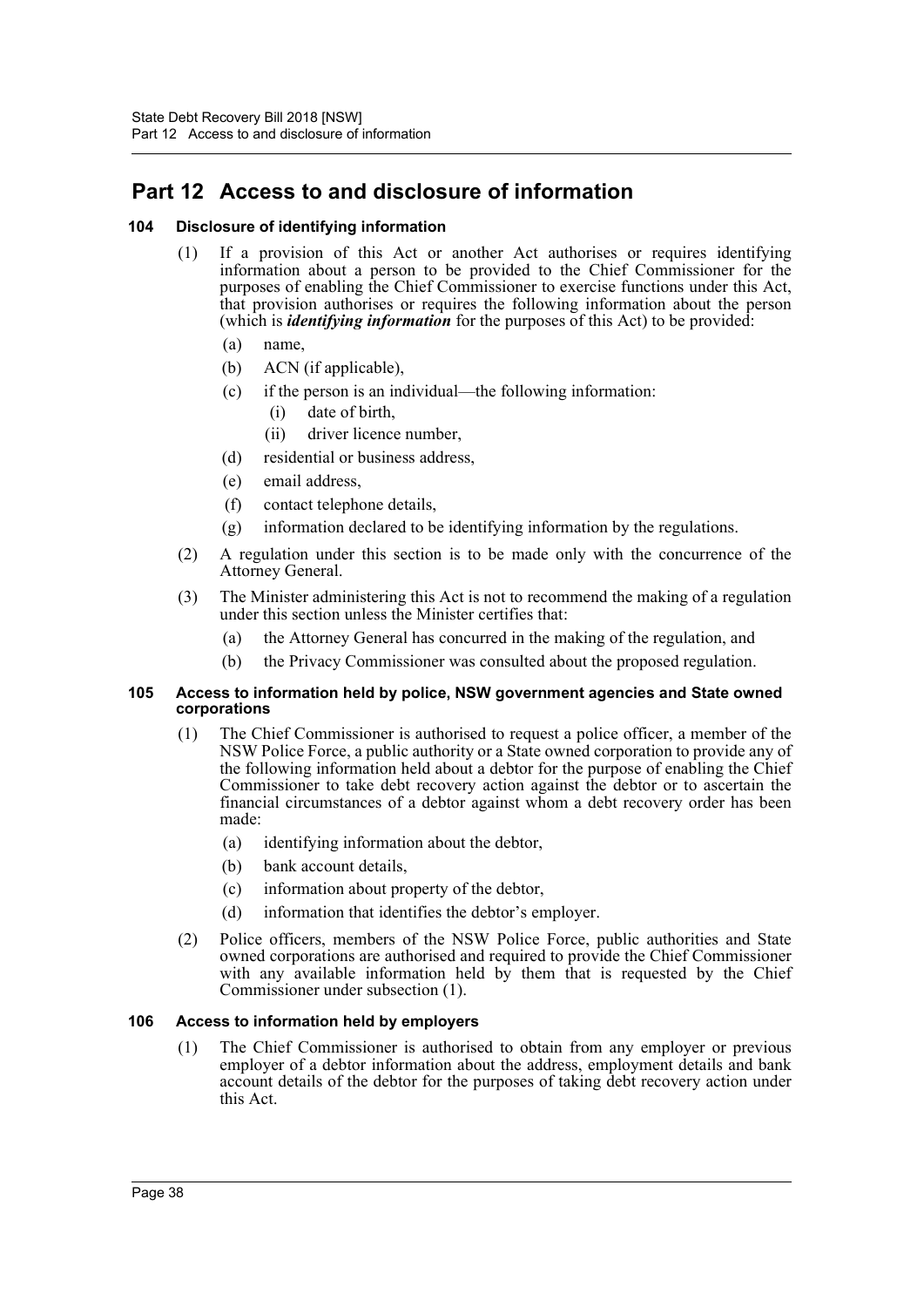# Part 12 Access to and disclosure of information

### 104 Disclosure of identifying information

(1) If a provision of this Act or another Act authorises or requires identifying information about a person to be provided to the Chief Commissioner for the purposes of enabling the Chief Commissioner to exercise functions under this Act, that provision authorises or requires the following information about the person (which is ***identifying information*** for the purposes of this Act) to be provided:

- (a) name,
- (b) ACN (if applicable),
- (c) if the person is an individual—the following information:
  - (i) date of birth,
  - (ii) driver licence number,
- (d) residential or business address,
- (e) email address,
- (f) contact telephone details,
- (g) information declared to be identifying information by the regulations.

(2) A regulation under this section is to be made only with the concurrence of the Attorney General.

(3) The Minister administering this Act is not to recommend the making of a regulation under this section unless the Minister certifies that:

- (a) the Attorney General has concurred in the making of the regulation, and
- (b) the Privacy Commissioner was consulted about the proposed regulation.

### 105 Access to information held by police, NSW government agencies and State owned corporations

(1) The Chief Commissioner is authorised to request a police officer, a member of the NSW Police Force, a public authority or a State owned corporation to provide any of the following information held about a debtor for the purpose of enabling the Chief Commissioner to take debt recovery action against the debtor or to ascertain the financial circumstances of a debtor against whom a debt recovery order has been made:

- (a) identifying information about the debtor,
- (b) bank account details,
- (c) information about property of the debtor,
- (d) information that identifies the debtor's employer.

(2) Police officers, members of the NSW Police Force, public authorities and State owned corporations are authorised and required to provide the Chief Commissioner with any available information held by them that is requested by the Chief Commissioner under subsection (1).

### 106 Access to information held by employers

(1) The Chief Commissioner is authorised to obtain from any employer or previous employer of a debtor information about the address, employment details and bank account details of the debtor for the purposes of taking debt recovery action under this Act.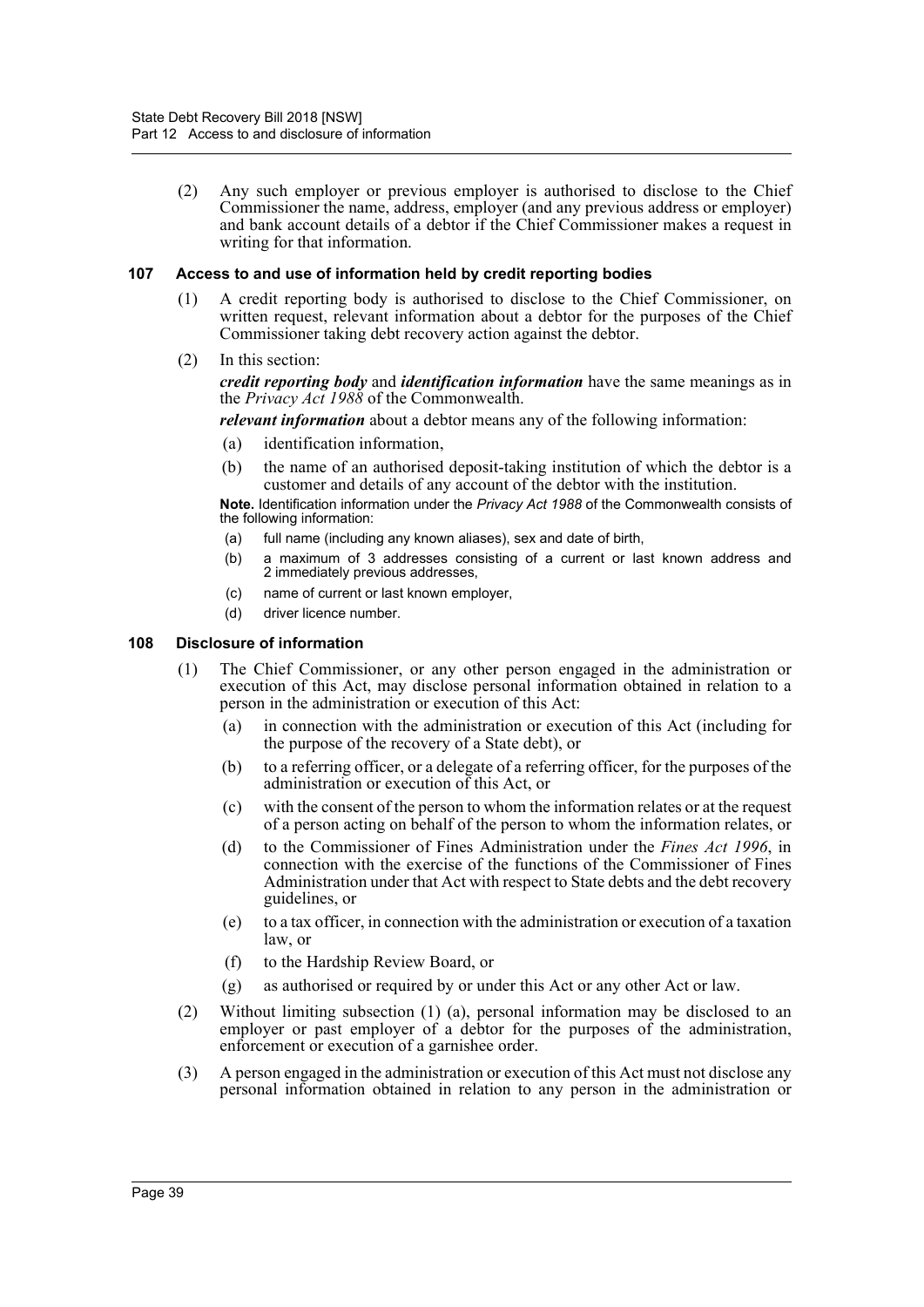(2) Any such employer or previous employer is authorised to disclose to the Chief Commissioner the name, address, employer (and any previous address or employer) and bank account details of a debtor if the Chief Commissioner makes a request in writing for that information.

### 107 Access to and use of information held by credit reporting bodies

(1) A credit reporting body is authorised to disclose to the Chief Commissioner, on written request, relevant information about a debtor for the purposes of the Chief Commissioner taking debt recovery action against the debtor.

(2) In this section:

***credit reporting body*** and ***identification information*** have the same meanings as in the *Privacy Act 1988* of the Commonwealth.

***relevant information*** about a debtor means any of the following information:

(a) identification information,

(b) the name of an authorised deposit-taking institution of which the debtor is a customer and details of any account of the debtor with the institution.

**Note.** Identification information under the *Privacy Act 1988* of the Commonwealth consists of the following information:

(a) full name (including any known aliases), sex and date of birth,

(b) a maximum of 3 addresses consisting of a current or last known address and 2 immediately previous addresses,

(c) name of current or last known employer,

(d) driver licence number.

### 108 Disclosure of information

(1) The Chief Commissioner, or any other person engaged in the administration or execution of this Act, may disclose personal information obtained in relation to a person in the administration or execution of this Act:

(a) in connection with the administration or execution of this Act (including for the purpose of the recovery of a State debt), or

(b) to a referring officer, or a delegate of a referring officer, for the purposes of the administration or execution of this Act, or

(c) with the consent of the person to whom the information relates or at the request of a person acting on behalf of the person to whom the information relates, or

(d) to the Commissioner of Fines Administration under the *Fines Act 1996*, in connection with the exercise of the functions of the Commissioner of Fines Administration under that Act with respect to State debts and the debt recovery guidelines, or

(e) to a tax officer, in connection with the administration or execution of a taxation law, or

(f) to the Hardship Review Board, or

(g) as authorised or required by or under this Act or any other Act or law.

(2) Without limiting subsection (1) (a), personal information may be disclosed to an employer or past employer of a debtor for the purposes of the administration, enforcement or execution of a garnishee order.

(3) A person engaged in the administration or execution of this Act must not disclose any personal information obtained in relation to any person in the administration or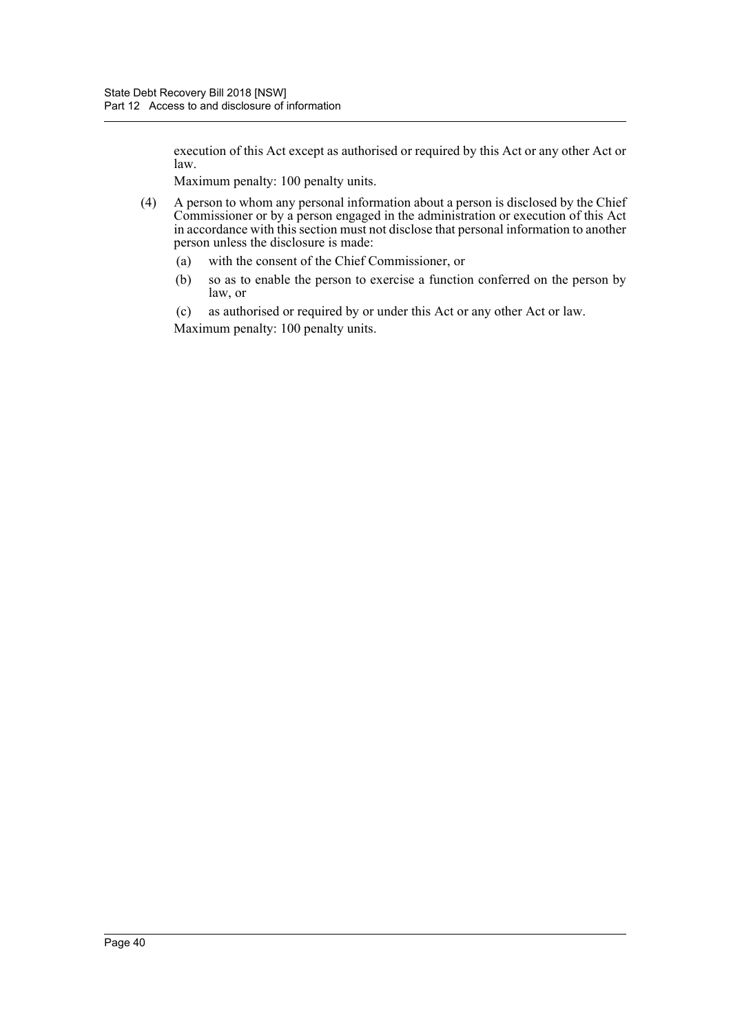execution of this Act except as authorised or required by this Act or any other Act or law.

Maximum penalty: 100 penalty units.

(4) A person to whom any personal information about a person is disclosed by the Chief Commissioner or by a person engaged in the administration or execution of this Act in accordance with this section must not disclose that personal information to another person unless the disclosure is made:

(a) with the consent of the Chief Commissioner, or

(b) so as to enable the person to exercise a function conferred on the person by law, or

(c) as authorised or required by or under this Act or any other Act or law.

Maximum penalty: 100 penalty units.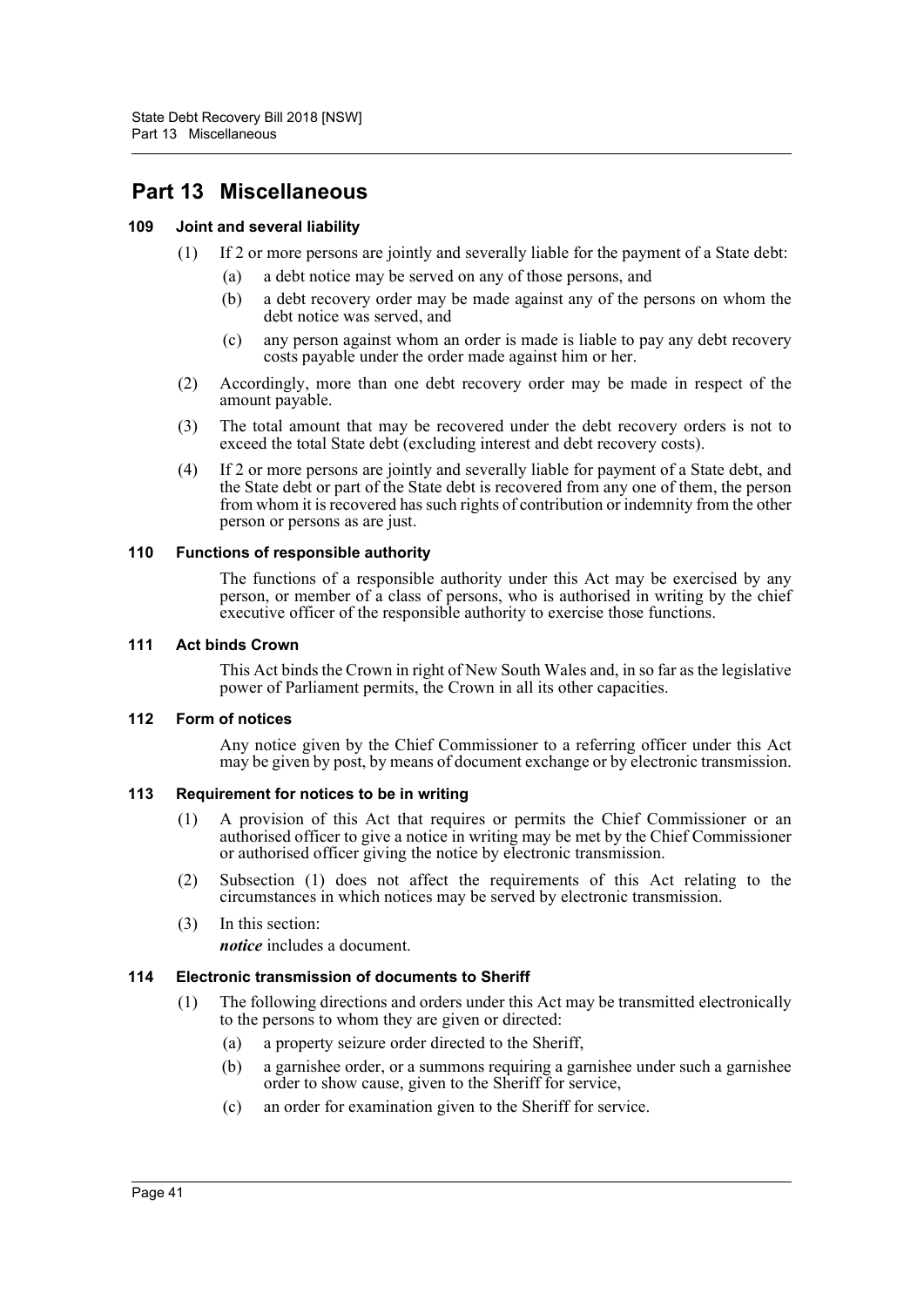# Part 13 Miscellaneous

### 109 Joint and several liability

(1) If 2 or more persons are jointly and severally liable for the payment of a State debt:

(a) a debt notice may be served on any of those persons, and

(b) a debt recovery order may be made against any of the persons on whom the debt notice was served, and

(c) any person against whom an order is made is liable to pay any debt recovery costs payable under the order made against him or her.

(2) Accordingly, more than one debt recovery order may be made in respect of the amount payable.

(3) The total amount that may be recovered under the debt recovery orders is not to exceed the total State debt (excluding interest and debt recovery costs).

(4) If 2 or more persons are jointly and severally liable for payment of a State debt, and the State debt or part of the State debt is recovered from any one of them, the person from whom it is recovered has such rights of contribution or indemnity from the other person or persons as are just.

### 110 Functions of responsible authority

The functions of a responsible authority under this Act may be exercised by any person, or member of a class of persons, who is authorised in writing by the chief executive officer of the responsible authority to exercise those functions.

### 111 Act binds Crown

This Act binds the Crown in right of New South Wales and, in so far as the legislative power of Parliament permits, the Crown in all its other capacities.

### 112 Form of notices

Any notice given by the Chief Commissioner to a referring officer under this Act may be given by post, by means of document exchange or by electronic transmission.

### 113 Requirement for notices to be in writing

(1) A provision of this Act that requires or permits the Chief Commissioner or an authorised officer to give a notice in writing may be met by the Chief Commissioner or authorised officer giving the notice by electronic transmission.

(2) Subsection (1) does not affect the requirements of this Act relating to the circumstances in which notices may be served by electronic transmission.

(3) In this section:

***notice*** includes a document.

### 114 Electronic transmission of documents to Sheriff

(1) The following directions and orders under this Act may be transmitted electronically to the persons to whom they are given or directed:

(a) a property seizure order directed to the Sheriff,

(b) a garnishee order, or a summons requiring a garnishee under such a garnishee order to show cause, given to the Sheriff for service,

(c) an order for examination given to the Sheriff for service.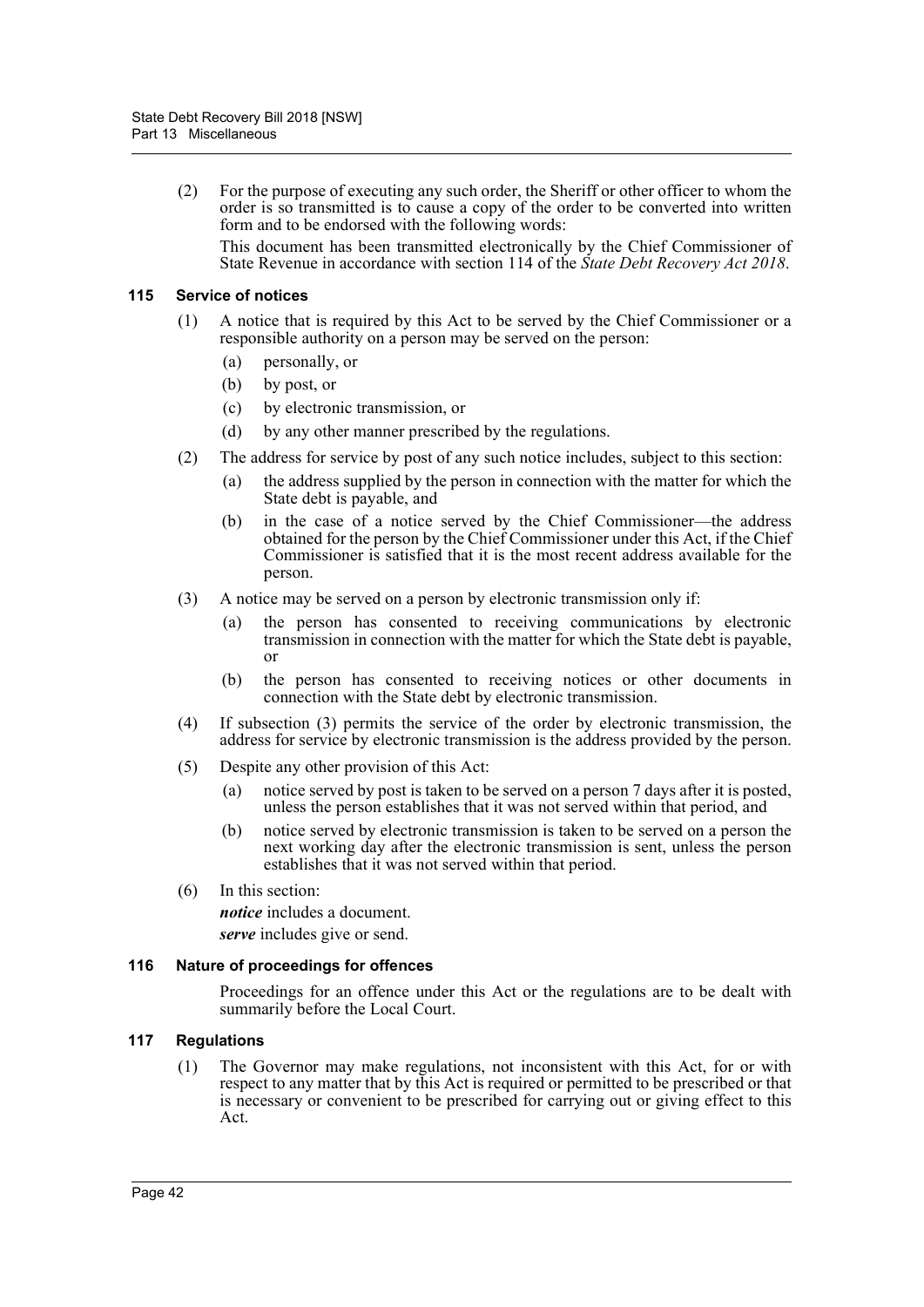(2) For the purpose of executing any such order, the Sheriff or other officer to whom the order is so transmitted is to cause a copy of the order to be converted into written form and to be endorsed with the following words:

This document has been transmitted electronically by the Chief Commissioner of State Revenue in accordance with section 114 of the *State Debt Recovery Act 2018*.

### 115 Service of notices

(1) A notice that is required by this Act to be served by the Chief Commissioner or a responsible authority on a person may be served on the person:

(a) personally, or

(b) by post, or

(c) by electronic transmission, or

(d) by any other manner prescribed by the regulations.

(2) The address for service by post of any such notice includes, subject to this section:

(a) the address supplied by the person in connection with the matter for which the State debt is payable, and

(b) in the case of a notice served by the Chief Commissioner—the address obtained for the person by the Chief Commissioner under this Act, if the Chief Commissioner is satisfied that it is the most recent address available for the person.

(3) A notice may be served on a person by electronic transmission only if:

(a) the person has consented to receiving communications by electronic transmission in connection with the matter for which the State debt is payable, or

(b) the person has consented to receiving notices or other documents in connection with the State debt by electronic transmission.

(4) If subsection (3) permits the service of the order by electronic transmission, the address for service by electronic transmission is the address provided by the person.

(5) Despite any other provision of this Act:

(a) notice served by post is taken to be served on a person 7 days after it is posted, unless the person establishes that it was not served within that period, and

(b) notice served by electronic transmission is taken to be served on a person the next working day after the electronic transmission is sent, unless the person establishes that it was not served within that period.

(6) In this section:

***notice*** includes a document.

***serve*** includes give or send.

### 116 Nature of proceedings for offences

Proceedings for an offence under this Act or the regulations are to be dealt with summarily before the Local Court.

### 117 Regulations

(1) The Governor may make regulations, not inconsistent with this Act, for or with respect to any matter that by this Act is required or permitted to be prescribed or that is necessary or convenient to be prescribed for carrying out or giving effect to this Act.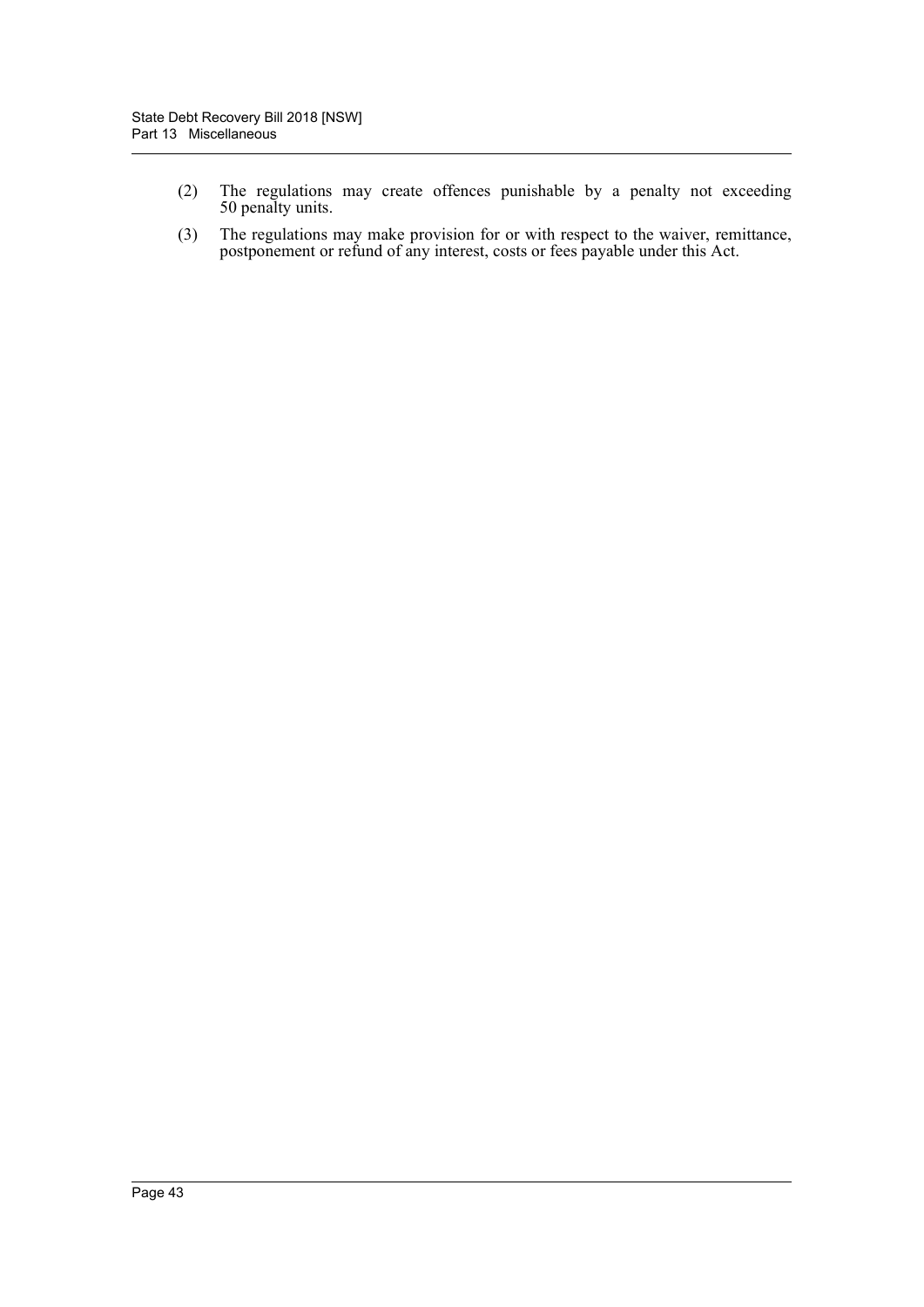(2) The regulations may create offences punishable by a penalty not exceeding 50 penalty units.

(3) The regulations may make provision for or with respect to the waiver, remittance, postponement or refund of any interest, costs or fees payable under this Act.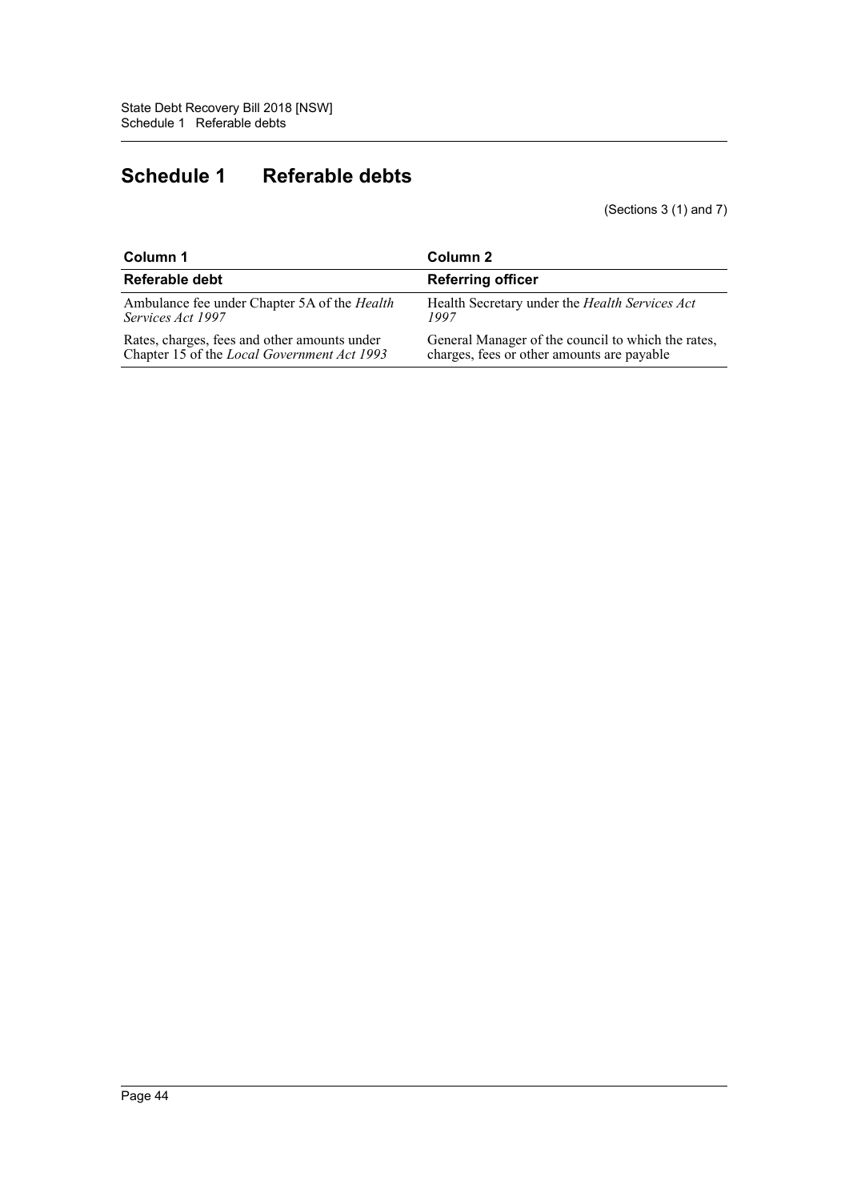# Schedule 1 Referable debts

(Sections 3 (1) and 7)

| Column 1 | Column 2 |
|---|---|
| **Referable debt** | **Referring officer** |
| Ambulance fee under Chapter 5A of the *Health Services Act 1997* | Health Secretary under the *Health Services Act 1997* |
| Rates, charges, fees and other amounts under Chapter 15 of the *Local Government Act 1993* | General Manager of the council to which the rates, charges, fees or other amounts are payable |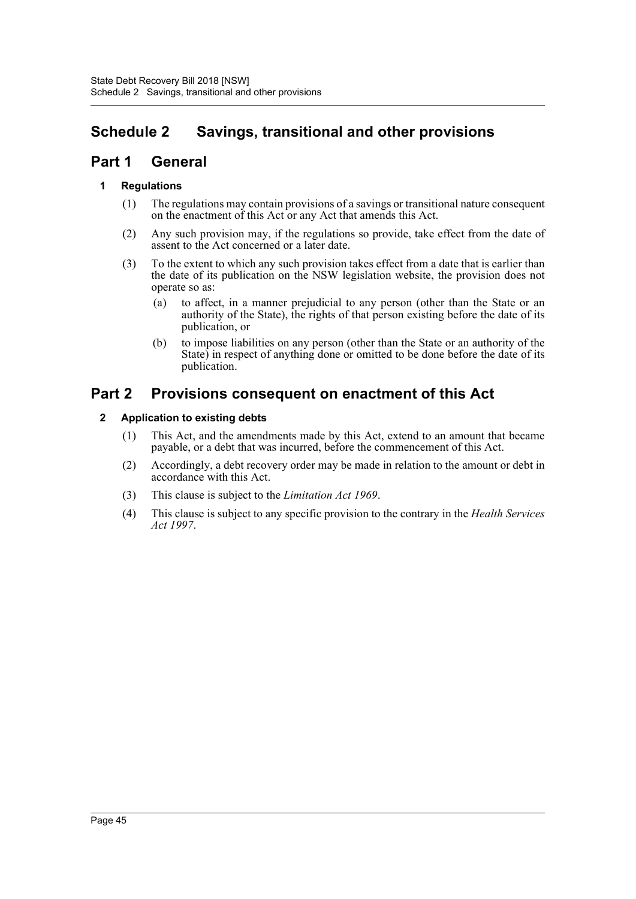# Schedule 2 Savings, transitional and other provisions

## Part 1 General

### 1 Regulations

(1) The regulations may contain provisions of a savings or transitional nature consequent on the enactment of this Act or any Act that amends this Act.

(2) Any such provision may, if the regulations so provide, take effect from the date of assent to the Act concerned or a later date.

(3) To the extent to which any such provision takes effect from a date that is earlier than the date of its publication on the NSW legislation website, the provision does not operate so as:

(a) to affect, in a manner prejudicial to any person (other than the State or an authority of the State), the rights of that person existing before the date of its publication, or

(b) to impose liabilities on any person (other than the State or an authority of the State) in respect of anything done or omitted to be done before the date of its publication.

## Part 2 Provisions consequent on enactment of this Act

### 2 Application to existing debts

(1) This Act, and the amendments made by this Act, extend to an amount that became payable, or a debt that was incurred, before the commencement of this Act.

(2) Accordingly, a debt recovery order may be made in relation to the amount or debt in accordance with this Act.

(3) This clause is subject to the *Limitation Act 1969*.

(4) This clause is subject to any specific provision to the contrary in the *Health Services Act 1997*.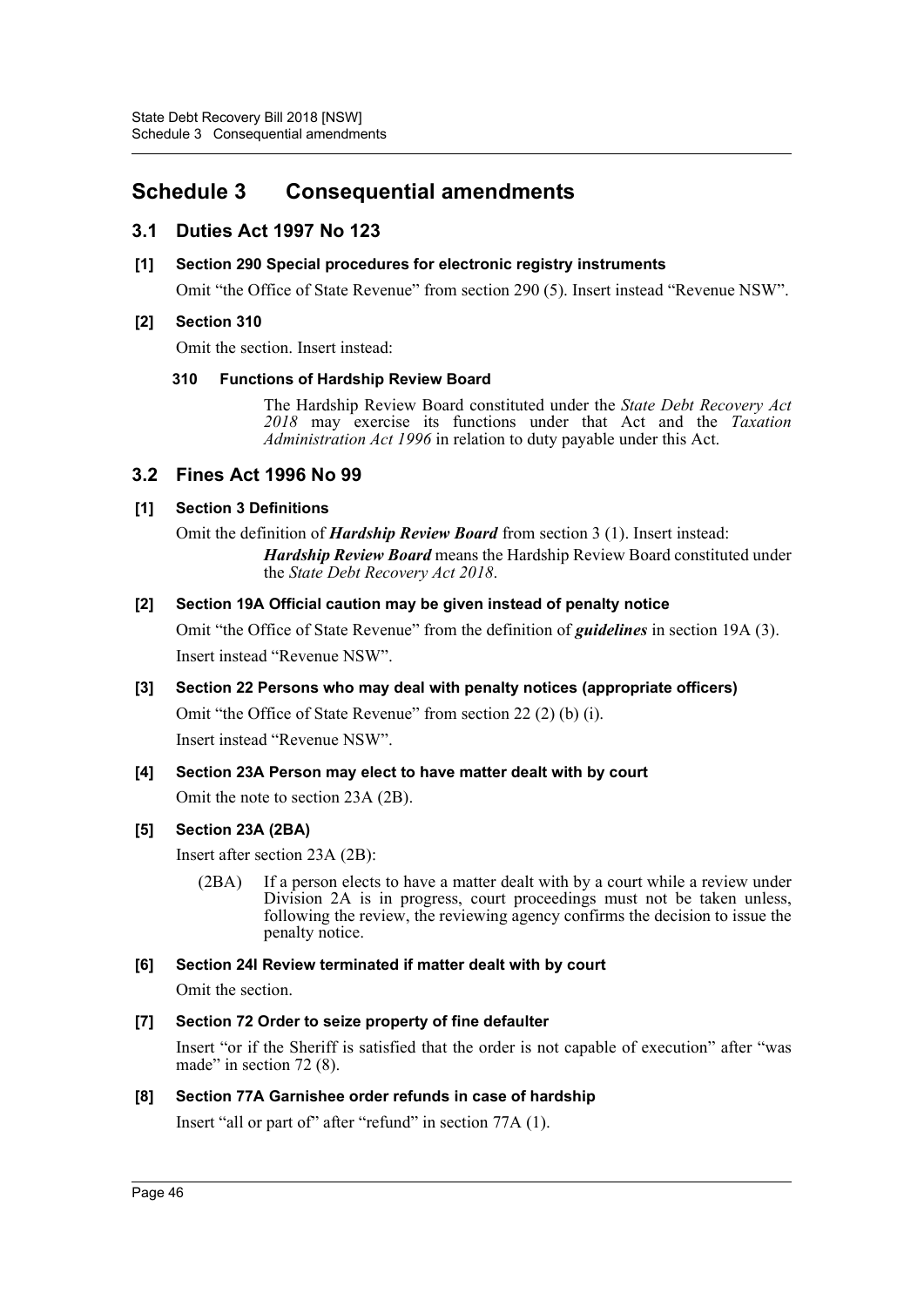# Schedule 3 Consequential amendments

## 3.1 Duties Act 1997 No 123

### [1] Section 290 Special procedures for electronic registry instruments

Omit "the Office of State Revenue" from section 290 (5). Insert instead "Revenue NSW".

### [2] Section 310

Omit the section. Insert instead:

#### 310 Functions of Hardship Review Board

The Hardship Review Board constituted under the *State Debt Recovery Act 2018* may exercise its functions under that Act and the *Taxation Administration Act 1996* in relation to duty payable under this Act.

## 3.2 Fines Act 1996 No 99

### [1] Section 3 Definitions

Omit the definition of ***Hardship Review Board*** from section 3 (1). Insert instead:

> ***Hardship Review Board*** means the Hardship Review Board constituted under the *State Debt Recovery Act 2018*.

### [2] Section 19A Official caution may be given instead of penalty notice

Omit "the Office of State Revenue" from the definition of ***guidelines*** in section 19A (3).

Insert instead "Revenue NSW".

### [3] Section 22 Persons who may deal with penalty notices (appropriate officers)

Omit "the Office of State Revenue" from section 22 (2) (b) (i).

Insert instead "Revenue NSW".

### [4] Section 23A Person may elect to have matter dealt with by court

Omit the note to section 23A (2B).

### [5] Section 23A (2BA)

Insert after section 23A (2B):

> (2BA) If a person elects to have a matter dealt with by a court while a review under Division 2A is in progress, court proceedings must not be taken unless, following the review, the reviewing agency confirms the decision to issue the penalty notice.

### [6] Section 24I Review terminated if matter dealt with by court

Omit the section.

### [7] Section 72 Order to seize property of fine defaulter

Insert "or if the Sheriff is satisfied that the order is not capable of execution" after "was made" in section 72 (8).

### [8] Section 77A Garnishee order refunds in case of hardship

Insert "all or part of" after "refund" in section 77A (1).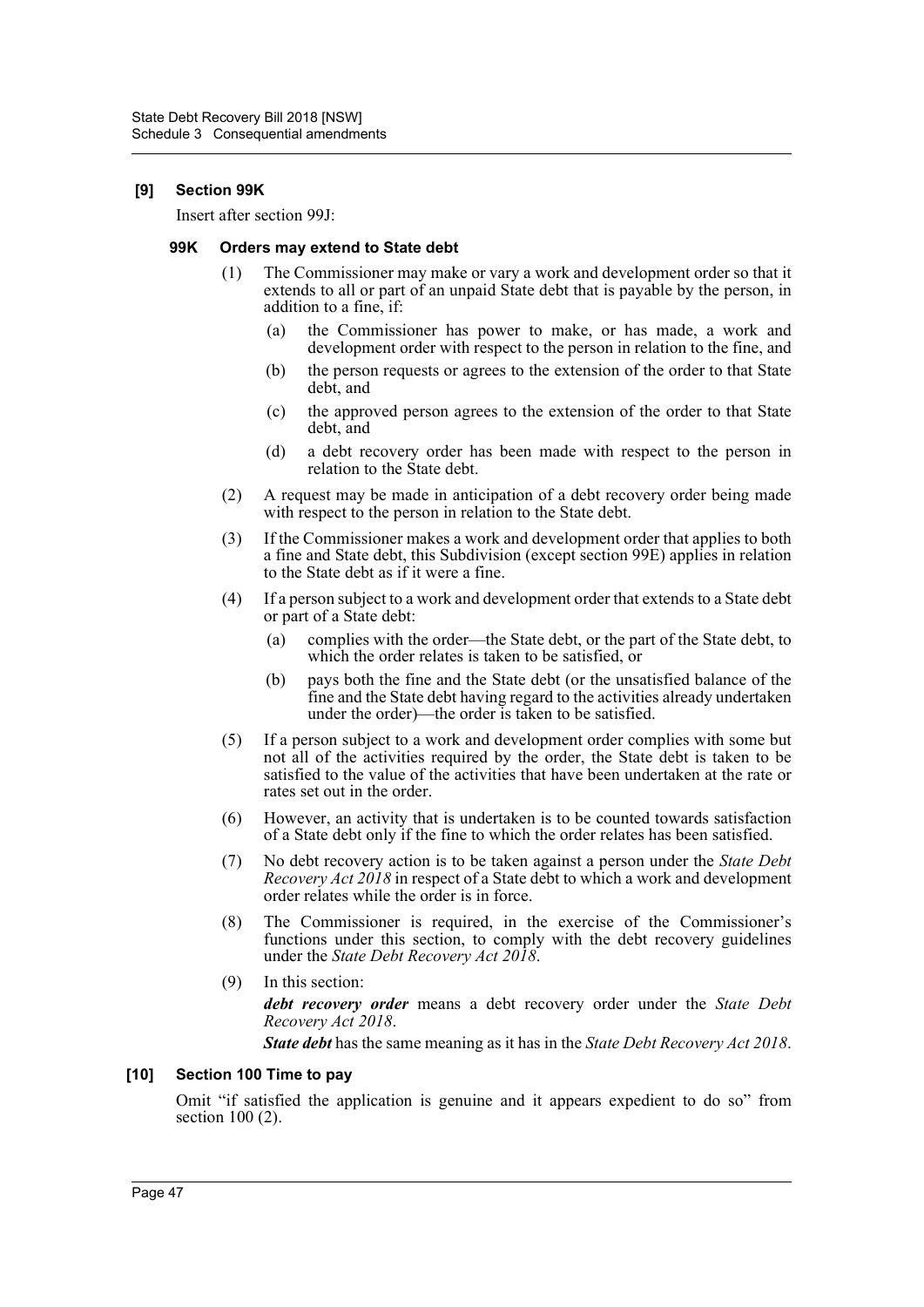## [9] Section 99K

Insert after section 99J:

### 99K Orders may extend to State debt

(1) The Commissioner may make or vary a work and development order so that it extends to all or part of an unpaid State debt that is payable by the person, in addition to a fine, if:

(a) the Commissioner has power to make, or has made, a work and development order with respect to the person in relation to the fine, and

(b) the person requests or agrees to the extension of the order to that State debt, and

(c) the approved person agrees to the extension of the order to that State debt, and

(d) a debt recovery order has been made with respect to the person in relation to the State debt.

(2) A request may be made in anticipation of a debt recovery order being made with respect to the person in relation to the State debt.

(3) If the Commissioner makes a work and development order that applies to both a fine and State debt, this Subdivision (except section 99E) applies in relation to the State debt as if it were a fine.

(4) If a person subject to a work and development order that extends to a State debt or part of a State debt:

(a) complies with the order—the State debt, or the part of the State debt, to which the order relates is taken to be satisfied, or

(b) pays both the fine and the State debt (or the unsatisfied balance of the fine and the State debt having regard to the activities already undertaken under the order)—the order is taken to be satisfied.

(5) If a person subject to a work and development order complies with some but not all of the activities required by the order, the State debt is taken to be satisfied to the value of the activities that have been undertaken at the rate or rates set out in the order.

(6) However, an activity that is undertaken is to be counted towards satisfaction of a State debt only if the fine to which the order relates has been satisfied.

(7) No debt recovery action is to be taken against a person under the *State Debt Recovery Act 2018* in respect of a State debt to which a work and development order relates while the order is in force.

(8) The Commissioner is required, in the exercise of the Commissioner's functions under this section, to comply with the debt recovery guidelines under the *State Debt Recovery Act 2018*.

(9) In this section:

***debt recovery order*** means a debt recovery order under the *State Debt Recovery Act 2018*.

***State debt*** has the same meaning as it has in the *State Debt Recovery Act 2018*.

## [10] Section 100 Time to pay

Omit "if satisfied the application is genuine and it appears expedient to do so" from section 100 (2).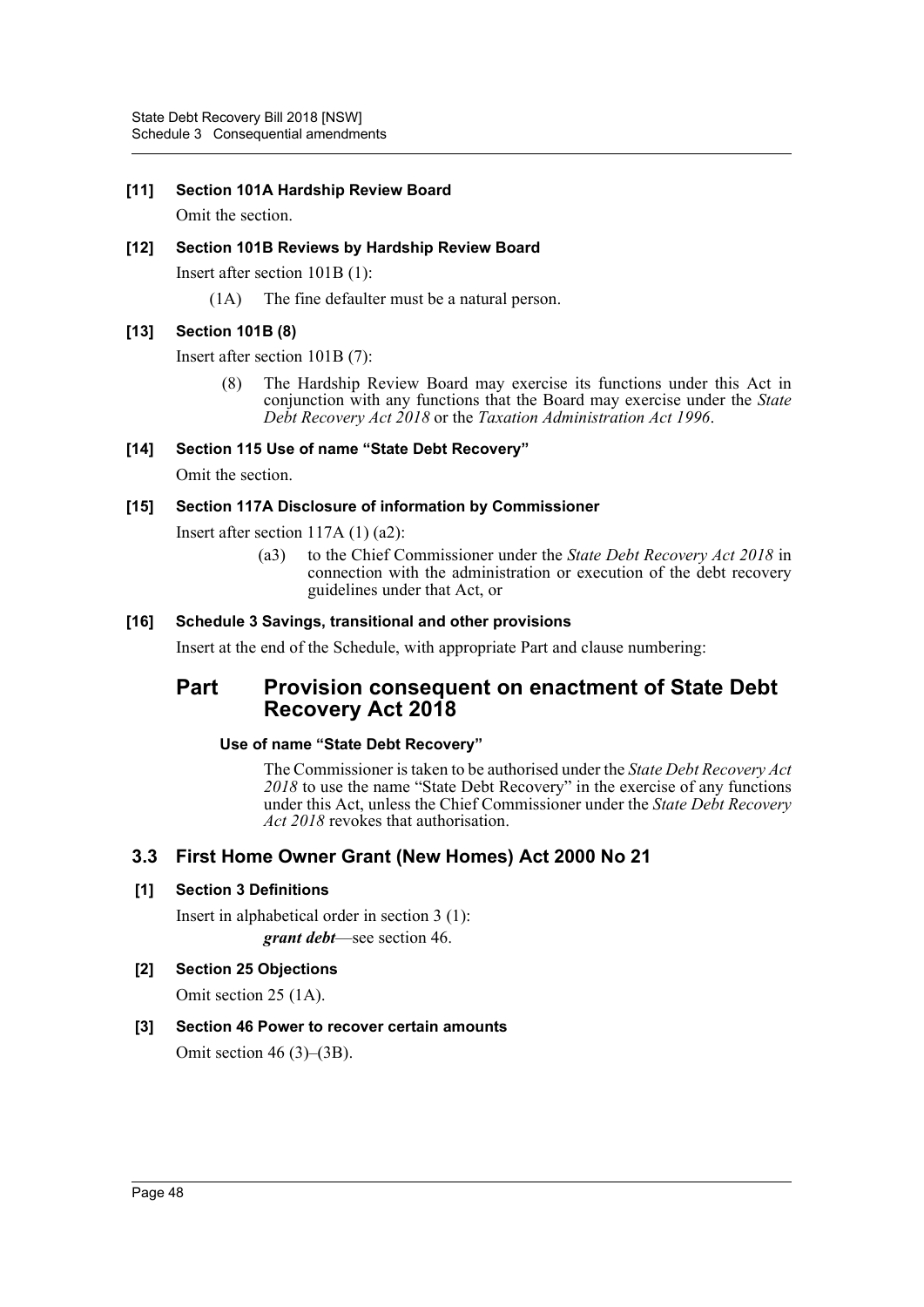**[11] Section 101A Hardship Review Board**

Omit the section.

**[12] Section 101B Reviews by Hardship Review Board**

Insert after section 101B (1):

(1A) The fine defaulter must be a natural person.

**[13] Section 101B (8)**

Insert after section 101B (7):

(8) The Hardship Review Board may exercise its functions under this Act in conjunction with any functions that the Board may exercise under the *State Debt Recovery Act 2018* or the *Taxation Administration Act 1996*.

**[14] Section 115 Use of name "State Debt Recovery"**

Omit the section.

**[15] Section 117A Disclosure of information by Commissioner**

Insert after section 117A (1) (a2):

(a3) to the Chief Commissioner under the *State Debt Recovery Act 2018* in connection with the administration or execution of the debt recovery guidelines under that Act, or

**[16] Schedule 3 Savings, transitional and other provisions**

Insert at the end of the Schedule, with appropriate Part and clause numbering:

## Part Provision consequent on enactment of State Debt Recovery Act 2018

**Use of name "State Debt Recovery"**

The Commissioner is taken to be authorised under the *State Debt Recovery Act 2018* to use the name "State Debt Recovery" in the exercise of any functions under this Act, unless the Chief Commissioner under the *State Debt Recovery Act 2018* revokes that authorisation.

## 3.3 First Home Owner Grant (New Homes) Act 2000 No 21

**[1] Section 3 Definitions**

Insert in alphabetical order in section 3 (1):

***grant debt***—see section 46.

**[2] Section 25 Objections**

Omit section 25 (1A).

**[3] Section 46 Power to recover certain amounts**

Omit section 46 (3)–(3B).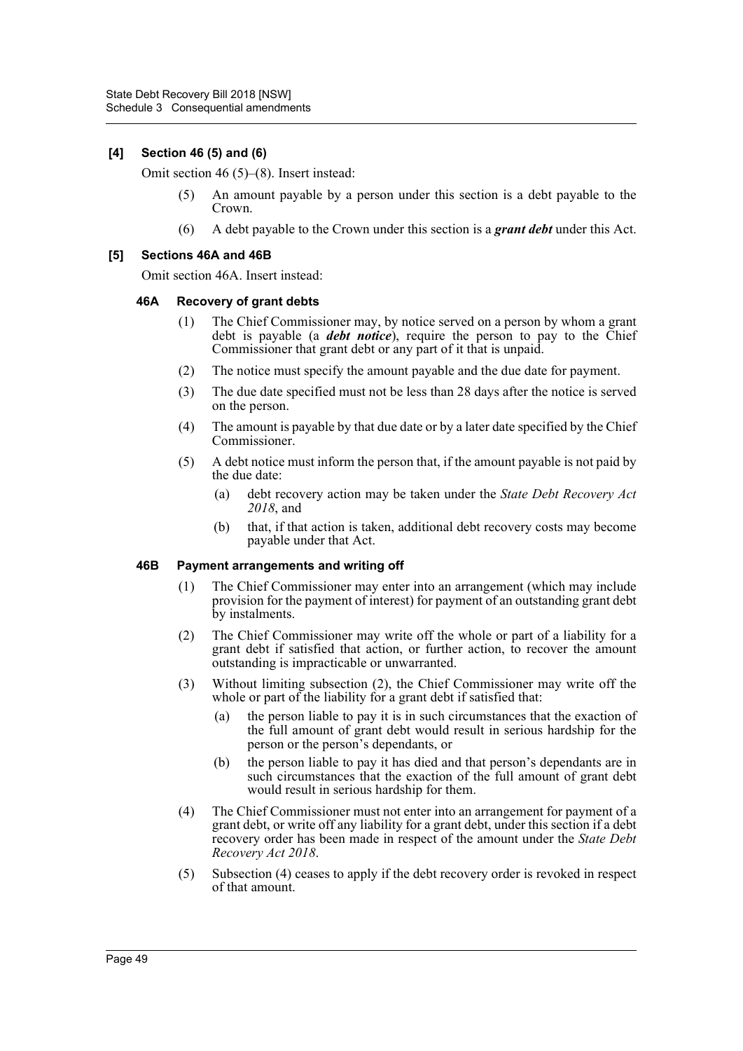### [4] Section 46 (5) and (6)

Omit section 46 (5)–(8). Insert instead:

(5) An amount payable by a person under this section is a debt payable to the Crown.

(6) A debt payable to the Crown under this section is a ***grant debt*** under this Act.

### [5] Sections 46A and 46B

Omit section 46A. Insert instead:

#### 46A Recovery of grant debts

(1) The Chief Commissioner may, by notice served on a person by whom a grant debt is payable (a ***debt notice***), require the person to pay to the Chief Commissioner that grant debt or any part of it that is unpaid.

(2) The notice must specify the amount payable and the due date for payment.

(3) The due date specified must not be less than 28 days after the notice is served on the person.

(4) The amount is payable by that due date or by a later date specified by the Chief Commissioner.

(5) A debt notice must inform the person that, if the amount payable is not paid by the due date:

(a) debt recovery action may be taken under the *State Debt Recovery Act 2018*, and

(b) that, if that action is taken, additional debt recovery costs may become payable under that Act.

#### 46B Payment arrangements and writing off

(1) The Chief Commissioner may enter into an arrangement (which may include provision for the payment of interest) for payment of an outstanding grant debt by instalments.

(2) The Chief Commissioner may write off the whole or part of a liability for a grant debt if satisfied that action, or further action, to recover the amount outstanding is impracticable or unwarranted.

(3) Without limiting subsection (2), the Chief Commissioner may write off the whole or part of the liability for a grant debt if satisfied that:

(a) the person liable to pay it is in such circumstances that the exaction of the full amount of grant debt would result in serious hardship for the person or the person's dependants, or

(b) the person liable to pay it has died and that person's dependants are in such circumstances that the exaction of the full amount of grant debt would result in serious hardship for them.

(4) The Chief Commissioner must not enter into an arrangement for payment of a grant debt, or write off any liability for a grant debt, under this section if a debt recovery order has been made in respect of the amount under the *State Debt Recovery Act 2018*.

(5) Subsection (4) ceases to apply if the debt recovery order is revoked in respect of that amount.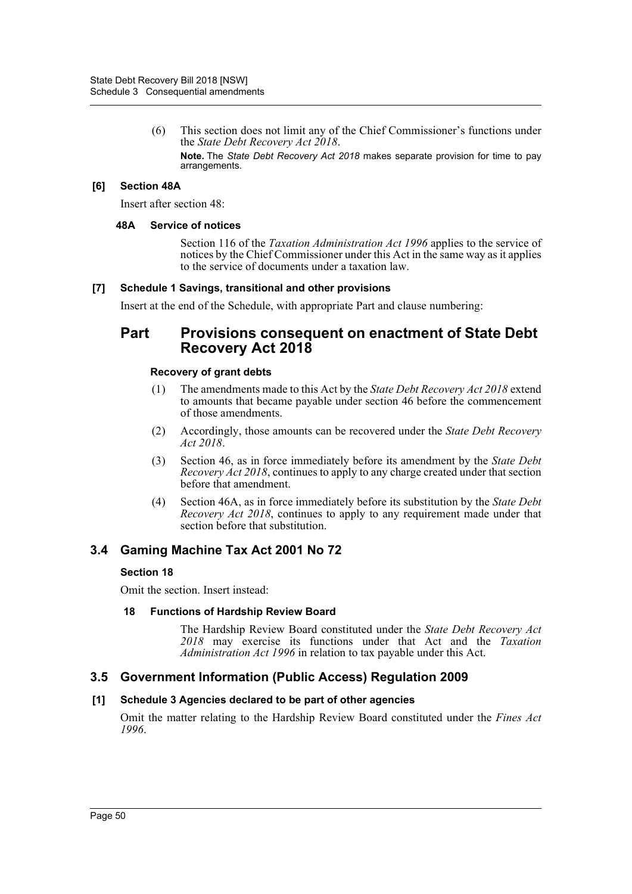(6) This section does not limit any of the Chief Commissioner's functions under the *State Debt Recovery Act 2018*.

**Note.** The *State Debt Recovery Act 2018* makes separate provision for time to pay arrangements.

#### [6] Section 48A

Insert after section 48:

##### 48A Service of notices

Section 116 of the *Taxation Administration Act 1996* applies to the service of notices by the Chief Commissioner under this Act in the same way as it applies to the service of documents under a taxation law.

#### [7] Schedule 1 Savings, transitional and other provisions

Insert at the end of the Schedule, with appropriate Part and clause numbering:

## Part Provisions consequent on enactment of State Debt Recovery Act 2018

##### Recovery of grant debts

(1) The amendments made to this Act by the *State Debt Recovery Act 2018* extend to amounts that became payable under section 46 before the commencement of those amendments.

(2) Accordingly, those amounts can be recovered under the *State Debt Recovery Act 2018*.

(3) Section 46, as in force immediately before its amendment by the *State Debt Recovery Act 2018*, continues to apply to any charge created under that section before that amendment.

(4) Section 46A, as in force immediately before its substitution by the *State Debt Recovery Act 2018*, continues to apply to any requirement made under that section before that substitution.

### 3.4 Gaming Machine Tax Act 2001 No 72

#### Section 18

Omit the section. Insert instead:

##### 18 Functions of Hardship Review Board

The Hardship Review Board constituted under the *State Debt Recovery Act 2018* may exercise its functions under that Act and the *Taxation Administration Act 1996* in relation to tax payable under this Act.

### 3.5 Government Information (Public Access) Regulation 2009

#### [1] Schedule 3 Agencies declared to be part of other agencies

Omit the matter relating to the Hardship Review Board constituted under the *Fines Act 1996*.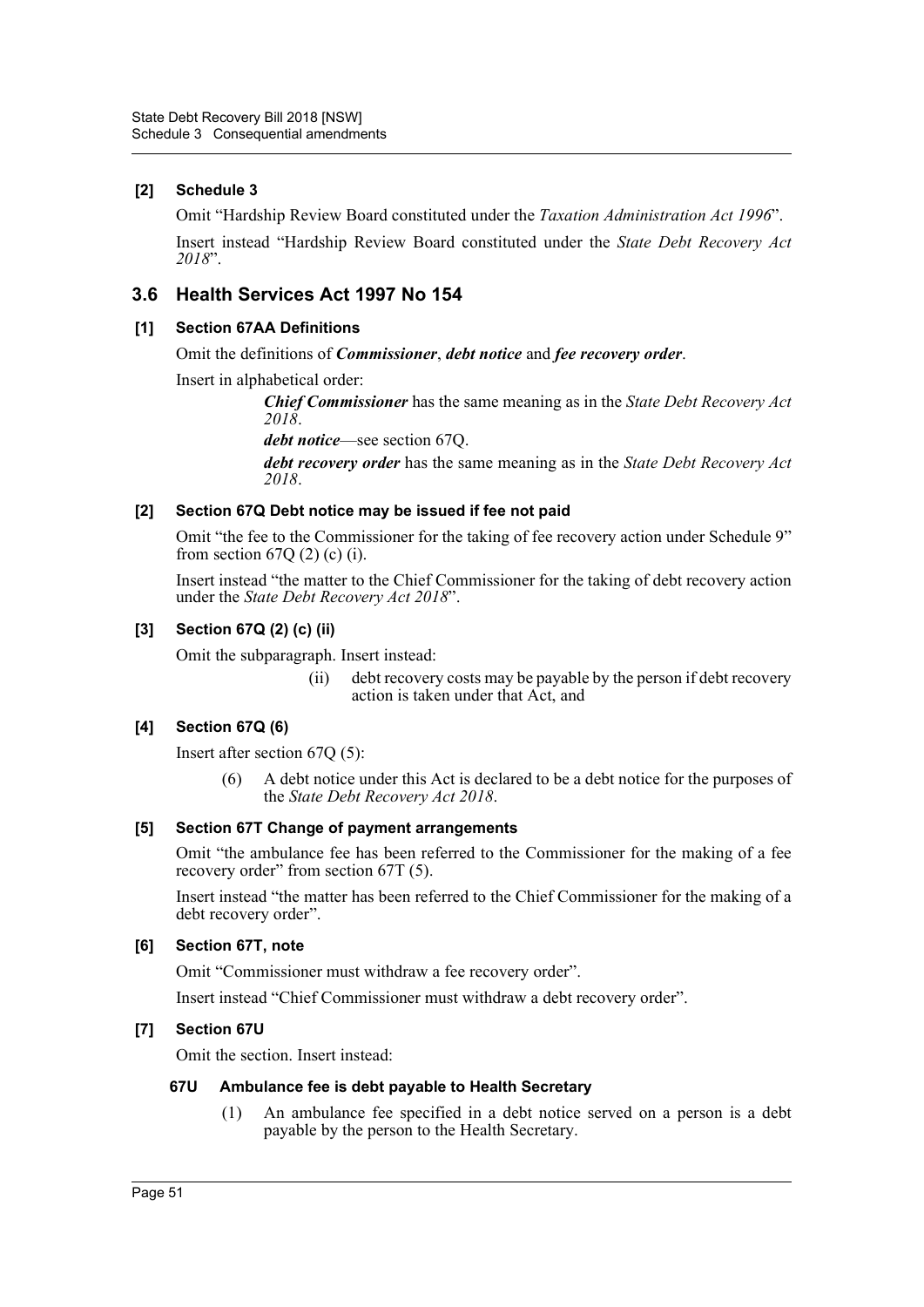### [2] Schedule 3

Omit "Hardship Review Board constituted under the *Taxation Administration Act 1996*".

Insert instead "Hardship Review Board constituted under the *State Debt Recovery Act 2018*".

## 3.6 Health Services Act 1997 No 154

### [1] Section 67AA Definitions

Omit the definitions of ***Commissioner***, ***debt notice*** and ***fee recovery order***.

Insert in alphabetical order:

> ***Chief Commissioner*** has the same meaning as in the *State Debt Recovery Act 2018*.
>
> ***debt notice***—see section 67Q.
>
> ***debt recovery order*** has the same meaning as in the *State Debt Recovery Act 2018*.

### [2] Section 67Q Debt notice may be issued if fee not paid

Omit "the fee to the Commissioner for the taking of fee recovery action under Schedule 9" from section 67Q (2) (c) (i).

Insert instead "the matter to the Chief Commissioner for the taking of debt recovery action under the *State Debt Recovery Act 2018*".

### [3] Section 67Q (2) (c) (ii)

Omit the subparagraph. Insert instead:

> (ii) debt recovery costs may be payable by the person if debt recovery action is taken under that Act, and

### [4] Section 67Q (6)

Insert after section 67Q (5):

> (6) A debt notice under this Act is declared to be a debt notice for the purposes of the *State Debt Recovery Act 2018*.

### [5] Section 67T Change of payment arrangements

Omit "the ambulance fee has been referred to the Commissioner for the making of a fee recovery order" from section 67T (5).

Insert instead "the matter has been referred to the Chief Commissioner for the making of a debt recovery order".

### [6] Section 67T, note

Omit "Commissioner must withdraw a fee recovery order".

Insert instead "Chief Commissioner must withdraw a debt recovery order".

### [7] Section 67U

Omit the section. Insert instead:

#### 67U Ambulance fee is debt payable to Health Secretary

> (1) An ambulance fee specified in a debt notice served on a person is a debt payable by the person to the Health Secretary.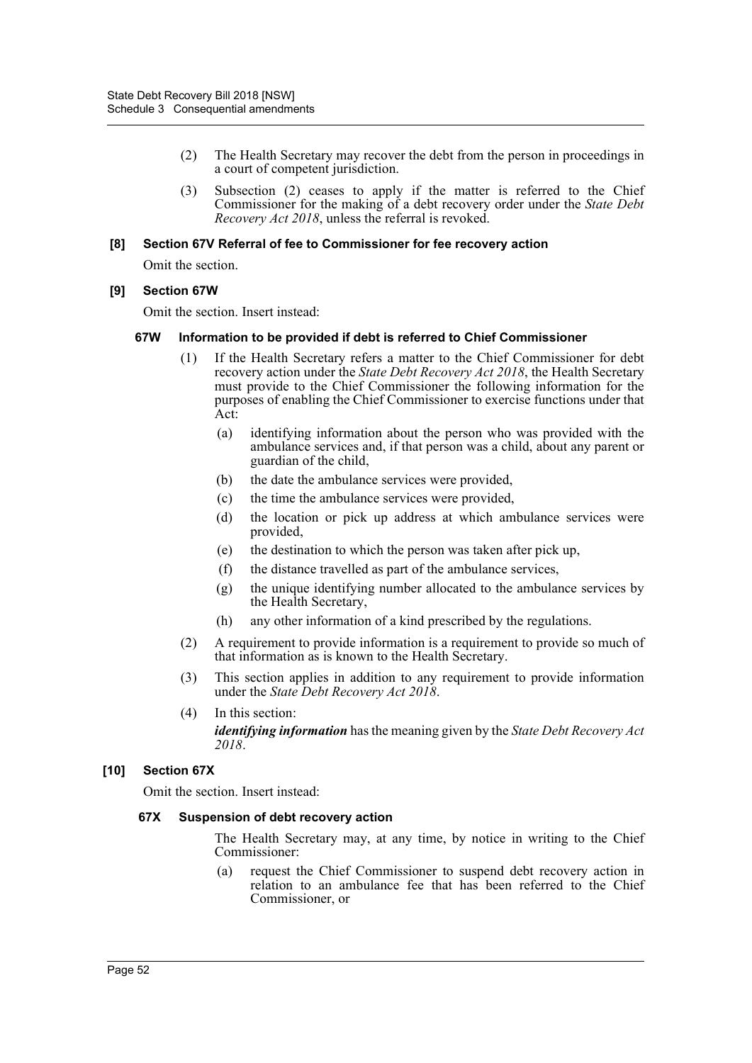(2) The Health Secretary may recover the debt from the person in proceedings in a court of competent jurisdiction.

(3) Subsection (2) ceases to apply if the matter is referred to the Chief Commissioner for the making of a debt recovery order under the *State Debt Recovery Act 2018*, unless the referral is revoked.

**[8] Section 67V Referral of fee to Commissioner for fee recovery action**

Omit the section.

**[9] Section 67W**

Omit the section. Insert instead:

**67W Information to be provided if debt is referred to Chief Commissioner**

(1) If the Health Secretary refers a matter to the Chief Commissioner for debt recovery action under the *State Debt Recovery Act 2018*, the Health Secretary must provide to the Chief Commissioner the following information for the purposes of enabling the Chief Commissioner to exercise functions under that Act:

(a) identifying information about the person who was provided with the ambulance services and, if that person was a child, about any parent or guardian of the child,

(b) the date the ambulance services were provided,

(c) the time the ambulance services were provided,

(d) the location or pick up address at which ambulance services were provided,

(e) the destination to which the person was taken after pick up,

(f) the distance travelled as part of the ambulance services,

(g) the unique identifying number allocated to the ambulance services by the Health Secretary,

(h) any other information of a kind prescribed by the regulations.

(2) A requirement to provide information is a requirement to provide so much of that information as is known to the Health Secretary.

(3) This section applies in addition to any requirement to provide information under the *State Debt Recovery Act 2018*.

(4) In this section:

***identifying information*** has the meaning given by the *State Debt Recovery Act 2018*.

**[10] Section 67X**

Omit the section. Insert instead:

**67X Suspension of debt recovery action**

The Health Secretary may, at any time, by notice in writing to the Chief Commissioner:

(a) request the Chief Commissioner to suspend debt recovery action in relation to an ambulance fee that has been referred to the Chief Commissioner, or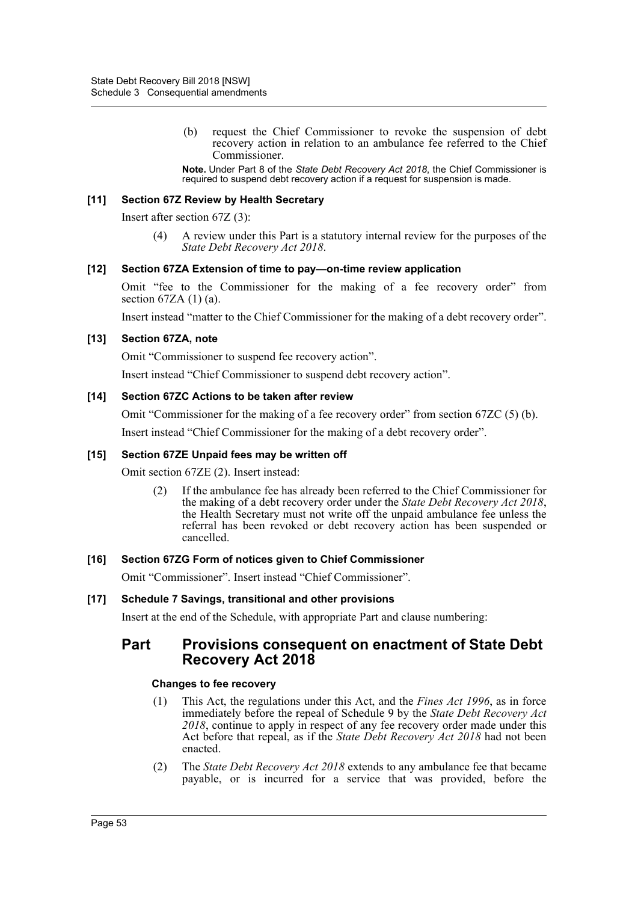(b) request the Chief Commissioner to revoke the suspension of debt recovery action in relation to an ambulance fee referred to the Chief Commissioner.

**Note.** Under Part 8 of the *State Debt Recovery Act 2018*, the Chief Commissioner is required to suspend debt recovery action if a request for suspension is made.

#### [11] Section 67Z Review by Health Secretary

Insert after section 67Z (3):

(4) A review under this Part is a statutory internal review for the purposes of the *State Debt Recovery Act 2018*.

#### [12] Section 67ZA Extension of time to pay—on-time review application

Omit "fee to the Commissioner for the making of a fee recovery order" from section 67ZA (1) (a).

Insert instead "matter to the Chief Commissioner for the making of a debt recovery order".

#### [13] Section 67ZA, note

Omit "Commissioner to suspend fee recovery action".

Insert instead "Chief Commissioner to suspend debt recovery action".

#### [14] Section 67ZC Actions to be taken after review

Omit "Commissioner for the making of a fee recovery order" from section 67ZC (5) (b).

Insert instead "Chief Commissioner for the making of a debt recovery order".

#### [15] Section 67ZE Unpaid fees may be written off

Omit section 67ZE (2). Insert instead:

(2) If the ambulance fee has already been referred to the Chief Commissioner for the making of a debt recovery order under the *State Debt Recovery Act 2018*, the Health Secretary must not write off the unpaid ambulance fee unless the referral has been revoked or debt recovery action has been suspended or cancelled.

#### [16] Section 67ZG Form of notices given to Chief Commissioner

Omit "Commissioner". Insert instead "Chief Commissioner".

#### [17] Schedule 7 Savings, transitional and other provisions

Insert at the end of the Schedule, with appropriate Part and clause numbering:

## Part Provisions consequent on enactment of State Debt Recovery Act 2018

#### Changes to fee recovery

(1) This Act, the regulations under this Act, and the *Fines Act 1996*, as in force immediately before the repeal of Schedule 9 by the *State Debt Recovery Act 2018*, continue to apply in respect of any fee recovery order made under this Act before that repeal, as if the *State Debt Recovery Act 2018* had not been enacted.

(2) The *State Debt Recovery Act 2018* extends to any ambulance fee that became payable, or is incurred for a service that was provided, before the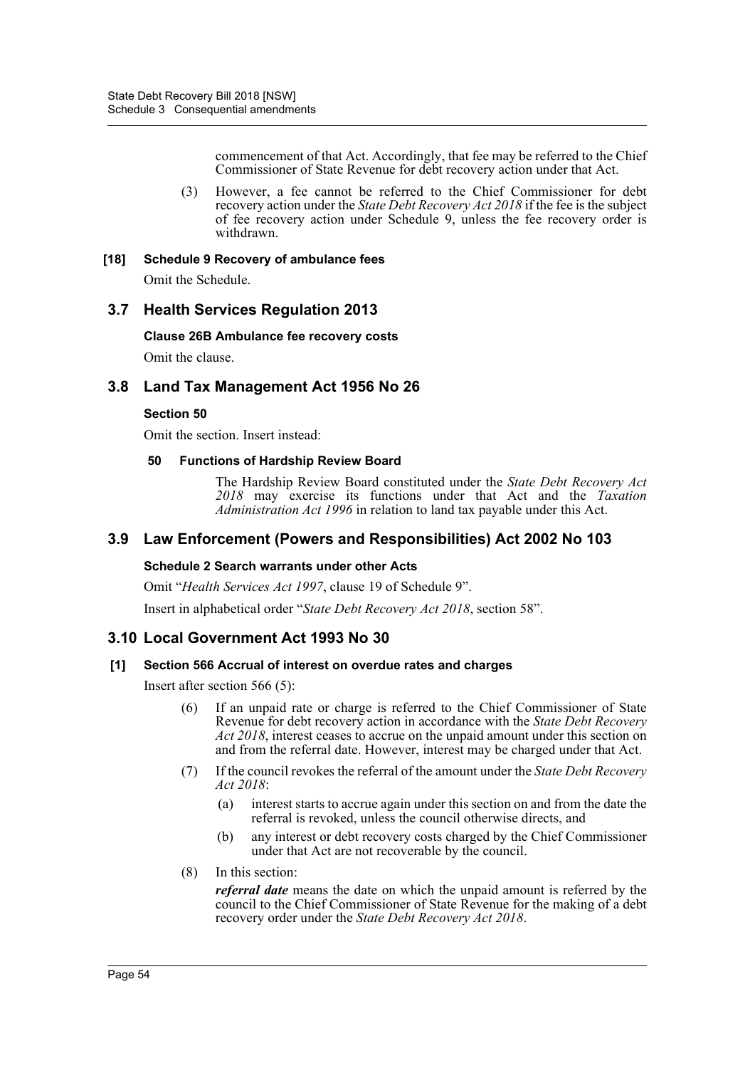commencement of that Act. Accordingly, that fee may be referred to the Chief Commissioner of State Revenue for debt recovery action under that Act.

(3) However, a fee cannot be referred to the Chief Commissioner for debt recovery action under the *State Debt Recovery Act 2018* if the fee is the subject of fee recovery action under Schedule 9, unless the fee recovery order is withdrawn.

**[18] Schedule 9 Recovery of ambulance fees**

Omit the Schedule.

## 3.7 Health Services Regulation 2013

**Clause 26B Ambulance fee recovery costs**

Omit the clause.

## 3.8 Land Tax Management Act 1956 No 26

**Section 50**

Omit the section. Insert instead:

**50 Functions of Hardship Review Board**

The Hardship Review Board constituted under the *State Debt Recovery Act 2018* may exercise its functions under that Act and the *Taxation Administration Act 1996* in relation to land tax payable under this Act.

## 3.9 Law Enforcement (Powers and Responsibilities) Act 2002 No 103

**Schedule 2 Search warrants under other Acts**

Omit "*Health Services Act 1997*, clause 19 of Schedule 9".

Insert in alphabetical order "*State Debt Recovery Act 2018*, section 58".

## 3.10 Local Government Act 1993 No 30

**[1] Section 566 Accrual of interest on overdue rates and charges**

Insert after section 566 (5):

(6) If an unpaid rate or charge is referred to the Chief Commissioner of State Revenue for debt recovery action in accordance with the *State Debt Recovery Act 2018*, interest ceases to accrue on the unpaid amount under this section on and from the referral date. However, interest may be charged under that Act.

(7) If the council revokes the referral of the amount under the *State Debt Recovery Act 2018*:

- (a) interest starts to accrue again under this section on and from the date the referral is revoked, unless the council otherwise directs, and
- (b) any interest or debt recovery costs charged by the Chief Commissioner under that Act are not recoverable by the council.

(8) In this section:

***referral date*** means the date on which the unpaid amount is referred by the council to the Chief Commissioner of State Revenue for the making of a debt recovery order under the *State Debt Recovery Act 2018*.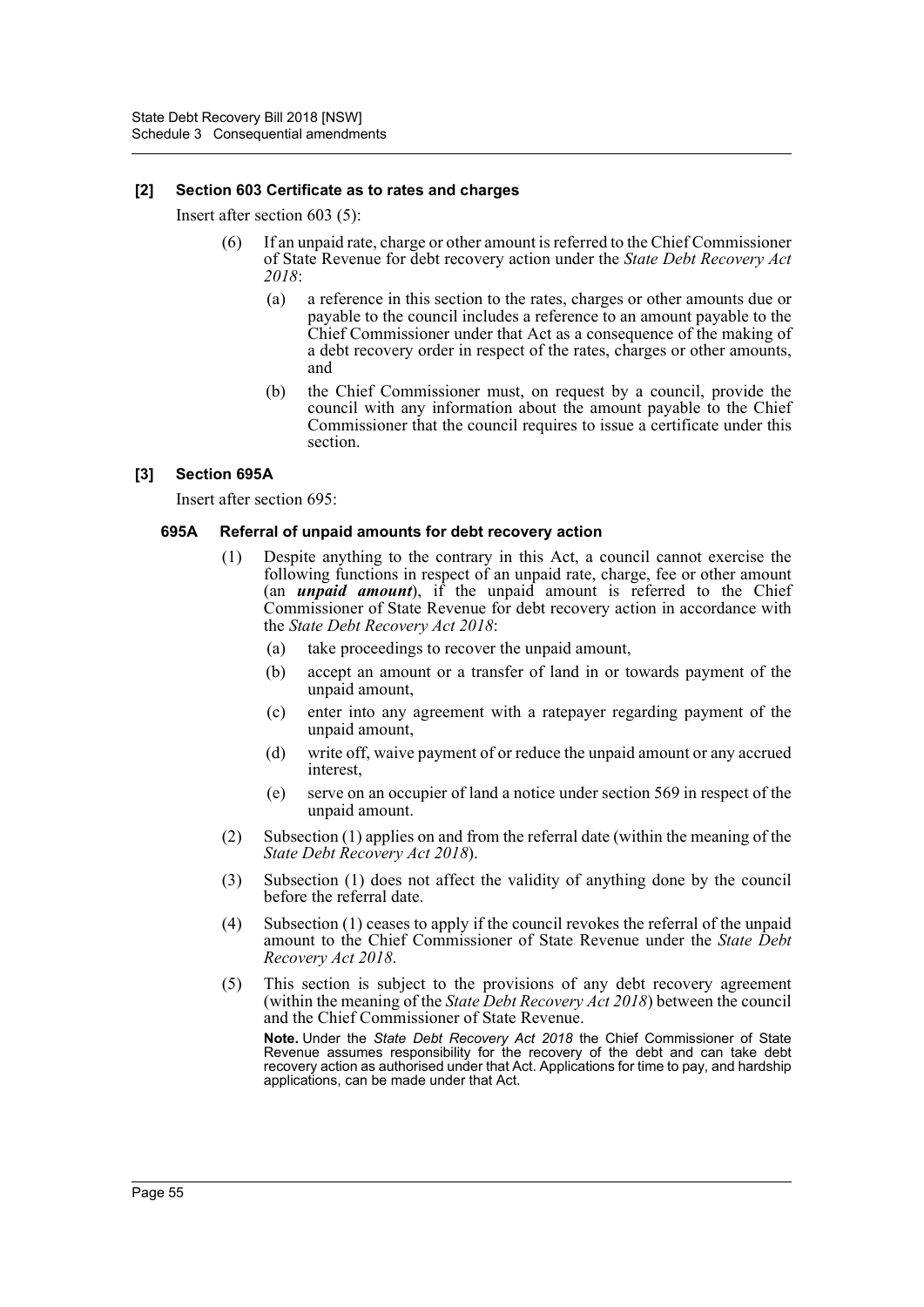### [2] Section 603 Certificate as to rates and charges

Insert after section 603 (5):

(6) If an unpaid rate, charge or other amount is referred to the Chief Commissioner of State Revenue for debt recovery action under the *State Debt Recovery Act 2018*:

(a) a reference in this section to the rates, charges or other amounts due or payable to the council includes a reference to an amount payable to the Chief Commissioner under that Act as a consequence of the making of a debt recovery order in respect of the rates, charges or other amounts, and

(b) the Chief Commissioner must, on request by a council, provide the council with any information about the amount payable to the Chief Commissioner that the council requires to issue a certificate under this section.

### [3] Section 695A

Insert after section 695:

#### 695A Referral of unpaid amounts for debt recovery action

(1) Despite anything to the contrary in this Act, a council cannot exercise the following functions in respect of an unpaid rate, charge, fee or other amount (an ***unpaid amount***), if the unpaid amount is referred to the Chief Commissioner of State Revenue for debt recovery action in accordance with the *State Debt Recovery Act 2018*:

(a) take proceedings to recover the unpaid amount,

(b) accept an amount or a transfer of land in or towards payment of the unpaid amount,

(c) enter into any agreement with a ratepayer regarding payment of the unpaid amount,

(d) write off, waive payment of or reduce the unpaid amount or any accrued interest,

(e) serve on an occupier of land a notice under section 569 in respect of the unpaid amount.

(2) Subsection (1) applies on and from the referral date (within the meaning of the *State Debt Recovery Act 2018*).

(3) Subsection (1) does not affect the validity of anything done by the council before the referral date.

(4) Subsection (1) ceases to apply if the council revokes the referral of the unpaid amount to the Chief Commissioner of State Revenue under the *State Debt Recovery Act 2018*.

(5) This section is subject to the provisions of any debt recovery agreement (within the meaning of the *State Debt Recovery Act 2018*) between the council and the Chief Commissioner of State Revenue.

**Note.** Under the *State Debt Recovery Act 2018* the Chief Commissioner of State Revenue assumes responsibility for the recovery of the debt and can take debt recovery action as authorised under that Act. Applications for time to pay, and hardship applications, can be made under that Act.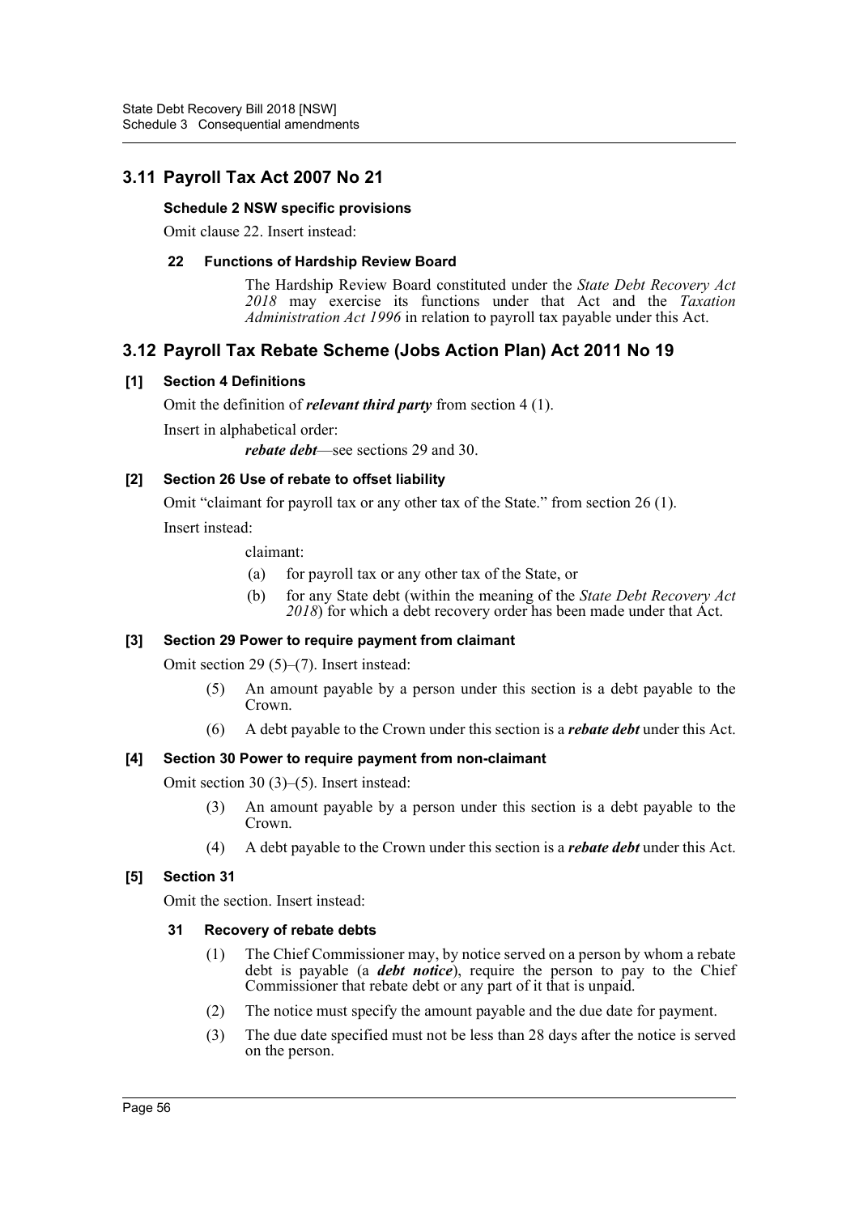## 3.11 Payroll Tax Act 2007 No 21

### Schedule 2 NSW specific provisions

Omit clause 22. Insert instead:

#### 22 Functions of Hardship Review Board

The Hardship Review Board constituted under the *State Debt Recovery Act 2018* may exercise its functions under that Act and the *Taxation Administration Act 1996* in relation to payroll tax payable under this Act.

## 3.12 Payroll Tax Rebate Scheme (Jobs Action Plan) Act 2011 No 19

### [1] Section 4 Definitions

Omit the definition of ***relevant third party*** from section 4 (1).

Insert in alphabetical order:

***rebate debt***—see sections 29 and 30.

### [2] Section 26 Use of rebate to offset liability

Omit "claimant for payroll tax or any other tax of the State." from section 26 (1).

Insert instead:

claimant:

(a) for payroll tax or any other tax of the State, or

(b) for any State debt (within the meaning of the *State Debt Recovery Act 2018*) for which a debt recovery order has been made under that Act.

### [3] Section 29 Power to require payment from claimant

Omit section 29 (5)–(7). Insert instead:

(5) An amount payable by a person under this section is a debt payable to the Crown.

(6) A debt payable to the Crown under this section is a ***rebate debt*** under this Act.

### [4] Section 30 Power to require payment from non-claimant

Omit section 30 (3)–(5). Insert instead:

(3) An amount payable by a person under this section is a debt payable to the Crown.

(4) A debt payable to the Crown under this section is a ***rebate debt*** under this Act.

### [5] Section 31

Omit the section. Insert instead:

#### 31 Recovery of rebate debts

(1) The Chief Commissioner may, by notice served on a person by whom a rebate debt is payable (a ***debt notice***), require the person to pay to the Chief Commissioner that rebate debt or any part of it that is unpaid.

(2) The notice must specify the amount payable and the due date for payment.

(3) The due date specified must not be less than 28 days after the notice is served on the person.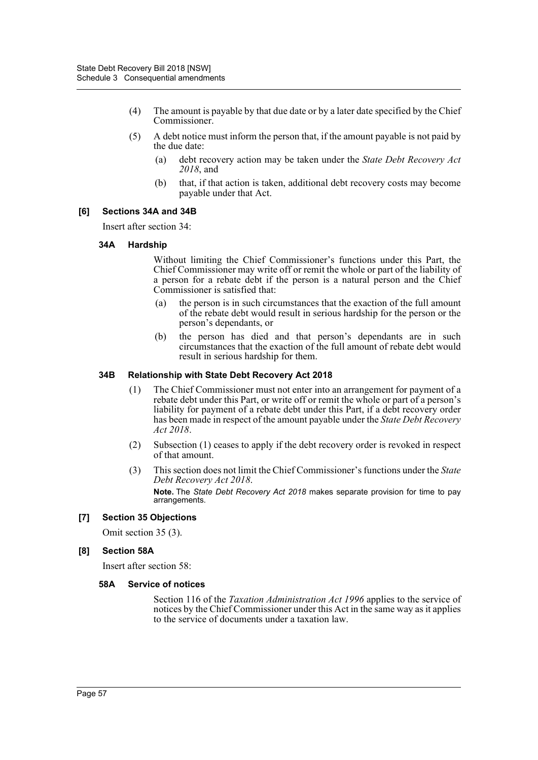(4) The amount is payable by that due date or by a later date specified by the Chief Commissioner.

(5) A debt notice must inform the person that, if the amount payable is not paid by the due date:

(a) debt recovery action may be taken under the *State Debt Recovery Act 2018*, and

(b) that, if that action is taken, additional debt recovery costs may become payable under that Act.

#### [6] Sections 34A and 34B

Insert after section 34:

##### 34A Hardship

Without limiting the Chief Commissioner's functions under this Part, the Chief Commissioner may write off or remit the whole or part of the liability of a person for a rebate debt if the person is a natural person and the Chief Commissioner is satisfied that:

(a) the person is in such circumstances that the exaction of the full amount of the rebate debt would result in serious hardship for the person or the person's dependants, or

(b) the person has died and that person's dependants are in such circumstances that the exaction of the full amount of rebate debt would result in serious hardship for them.

##### 34B Relationship with State Debt Recovery Act 2018

(1) The Chief Commissioner must not enter into an arrangement for payment of a rebate debt under this Part, or write off or remit the whole or part of a person's liability for payment of a rebate debt under this Part, if a debt recovery order has been made in respect of the amount payable under the *State Debt Recovery Act 2018*.

(2) Subsection (1) ceases to apply if the debt recovery order is revoked in respect of that amount.

(3) This section does not limit the Chief Commissioner's functions under the *State Debt Recovery Act 2018*.

**Note.** The *State Debt Recovery Act 2018* makes separate provision for time to pay arrangements.

#### [7] Section 35 Objections

Omit section 35 (3).

#### [8] Section 58A

Insert after section 58:

##### 58A Service of notices

Section 116 of the *Taxation Administration Act 1996* applies to the service of notices by the Chief Commissioner under this Act in the same way as it applies to the service of documents under a taxation law.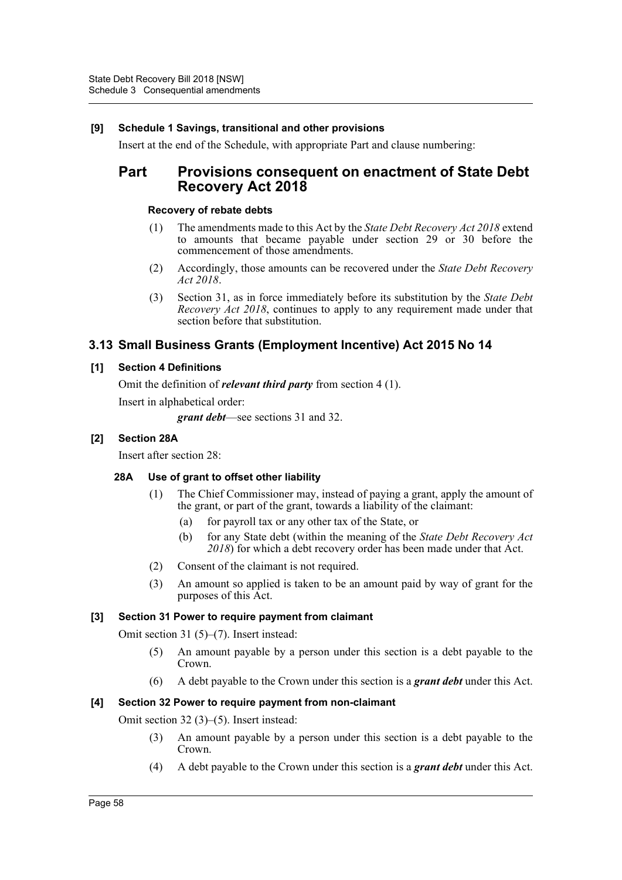**[9] Schedule 1 Savings, transitional and other provisions**

Insert at the end of the Schedule, with appropriate Part and clause numbering:

## Part Provisions consequent on enactment of State Debt Recovery Act 2018

**Recovery of rebate debts**

(1) The amendments made to this Act by the *State Debt Recovery Act 2018* extend to amounts that became payable under section 29 or 30 before the commencement of those amendments.

(2) Accordingly, those amounts can be recovered under the *State Debt Recovery Act 2018*.

(3) Section 31, as in force immediately before its substitution by the *State Debt Recovery Act 2018*, continues to apply to any requirement made under that section before that substitution.

## 3.13 Small Business Grants (Employment Incentive) Act 2015 No 14

**[1] Section 4 Definitions**

Omit the definition of ***relevant third party*** from section 4 (1).

Insert in alphabetical order:

***grant debt***—see sections 31 and 32.

**[2] Section 28A**

Insert after section 28:

**28A Use of grant to offset other liability**

(1) The Chief Commissioner may, instead of paying a grant, apply the amount of the grant, or part of the grant, towards a liability of the claimant:

(a) for payroll tax or any other tax of the State, or

(b) for any State debt (within the meaning of the *State Debt Recovery Act 2018*) for which a debt recovery order has been made under that Act.

(2) Consent of the claimant is not required.

(3) An amount so applied is taken to be an amount paid by way of grant for the purposes of this Act.

**[3] Section 31 Power to require payment from claimant**

Omit section 31 (5)–(7). Insert instead:

(5) An amount payable by a person under this section is a debt payable to the Crown.

(6) A debt payable to the Crown under this section is a ***grant debt*** under this Act.

**[4] Section 32 Power to require payment from non-claimant**

Omit section 32 (3)–(5). Insert instead:

(3) An amount payable by a person under this section is a debt payable to the Crown.

(4) A debt payable to the Crown under this section is a ***grant debt*** under this Act.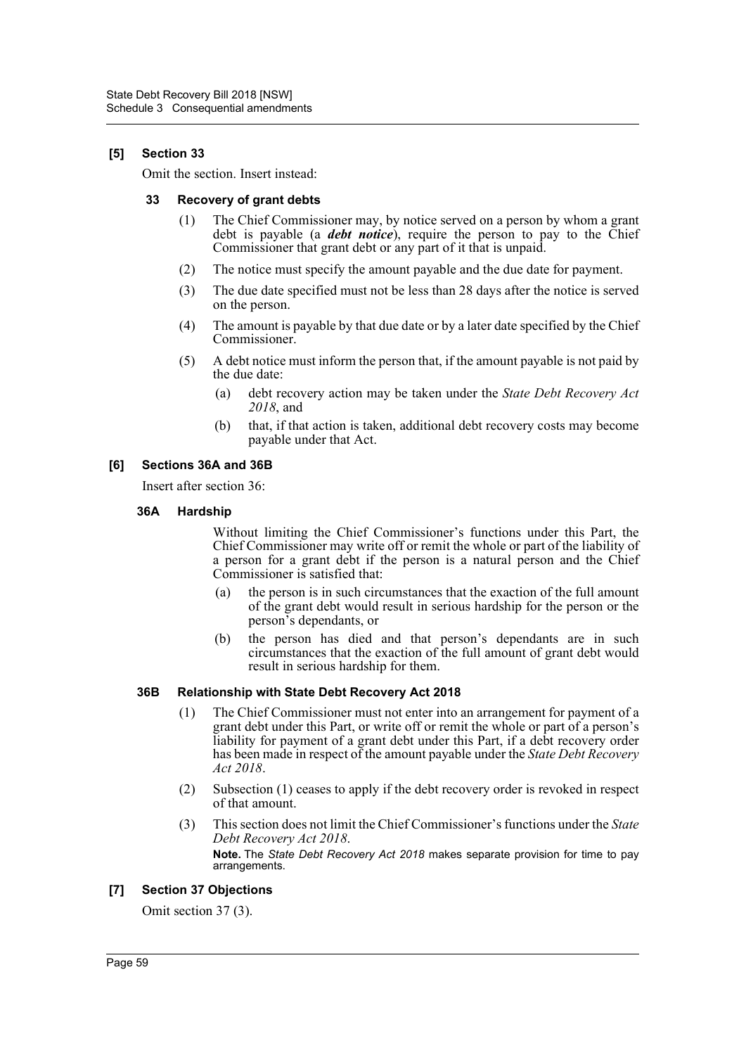### [5] Section 33

Omit the section. Insert instead:

#### 33 Recovery of grant debts

(1) The Chief Commissioner may, by notice served on a person by whom a grant debt is payable (a ***debt notice***), require the person to pay to the Chief Commissioner that grant debt or any part of it that is unpaid.

(2) The notice must specify the amount payable and the due date for payment.

(3) The due date specified must not be less than 28 days after the notice is served on the person.

(4) The amount is payable by that due date or by a later date specified by the Chief Commissioner.

(5) A debt notice must inform the person that, if the amount payable is not paid by the due date:

(a) debt recovery action may be taken under the *State Debt Recovery Act 2018*, and

(b) that, if that action is taken, additional debt recovery costs may become payable under that Act.

### [6] Sections 36A and 36B

Insert after section 36:

#### 36A Hardship

Without limiting the Chief Commissioner's functions under this Part, the Chief Commissioner may write off or remit the whole or part of the liability of a person for a grant debt if the person is a natural person and the Chief Commissioner is satisfied that:

(a) the person is in such circumstances that the exaction of the full amount of the grant debt would result in serious hardship for the person or the person's dependants, or

(b) the person has died and that person's dependants are in such circumstances that the exaction of the full amount of grant debt would result in serious hardship for them.

#### 36B Relationship with State Debt Recovery Act 2018

(1) The Chief Commissioner must not enter into an arrangement for payment of a grant debt under this Part, or write off or remit the whole or part of a person's liability for payment of a grant debt under this Part, if a debt recovery order has been made in respect of the amount payable under the *State Debt Recovery Act 2018*.

(2) Subsection (1) ceases to apply if the debt recovery order is revoked in respect of that amount.

(3) This section does not limit the Chief Commissioner's functions under the *State Debt Recovery Act 2018*.

**Note.** The *State Debt Recovery Act 2018* makes separate provision for time to pay arrangements.

### [7] Section 37 Objections

Omit section 37 (3).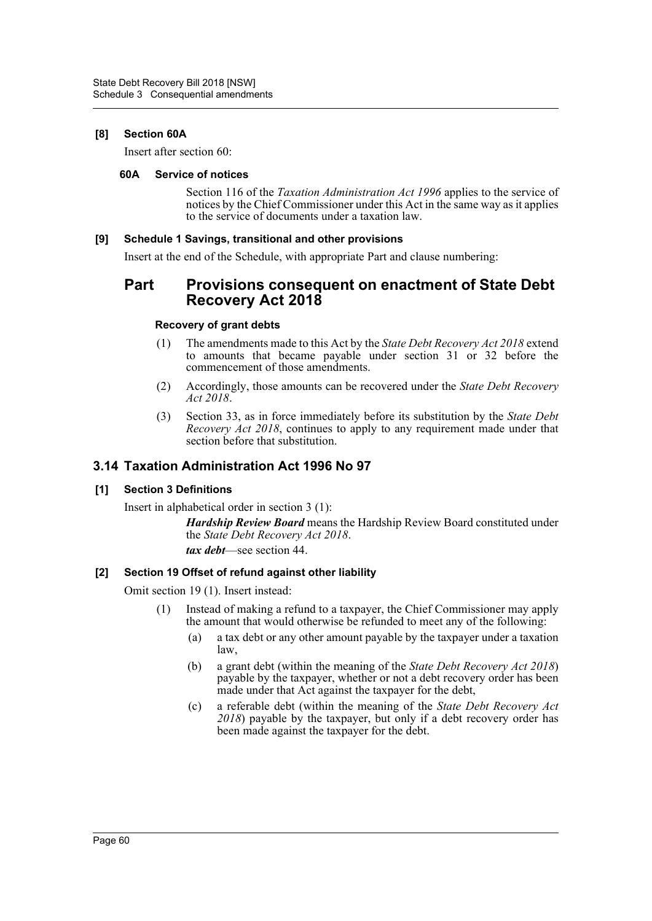### [8] Section 60A

Insert after section 60:

#### 60A Service of notices

Section 116 of the *Taxation Administration Act 1996* applies to the service of notices by the Chief Commissioner under this Act in the same way as it applies to the service of documents under a taxation law.

### [9] Schedule 1 Savings, transitional and other provisions

Insert at the end of the Schedule, with appropriate Part and clause numbering:

## Part Provisions consequent on enactment of State Debt Recovery Act 2018

#### Recovery of grant debts

(1) The amendments made to this Act by the *State Debt Recovery Act 2018* extend to amounts that became payable under section 31 or 32 before the commencement of those amendments.

(2) Accordingly, those amounts can be recovered under the *State Debt Recovery Act 2018*.

(3) Section 33, as in force immediately before its substitution by the *State Debt Recovery Act 2018*, continues to apply to any requirement made under that section before that substitution.

## 3.14 Taxation Administration Act 1996 No 97

### [1] Section 3 Definitions

Insert in alphabetical order in section 3 (1):

***Hardship Review Board*** means the Hardship Review Board constituted under the *State Debt Recovery Act 2018*.

***tax debt***—see section 44.

### [2] Section 19 Offset of refund against other liability

Omit section 19 (1). Insert instead:

(1) Instead of making a refund to a taxpayer, the Chief Commissioner may apply the amount that would otherwise be refunded to meet any of the following:

(a) a tax debt or any other amount payable by the taxpayer under a taxation law,

(b) a grant debt (within the meaning of the *State Debt Recovery Act 2018*) payable by the taxpayer, whether or not a debt recovery order has been made under that Act against the taxpayer for the debt,

(c) a referable debt (within the meaning of the *State Debt Recovery Act 2018*) payable by the taxpayer, but only if a debt recovery order has been made against the taxpayer for the debt.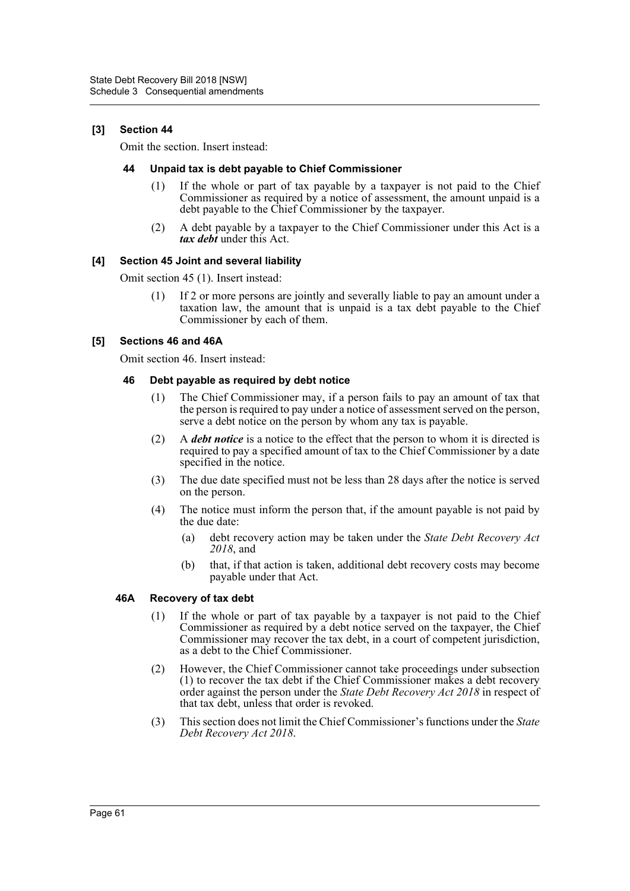### [3] Section 44

Omit the section. Insert instead:

#### 44 Unpaid tax is debt payable to Chief Commissioner

(1) If the whole or part of tax payable by a taxpayer is not paid to the Chief Commissioner as required by a notice of assessment, the amount unpaid is a debt payable to the Chief Commissioner by the taxpayer.

(2) A debt payable by a taxpayer to the Chief Commissioner under this Act is a ***tax debt*** under this Act.

### [4] Section 45 Joint and several liability

Omit section 45 (1). Insert instead:

(1) If 2 or more persons are jointly and severally liable to pay an amount under a taxation law, the amount that is unpaid is a tax debt payable to the Chief Commissioner by each of them.

### [5] Sections 46 and 46A

Omit section 46. Insert instead:

#### 46 Debt payable as required by debt notice

(1) The Chief Commissioner may, if a person fails to pay an amount of tax that the person is required to pay under a notice of assessment served on the person, serve a debt notice on the person by whom any tax is payable.

(2) A ***debt notice*** is a notice to the effect that the person to whom it is directed is required to pay a specified amount of tax to the Chief Commissioner by a date specified in the notice.

(3) The due date specified must not be less than 28 days after the notice is served on the person.

(4) The notice must inform the person that, if the amount payable is not paid by the due date:

(a) debt recovery action may be taken under the *State Debt Recovery Act 2018*, and

(b) that, if that action is taken, additional debt recovery costs may become payable under that Act.

#### 46A Recovery of tax debt

(1) If the whole or part of tax payable by a taxpayer is not paid to the Chief Commissioner as required by a debt notice served on the taxpayer, the Chief Commissioner may recover the tax debt, in a court of competent jurisdiction, as a debt to the Chief Commissioner.

(2) However, the Chief Commissioner cannot take proceedings under subsection (1) to recover the tax debt if the Chief Commissioner makes a debt recovery order against the person under the *State Debt Recovery Act 2018* in respect of that tax debt, unless that order is revoked.

(3) This section does not limit the Chief Commissioner's functions under the *State Debt Recovery Act 2018*.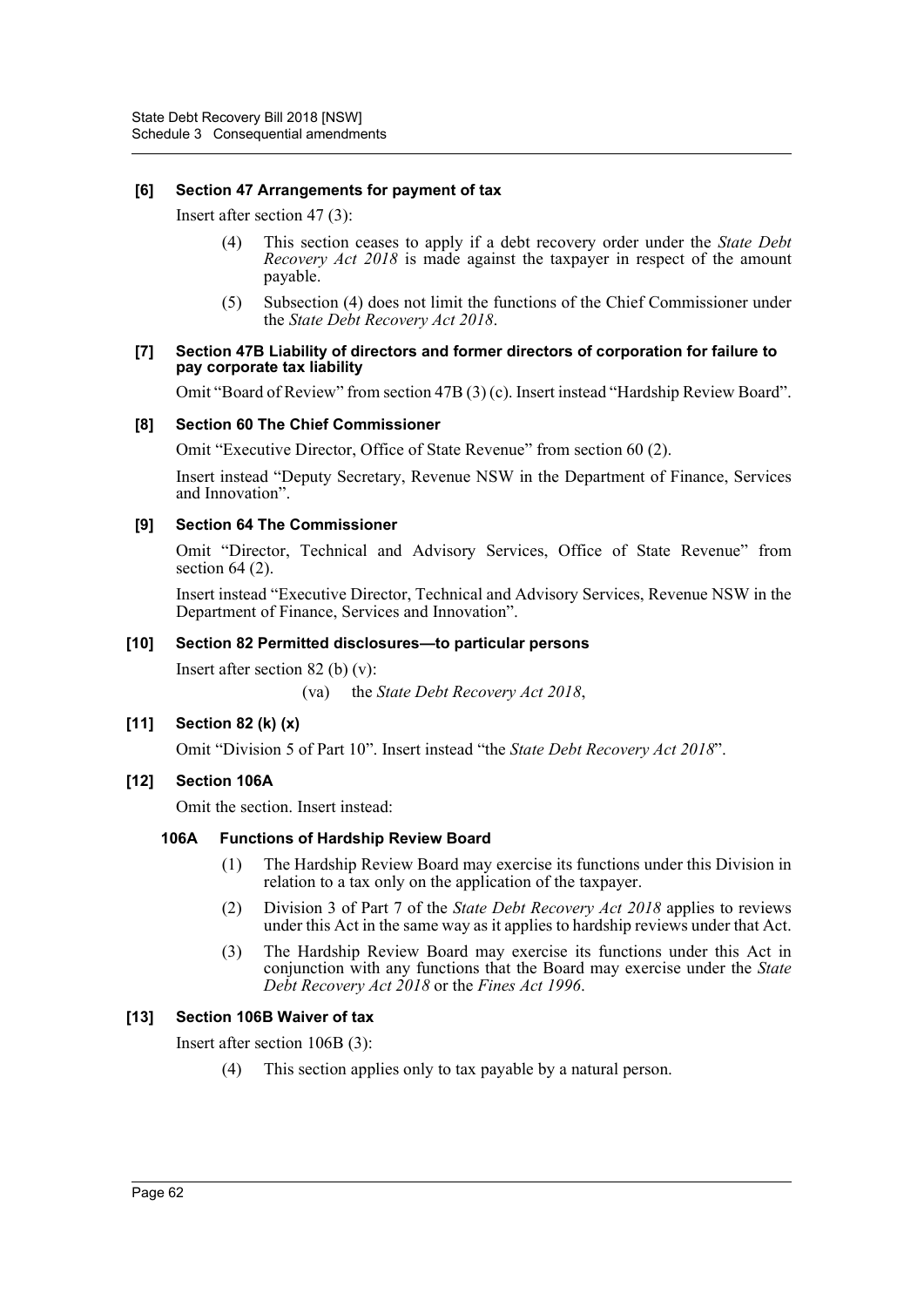**[6] Section 47 Arrangements for payment of tax**

Insert after section 47 (3):

(4) This section ceases to apply if a debt recovery order under the *State Debt Recovery Act 2018* is made against the taxpayer in respect of the amount payable.

(5) Subsection (4) does not limit the functions of the Chief Commissioner under the *State Debt Recovery Act 2018*.

**[7] Section 47B Liability of directors and former directors of corporation for failure to pay corporate tax liability**

Omit "Board of Review" from section 47B (3) (c). Insert instead "Hardship Review Board".

**[8] Section 60 The Chief Commissioner**

Omit "Executive Director, Office of State Revenue" from section 60 (2).

Insert instead "Deputy Secretary, Revenue NSW in the Department of Finance, Services and Innovation".

**[9] Section 64 The Commissioner**

Omit "Director, Technical and Advisory Services, Office of State Revenue" from section 64 (2).

Insert instead "Executive Director, Technical and Advisory Services, Revenue NSW in the Department of Finance, Services and Innovation".

**[10] Section 82 Permitted disclosures—to particular persons**

Insert after section 82 (b) (v):

(va) the *State Debt Recovery Act 2018*,

**[11] Section 82 (k) (x)**

Omit "Division 5 of Part 10". Insert instead "the *State Debt Recovery Act 2018*".

**[12] Section 106A**

Omit the section. Insert instead:

**106A Functions of Hardship Review Board**

(1) The Hardship Review Board may exercise its functions under this Division in relation to a tax only on the application of the taxpayer.

(2) Division 3 of Part 7 of the *State Debt Recovery Act 2018* applies to reviews under this Act in the same way as it applies to hardship reviews under that Act.

(3) The Hardship Review Board may exercise its functions under this Act in conjunction with any functions that the Board may exercise under the *State Debt Recovery Act 2018* or the *Fines Act 1996*.

**[13] Section 106B Waiver of tax**

Insert after section 106B (3):

(4) This section applies only to tax payable by a natural person.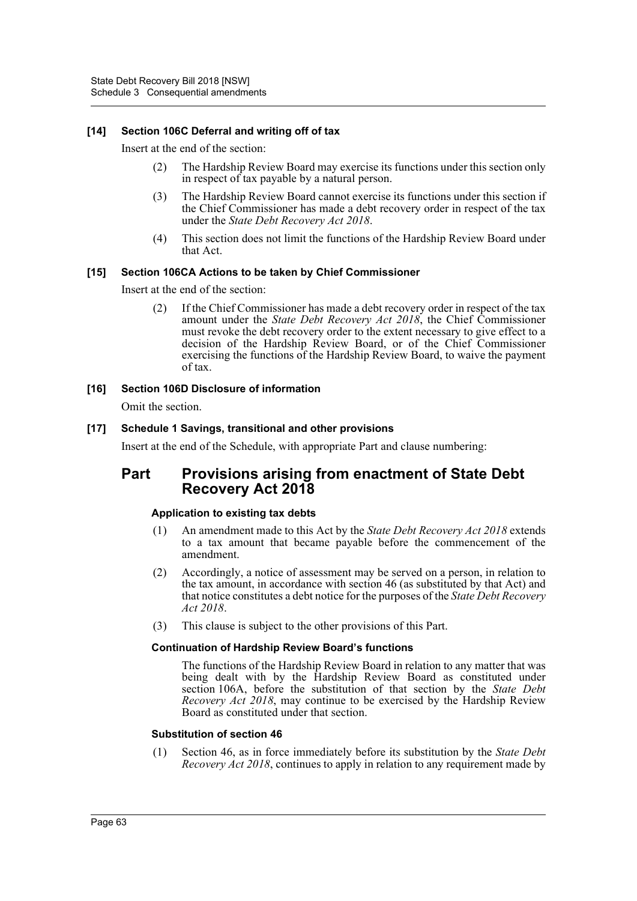### [14] Section 106C Deferral and writing off of tax

Insert at the end of the section:

(2) The Hardship Review Board may exercise its functions under this section only in respect of tax payable by a natural person.

(3) The Hardship Review Board cannot exercise its functions under this section if the Chief Commissioner has made a debt recovery order in respect of the tax under the *State Debt Recovery Act 2018*.

(4) This section does not limit the functions of the Hardship Review Board under that Act.

### [15] Section 106CA Actions to be taken by Chief Commissioner

Insert at the end of the section:

(2) If the Chief Commissioner has made a debt recovery order in respect of the tax amount under the *State Debt Recovery Act 2018*, the Chief Commissioner must revoke the debt recovery order to the extent necessary to give effect to a decision of the Hardship Review Board, or of the Chief Commissioner exercising the functions of the Hardship Review Board, to waive the payment of tax.

### [16] Section 106D Disclosure of information

Omit the section.

### [17] Schedule 1 Savings, transitional and other provisions

Insert at the end of the Schedule, with appropriate Part and clause numbering:

## Part Provisions arising from enactment of State Debt Recovery Act 2018

#### Application to existing tax debts

(1) An amendment made to this Act by the *State Debt Recovery Act 2018* extends to a tax amount that became payable before the commencement of the amendment.

(2) Accordingly, a notice of assessment may be served on a person, in relation to the tax amount, in accordance with section 46 (as substituted by that Act) and that notice constitutes a debt notice for the purposes of the *State Debt Recovery Act 2018*.

(3) This clause is subject to the other provisions of this Part.

#### Continuation of Hardship Review Board's functions

The functions of the Hardship Review Board in relation to any matter that was being dealt with by the Hardship Review Board as constituted under section 106A, before the substitution of that section by the *State Debt Recovery Act 2018*, may continue to be exercised by the Hardship Review Board as constituted under that section.

#### Substitution of section 46

(1) Section 46, as in force immediately before its substitution by the *State Debt Recovery Act 2018*, continues to apply in relation to any requirement made by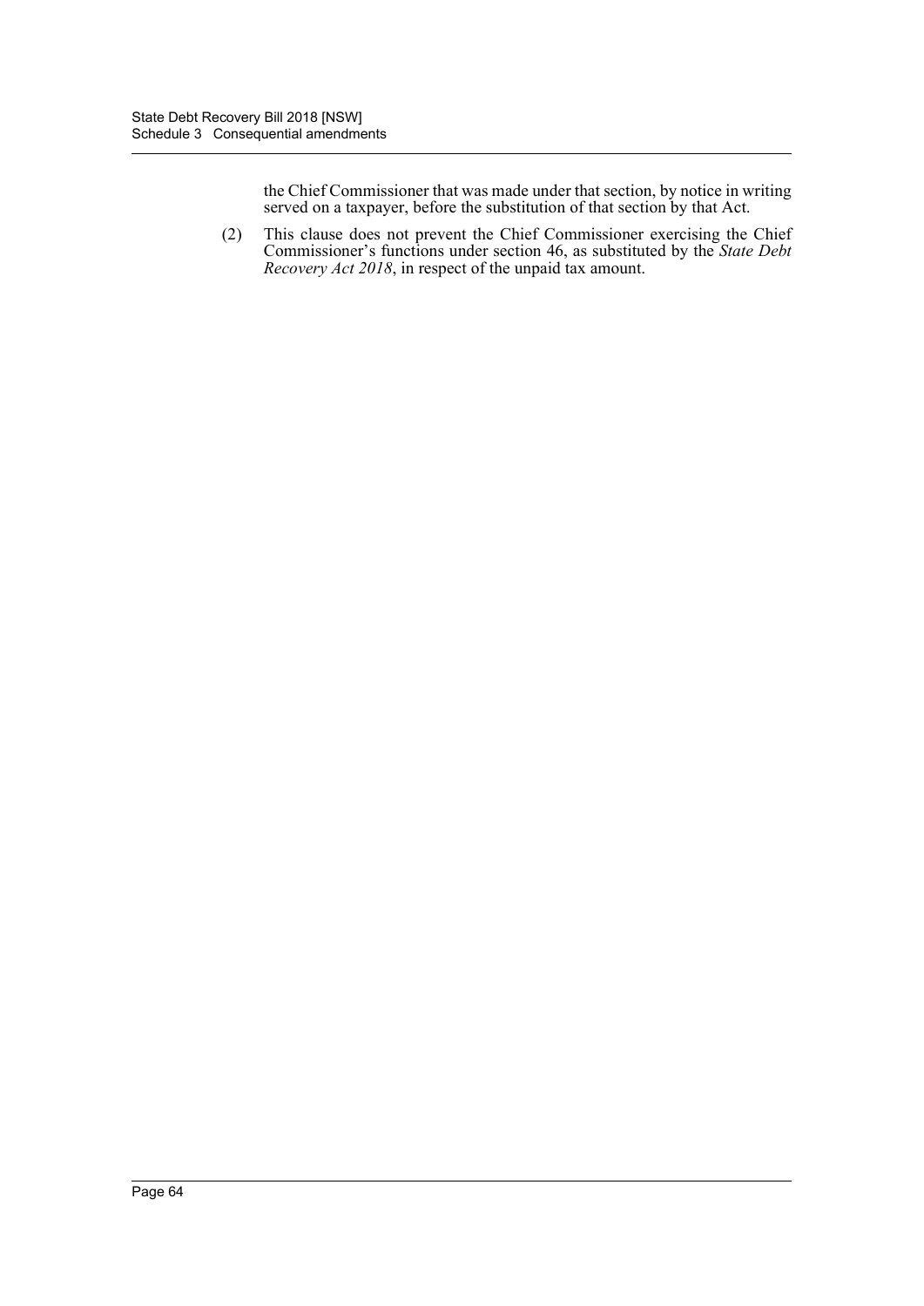the Chief Commissioner that was made under that section, by notice in writing served on a taxpayer, before the substitution of that section by that Act.

(2) This clause does not prevent the Chief Commissioner exercising the Chief Commissioner's functions under section 46, as substituted by the *State Debt Recovery Act 2018*, in respect of the unpaid tax amount.